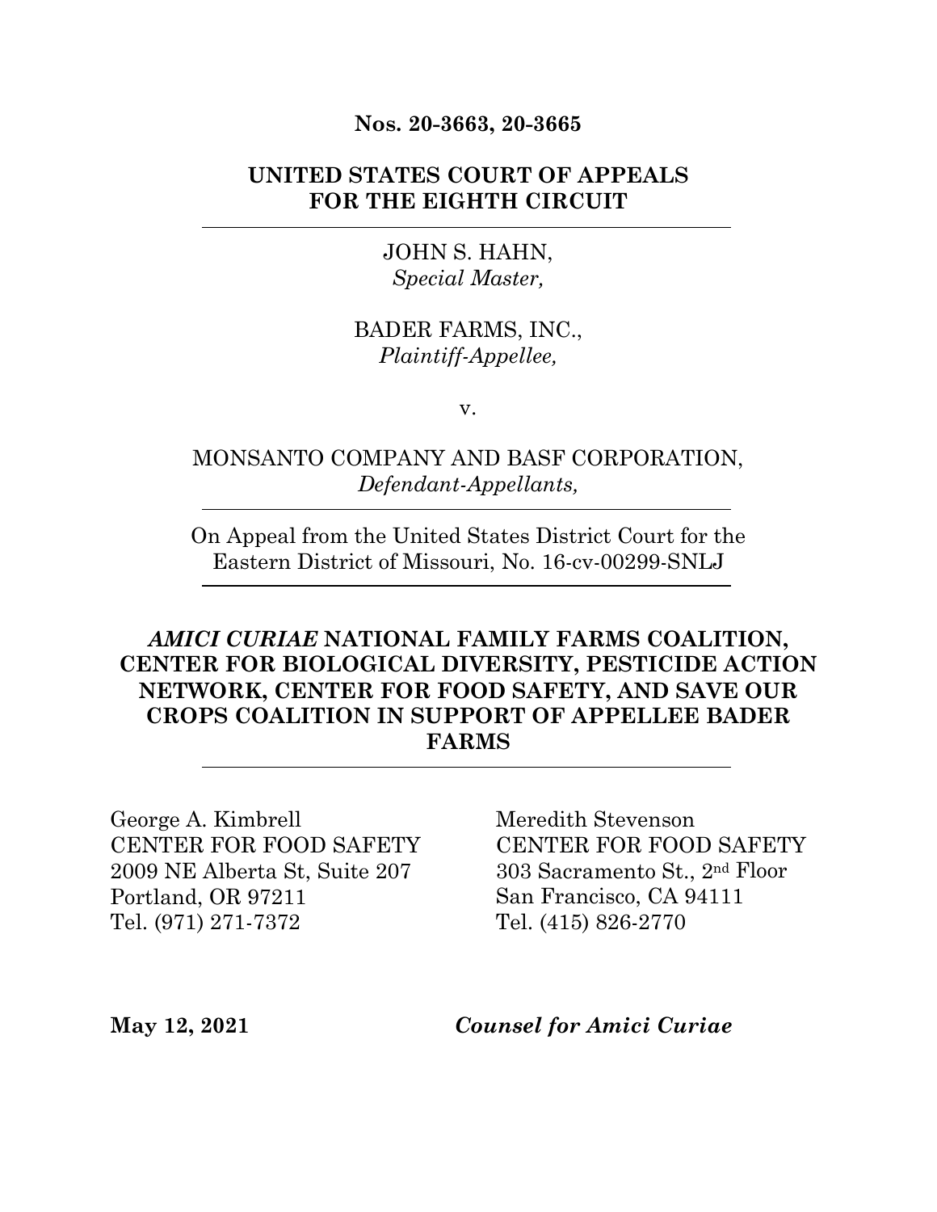**Nos. 20-3663, 20-3665**

**UNITED STATES COURT OF APPEALS**
**FOR THE EIGHTH CIRCUIT**

---

JOHN S. HAHN,
*Special Master,*

BADER FARMS, INC.,
*Plaintiff-Appellee,*

v.

MONSANTO COMPANY AND BASF CORPORATION,
*Defendant-Appellants,*

---

On Appeal from the United States District Court for the Eastern District of Missouri, No. 16-cv-00299-SNLJ

---

***AMICI CURIAE* NATIONAL FAMILY FARMS COALITION, CENTER FOR BIOLOGICAL DIVERSITY, PESTICIDE ACTION NETWORK, CENTER FOR FOOD SAFETY, AND SAVE OUR CROPS COALITION IN SUPPORT OF APPELLEE BADER FARMS**

---

George A. Kimbrell
CENTER FOR FOOD SAFETY
2009 NE Alberta St, Suite 207
Portland, OR 97211
Tel. (971) 271-7372

Meredith Stevenson
CENTER FOR FOOD SAFETY
303 Sacramento St., 2nd Floor
San Francisco, CA 94111
Tel. (415) 826-2770

**May 12, 2021** ***Counsel for Amici Curiae***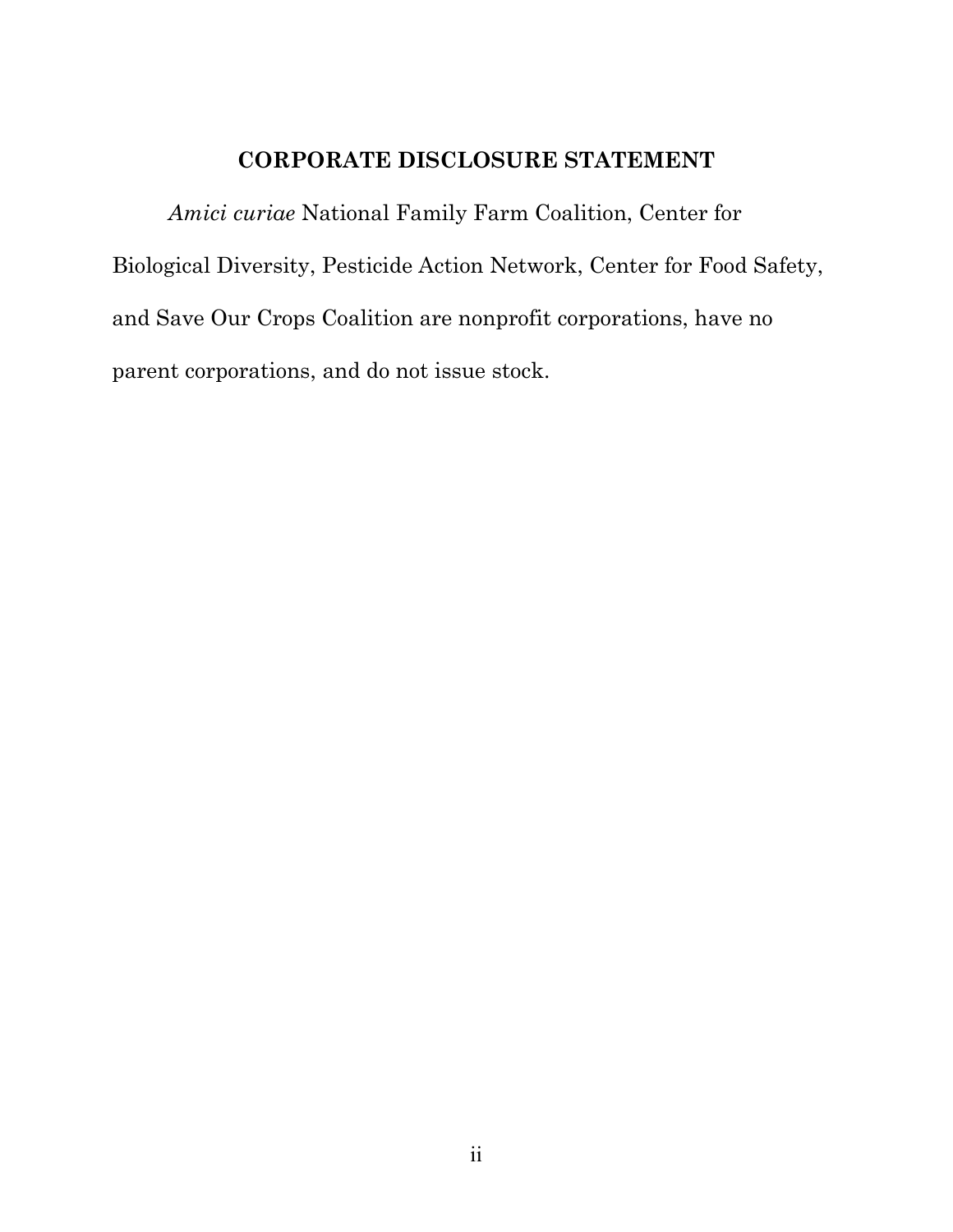## CORPORATE DISCLOSURE STATEMENT

*Amici curiae* National Family Farm Coalition, Center for Biological Diversity, Pesticide Action Network, Center for Food Safety, and Save Our Crops Coalition are nonprofit corporations, have no parent corporations, and do not issue stock.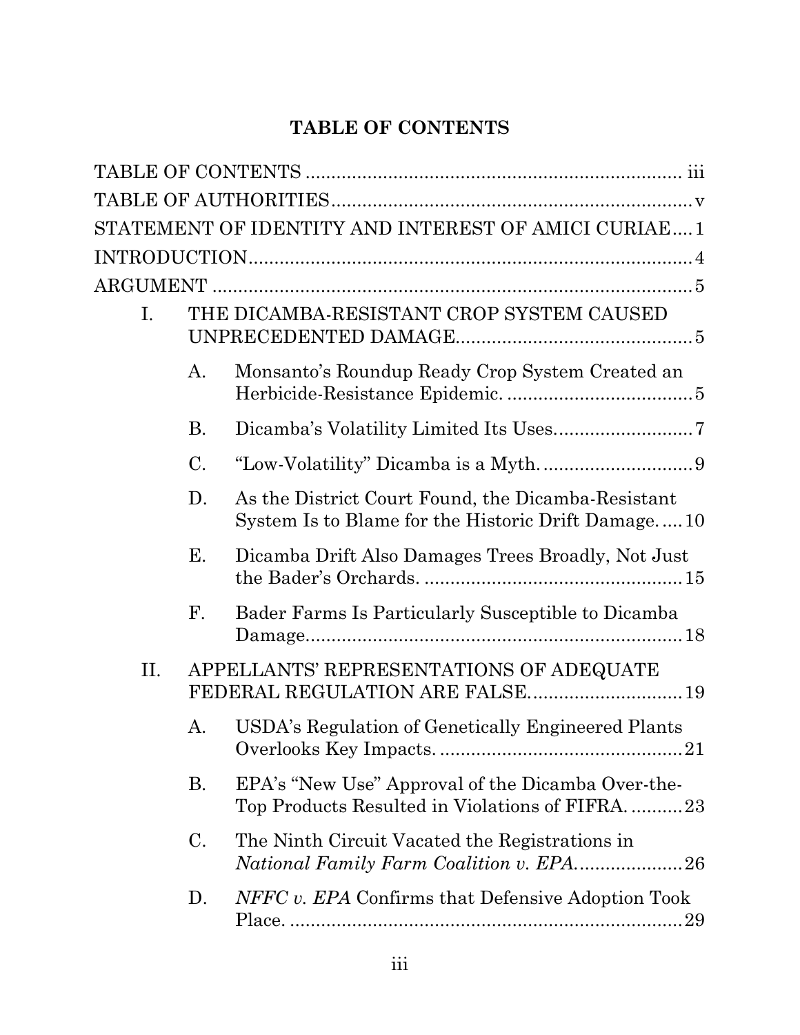## TABLE OF CONTENTS

TABLE OF CONTENTS ........................................................................ iii

TABLE OF AUTHORITIES ..................................................................... v

STATEMENT OF IDENTITY AND INTEREST OF AMICI CURIAE .... 1

INTRODUCTION ..................................................................................... 4

ARGUMENT ............................................................................................ 5

- I. THE DICAMBA-RESISTANT CROP SYSTEM CAUSED UNPRECEDENTED DAMAGE ............................................. 5
  - A. Monsanto's Roundup Ready Crop System Created an Herbicide-Resistance Epidemic. .................................... 5
  - B. Dicamba's Volatility Limited Its Uses ........................... 7
  - C. "Low-Volatility" Dicamba is a Myth. ............................. 9
  - D. As the District Court Found, the Dicamba-Resistant System Is to Blame for the Historic Drift Damage. .... 10
  - E. Dicamba Drift Also Damages Trees Broadly, Not Just the Bader's Orchards. .................................................. 15
  - F. Bader Farms Is Particularly Susceptible to Dicamba Damage ........................................................................ 18
- II. APPELLANTS' REPRESENTATIONS OF ADEQUATE FEDERAL REGULATION ARE FALSE ............................. 19
  - A. USDA's Regulation of Genetically Engineered Plants Overlooks Key Impacts. ............................................... 21
  - B. EPA's "New Use" Approval of the Dicamba Over-the-Top Products Resulted in Violations of FIFRA. .......... 23
  - C. The Ninth Circuit Vacated the Registrations in *National Family Farm Coalition v. EPA* .................... 26
  - D. *NFFC v. EPA* Confirms that Defensive Adoption Took Place. ........................................................................... 29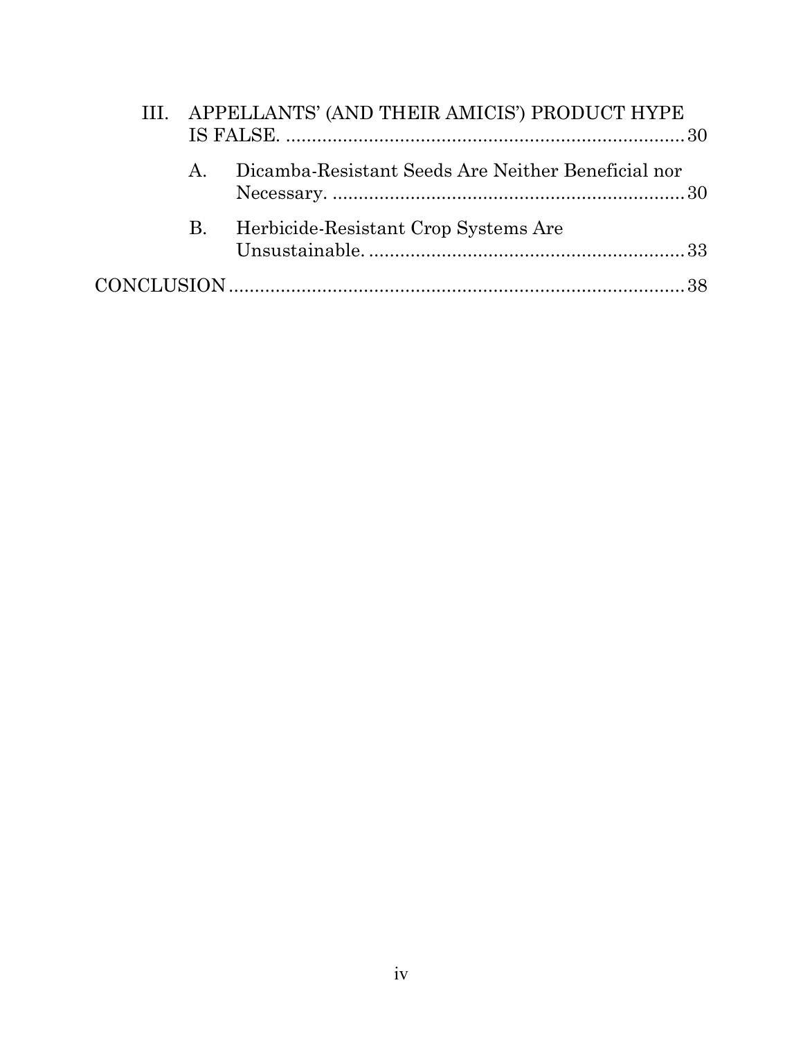III. APPELLANTS' (AND THEIR AMICIS') PRODUCT HYPE IS FALSE. ........................................................................... 30

   A. Dicamba-Resistant Seeds Are Neither Beneficial nor Necessary. ........................................................................... 30

   B. Herbicide-Resistant Crop Systems Are Unsustainable. ........................................................................... 33

CONCLUSION ........................................................................... 38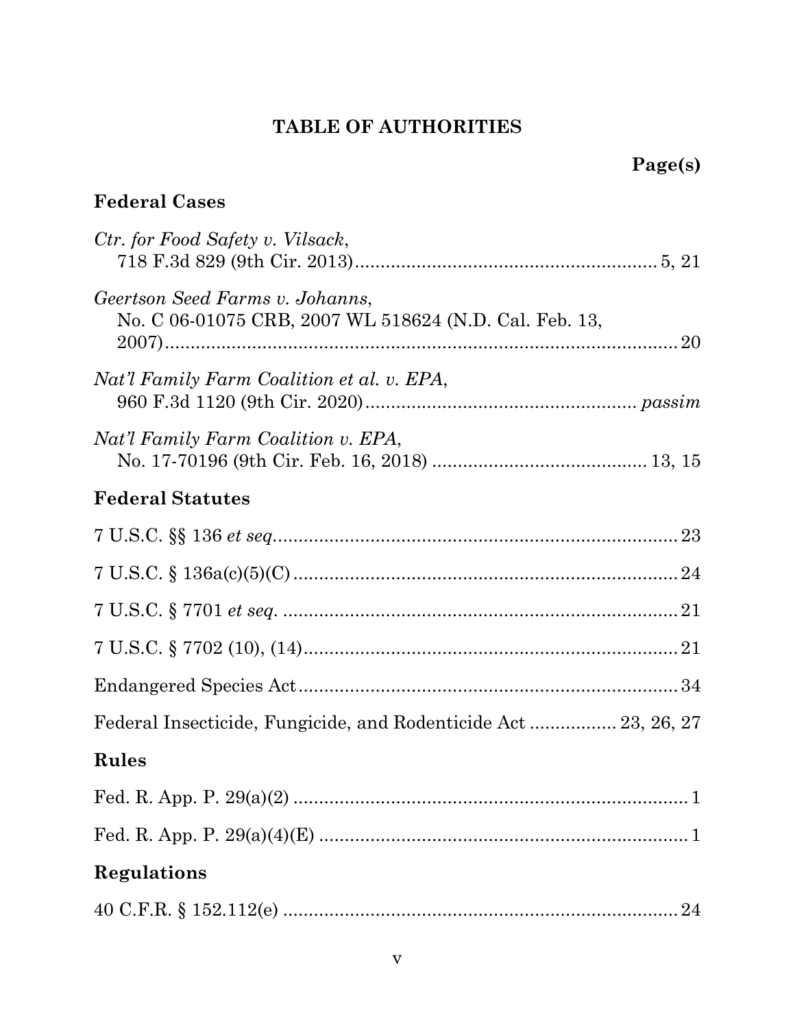# TABLE OF AUTHORITIES

**Page(s)**

## Federal Cases

*Ctr. for Food Safety v. Vilsack*,
718 F.3d 829 (9th Cir. 2013) .......... 5, 21

*Geertson Seed Farms v. Johanns*,
No. C 06-01075 CRB, 2007 WL 518624 (N.D. Cal. Feb. 13, 2007) .......... 20

*Nat'l Family Farm Coalition et al. v. EPA*,
960 F.3d 1120 (9th Cir. 2020) .......... *passim*

*Nat'l Family Farm Coalition v. EPA*,
No. 17-70196 (9th Cir. Feb. 16, 2018) .......... 13, 15

## Federal Statutes

7 U.S.C. §§ 136 *et seq*. .......... 23

7 U.S.C. § 136a(c)(5)(C) .......... 24

7 U.S.C. § 7701 *et seq*. .......... 21

7 U.S.C. § 7702 (10), (14) .......... 21

Endangered Species Act .......... 34

Federal Insecticide, Fungicide, and Rodenticide Act .......... 23, 26, 27

## Rules

Fed. R. App. P. 29(a)(2) .......... 1

Fed. R. App. P. 29(a)(4)(E) .......... 1

## Regulations

40 C.F.R. § 152.112(e) .......... 24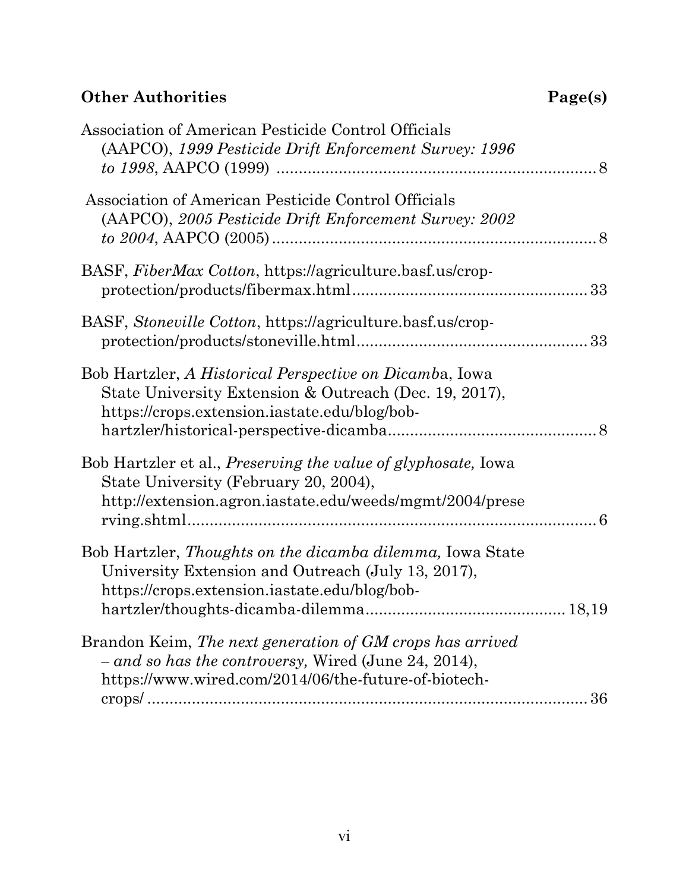**Other Authorities** **Page(s)**

Association of American Pesticide Control Officials (AAPCO), *1999 Pesticide Drift Enforcement Survey: 1996 to 1998*, AAPCO (1999) ........ 8

Association of American Pesticide Control Officials (AAPCO), *2005 Pesticide Drift Enforcement Survey: 2002 to 2004*, AAPCO (2005) ........ 8

BASF, *FiberMax Cotton*, https://agriculture.basf.us/crop-protection/products/fibermax.html ........ 33

BASF, *Stoneville Cotton*, https://agriculture.basf.us/crop-protection/products/stoneville.html ........ 33

Bob Hartzler, *A Historical Perspective on Dicamb*a, Iowa State University Extension & Outreach (Dec. 19, 2017), https://crops.extension.iastate.edu/blog/bob-hartzler/historical-perspective-dicamba ........ 8

Bob Hartzler et al., *Preserving the value of glyphosate,* Iowa State University (February 20, 2004), http://extension.agron.iastate.edu/weeds/mgmt/2004/preserving.shtml ........ 6

Bob Hartzler, *Thoughts on the dicamba dilemma,* Iowa State University Extension and Outreach (July 13, 2017), https://crops.extension.iastate.edu/blog/bob-hartzler/thoughts-dicamba-dilemma ........ 18,19

Brandon Keim, *The next generation of GM crops has arrived – and so has the controversy,* Wired (June 24, 2014), https://www.wired.com/2014/06/the-future-of-biotech-crops/ ........ 36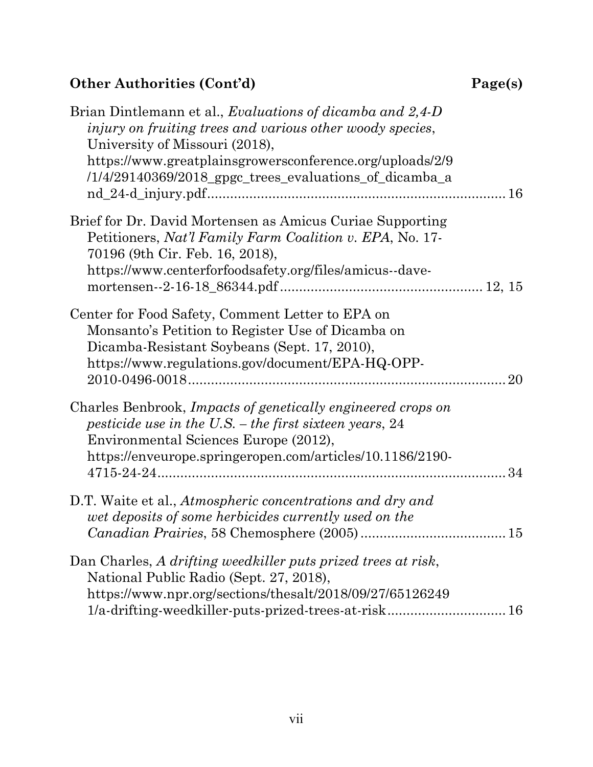## Other Authorities (Cont'd) — Page(s)

Brian Dintlemann et al., *Evaluations of dicamba and 2,4-D injury on fruiting trees and various other woody species*, University of Missouri (2018), https://www.greatplainsgrowersconference.org/uploads/2/9/1/4/29140369/2018_gpgc_trees_evaluations_of_dicamba_and_24-d_injury.pdf .......... 16

Brief for Dr. David Mortensen as Amicus Curiae Supporting Petitioners, *Nat'l Family Farm Coalition v. EPA*, No. 17-70196 (9th Cir. Feb. 16, 2018), https://www.centerforfoodsafety.org/files/amicus--dave-mortensen--2-16-18_86344.pdf .......... 12, 15

Center for Food Safety, Comment Letter to EPA on Monsanto's Petition to Register Use of Dicamba on Dicamba-Resistant Soybeans (Sept. 17, 2010), https://www.regulations.gov/document/EPA-HQ-OPP-2010-0496-0018 .......... 20

Charles Benbrook, *Impacts of genetically engineered crops on pesticide use in the U.S. – the first sixteen years*, 24 Environmental Sciences Europe (2012), https://enveurope.springeropen.com/articles/10.1186/2190-4715-24-24 .......... 34

D.T. Waite et al., *Atmospheric concentrations and dry and wet deposits of some herbicides currently used on the Canadian Prairies*, 58 Chemosphere (2005) .......... 15

Dan Charles, *A drifting weedkiller puts prized trees at risk*, National Public Radio (Sept. 27, 2018), https://www.npr.org/sections/thesalt/2018/09/27/651262491/a-drifting-weedkiller-puts-prized-trees-at-risk .......... 16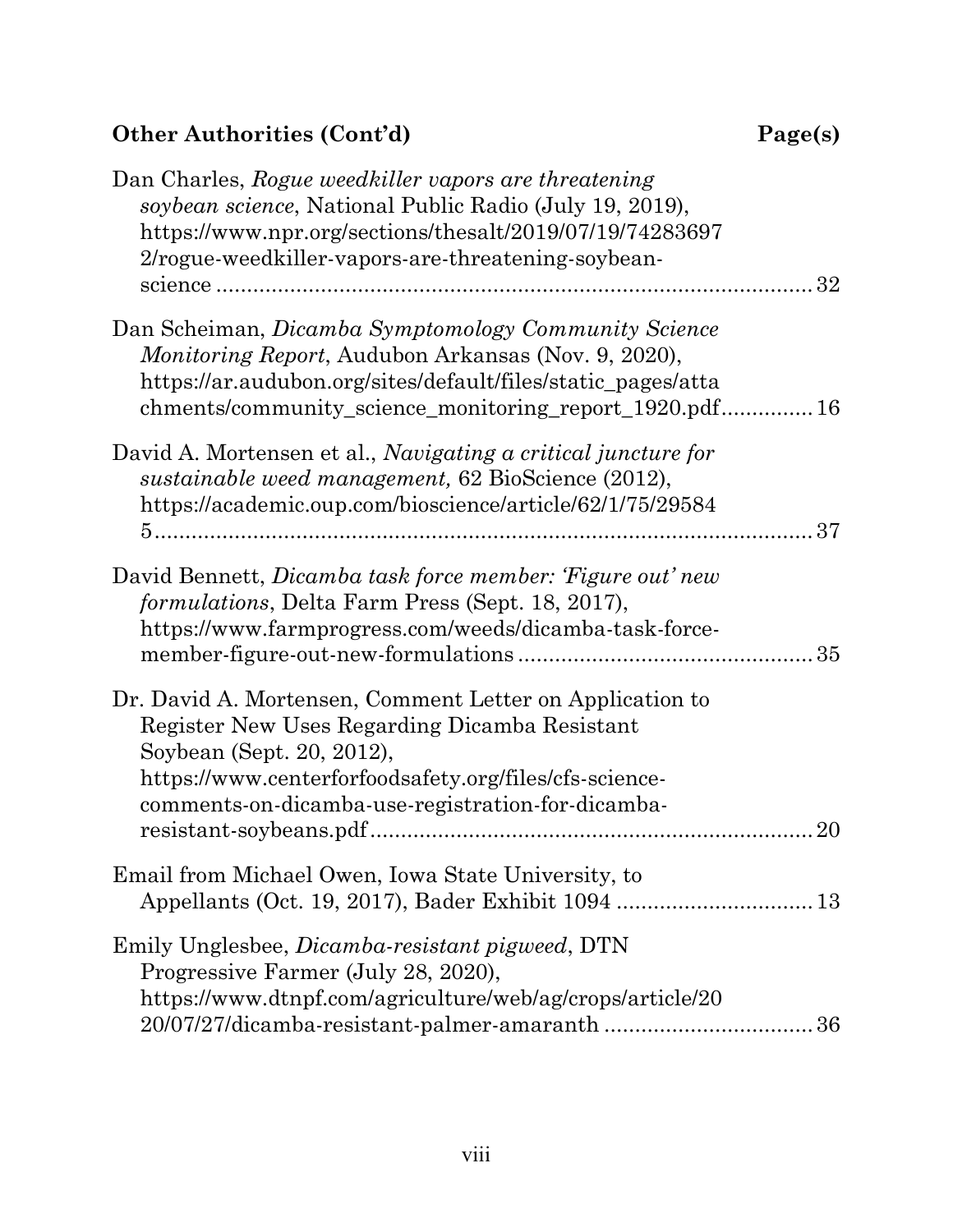**Other Authorities (Cont'd)** **Page(s)**

Dan Charles, *Rogue weedkiller vapors are threatening soybean science*, National Public Radio (July 19, 2019), https://www.npr.org/sections/thesalt/2019/07/19/742836972/rogue-weedkiller-vapors-are-threatening-soybean-science ............................................................................................. 32

Dan Scheiman, *Dicamba Symptomology Community Science Monitoring Report*, Audubon Arkansas (Nov. 9, 2020), https://ar.audubon.org/sites/default/files/static_pages/attachments/community_science_monitoring_report_1920.pdf............... 16

David A. Mortensen et al., *Navigating a critical juncture for sustainable weed management,* 62 BioScience (2012), https://academic.oup.com/bioscience/article/62/1/75/295845........................................................................................................ 37

David Bennett, *Dicamba task force member: 'Figure out' new formulations*, Delta Farm Press (Sept. 18, 2017), https://www.farmprogress.com/weeds/dicamba-task-force-member-figure-out-new-formulations ............................................... 35

Dr. David A. Mortensen, Comment Letter on Application to Register New Uses Regarding Dicamba Resistant Soybean (Sept. 20, 2012), https://www.centerforfoodsafety.org/files/cfs-science-comments-on-dicamba-use-registration-for-dicamba-resistant-soybeans.pdf ........................................................................ 20

Email from Michael Owen, Iowa State University, to Appellants (Oct. 19, 2017), Bader Exhibit 1094 ................................ 13

Emily Unglesbee, *Dicamba-resistant pigweed*, DTN Progressive Farmer (July 28, 2020), https://www.dtnpf.com/agriculture/web/ag/crops/article/2020/07/27/dicamba-resistant-palmer-amaranth .................................. 36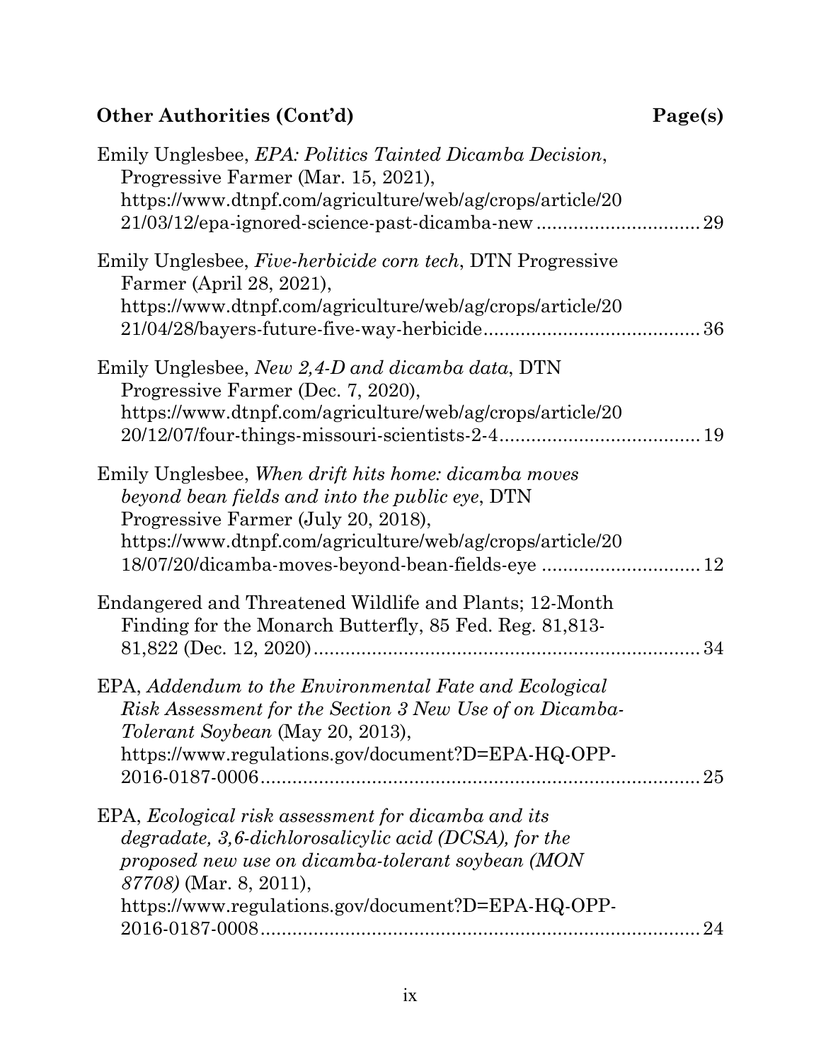## Other Authorities (Cont'd) — Page(s)

Emily Unglesbee, *EPA: Politics Tainted Dicamba Decision*, Progressive Farmer (Mar. 15, 2021), https://www.dtnpf.com/agriculture/web/ag/crops/article/2021/03/12/epa-ignored-science-past-dicamba-new ............................ 29

Emily Unglesbee, *Five-herbicide corn tech*, DTN Progressive Farmer (April 28, 2021), https://www.dtnpf.com/agriculture/web/ag/crops/article/2021/04/28/bayers-future-five-way-herbicide........................................ 36

Emily Unglesbee, *New 2,4-D and dicamba data*, DTN Progressive Farmer (Dec. 7, 2020), https://www.dtnpf.com/agriculture/web/ag/crops/article/2020/12/07/four-things-missouri-scientists-2-4...................................... 19

Emily Unglesbee, *When drift hits home: dicamba moves beyond bean fields and into the public eye*, DTN Progressive Farmer (July 20, 2018), https://www.dtnpf.com/agriculture/web/ag/crops/article/2018/07/20/dicamba-moves-beyond-bean-fields-eye .............................. 12

Endangered and Threatened Wildlife and Plants; 12-Month Finding for the Monarch Butterfly, 85 Fed. Reg. 81,813-81,822 (Dec. 12, 2020)........................................................................ 34

EPA, *Addendum to the Environmental Fate and Ecological Risk Assessment for the Section 3 New Use of on Dicamba-Tolerant Soybean* (May 20, 2013), https://www.regulations.gov/document?D=EPA-HQ-OPP-2016-0187-0006.................................................................................. 25

EPA, *Ecological risk assessment for dicamba and its degradate, 3,6-dichlorosalicylic acid (DCSA), for the proposed new use on dicamba-tolerant soybean (MON 87708)* (Mar. 8, 2011), https://www.regulations.gov/document?D=EPA-HQ-OPP-2016-0187-0008.................................................................................. 24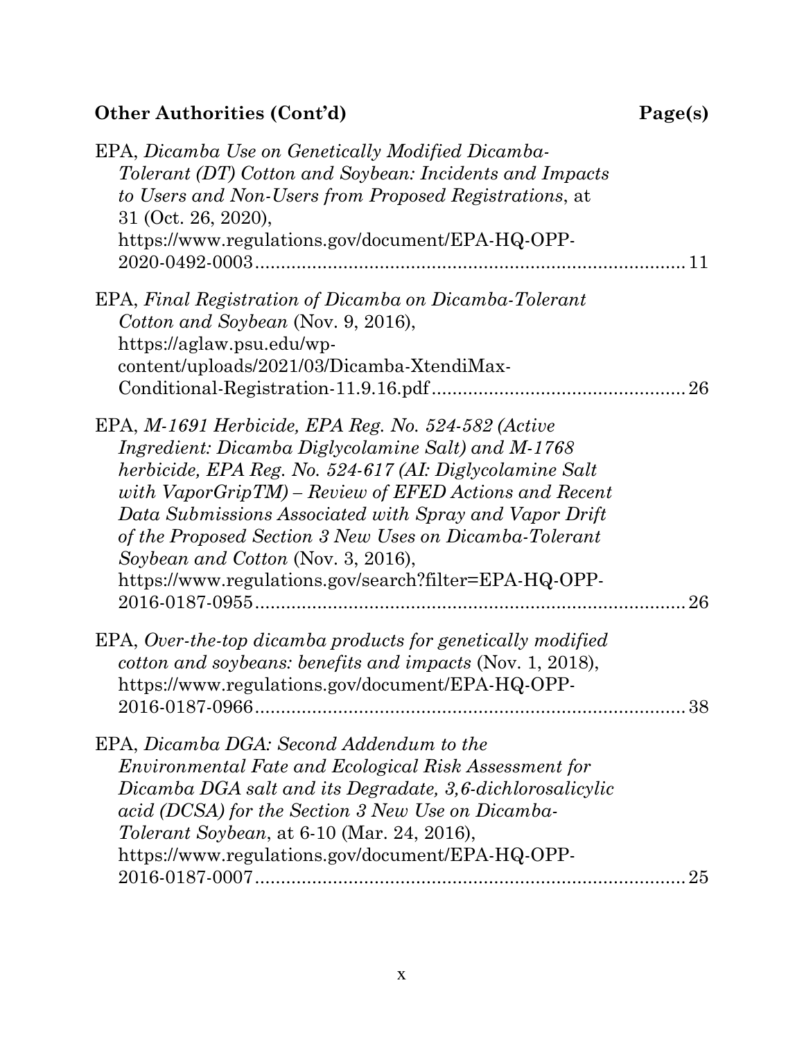## Other Authorities (Cont'd) — Page(s)

EPA, *Dicamba Use on Genetically Modified Dicamba-Tolerant (DT) Cotton and Soybean: Incidents and Impacts to Users and Non-Users from Proposed Registrations*, at 31 (Oct. 26, 2020), https://www.regulations.gov/document/EPA-HQ-OPP-2020-0492-0003 .................................................. 11

EPA, *Final Registration of Dicamba on Dicamba-Tolerant Cotton and Soybean* (Nov. 9, 2016), https://aglaw.psu.edu/wp-content/uploads/2021/03/Dicamba-XtendiMax-Conditional-Registration-11.9.16.pdf .................................................. 26

EPA, *M-1691 Herbicide, EPA Reg. No. 524-582 (Active Ingredient: Dicamba Diglycolamine Salt) and M-1768 herbicide, EPA Reg. No. 524-617 (AI: Diglycolamine Salt with VaporGripTM) – Review of EFED Actions and Recent Data Submissions Associated with Spray and Vapor Drift of the Proposed Section 3 New Uses on Dicamba-Tolerant Soybean and Cotton* (Nov. 3, 2016), https://www.regulations.gov/search?filter=EPA-HQ-OPP-2016-0187-0955 .................................................. 26

EPA, *Over-the-top dicamba products for genetically modified cotton and soybeans: benefits and impacts* (Nov. 1, 2018), https://www.regulations.gov/document/EPA-HQ-OPP-2016-0187-0966 .................................................. 38

EPA, *Dicamba DGA: Second Addendum to the Environmental Fate and Ecological Risk Assessment for Dicamba DGA salt and its Degradate, 3,6-dichlorosalicylic acid (DCSA) for the Section 3 New Use on Dicamba-Tolerant Soybean*, at 6-10 (Mar. 24, 2016), https://www.regulations.gov/document/EPA-HQ-OPP-2016-0187-0007 .................................................. 25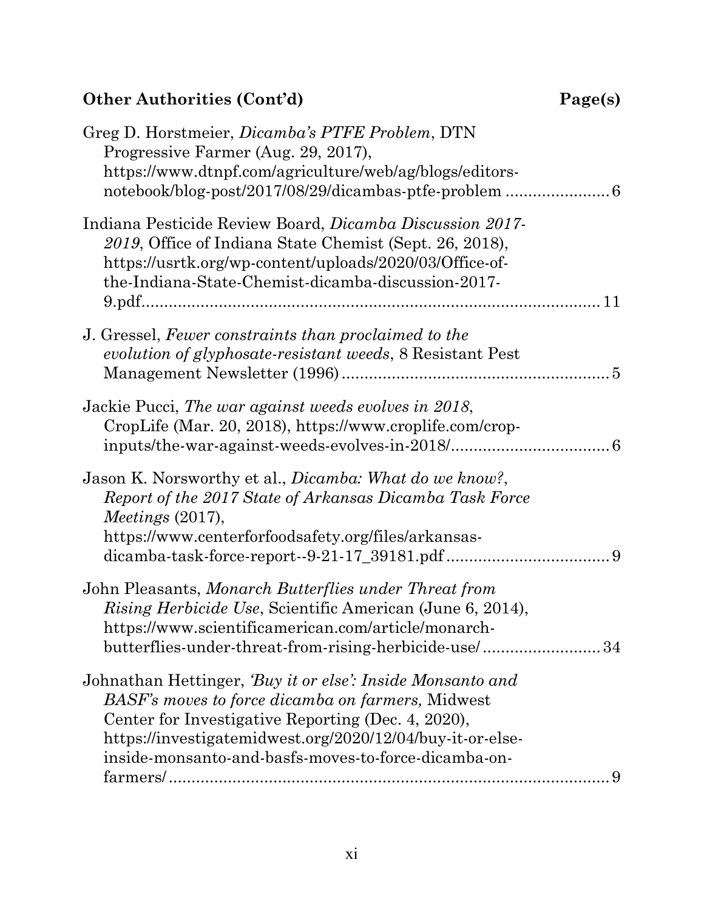## Other Authorities (Cont'd) Page(s)

Greg D. Horstmeier, *Dicamba's PTFE Problem*, DTN Progressive Farmer (Aug. 29, 2017), https://www.dtnpf.com/agriculture/web/ag/blogs/editors-notebook/blog-post/2017/08/29/dicambas-ptfe-problem ....................... 6

Indiana Pesticide Review Board, *Dicamba Discussion 2017-2019*, Office of Indiana State Chemist (Sept. 26, 2018), https://usrtk.org/wp-content/uploads/2020/03/Office-of-the-Indiana-State-Chemist-dicamba-discussion-2017-9.pdf........................................................................................ 11

J. Gressel, *Fewer constraints than proclaimed to the evolution of glyphosate-resistant weeds*, 8 Resistant Pest Management Newsletter (1996) ........................................................... 5

Jackie Pucci, *The war against weeds evolves in 2018*, CropLife (Mar. 20, 2018), https://www.croplife.com/crop-inputs/the-war-against-weeds-evolves-in-2018/.................................. 6

Jason K. Norsworthy et al., *Dicamba: What do we know?*, *Report of the 2017 State of Arkansas Dicamba Task Force Meetings* (2017), https://www.centerforfoodsafety.org/files/arkansas-dicamba-task-force-report--9-21-17_39181.pdf .................................... 9

John Pleasants, *Monarch Butterflies under Threat from Rising Herbicide Use*, Scientific American (June 6, 2014), https://www.scientificamerican.com/article/monarch-butterflies-under-threat-from-rising-herbicide-use/.......................... 34

Johnathan Hettinger, *'Buy it or else': Inside Monsanto and BASF's moves to force dicamba on farmers,* Midwest Center for Investigative Reporting (Dec. 4, 2020), https://investigatemidwest.org/2020/12/04/buy-it-or-else-inside-monsanto-and-basfs-moves-to-force-dicamba-on-farmers/ ..................................................................................... 9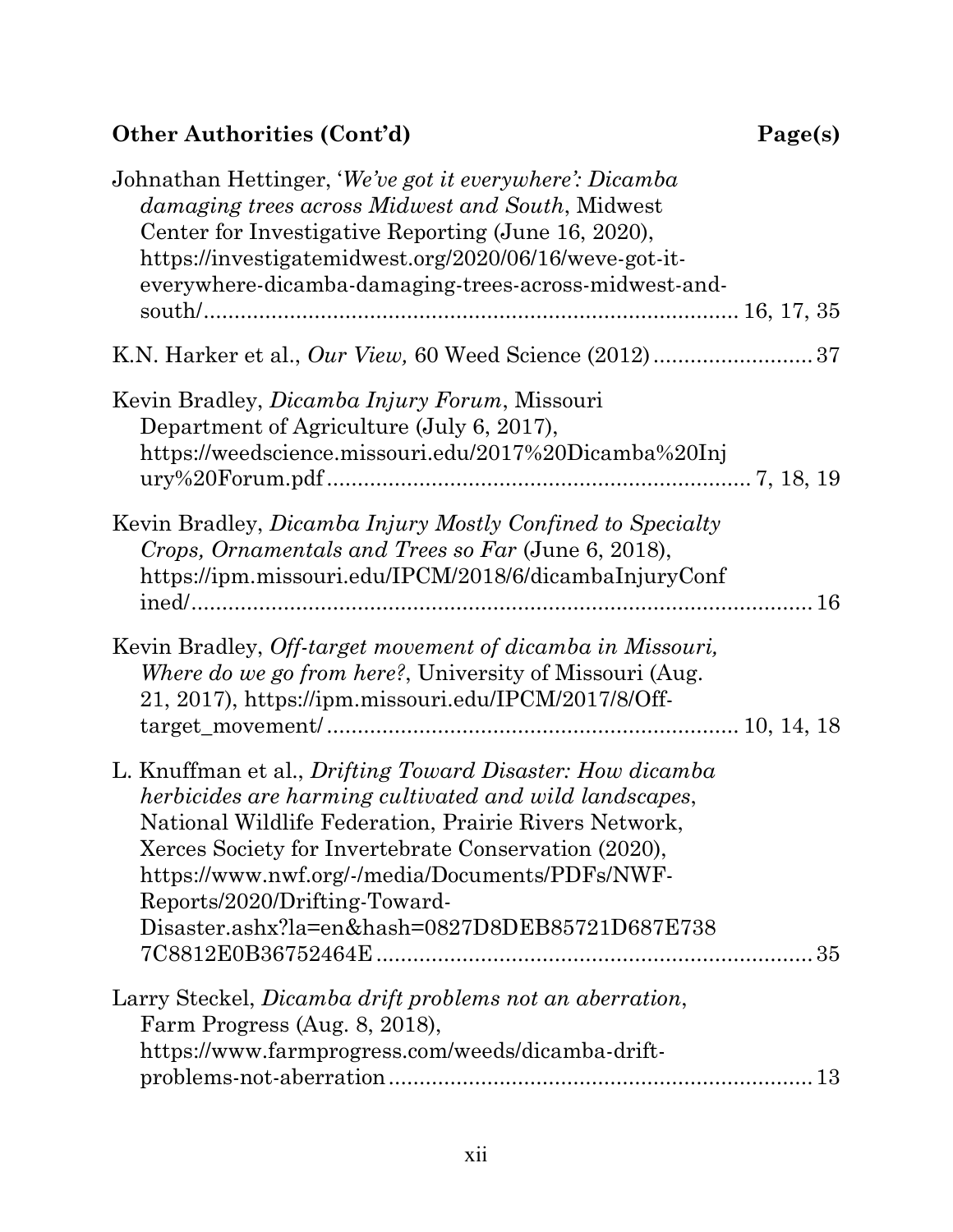## Other Authorities (Cont'd) — Page(s)

Johnathan Hettinger, '*We've got it everywhere': Dicamba damaging trees across Midwest and South*, Midwest Center for Investigative Reporting (June 16, 2020), https://investigatemidwest.org/2020/06/16/weve-got-it-everywhere-dicamba-damaging-trees-across-midwest-and-south/ ..... 16, 17, 35

K.N. Harker et al., *Our View,* 60 Weed Science (2012) ..... 37

Kevin Bradley, *Dicamba Injury Forum*, Missouri Department of Agriculture (July 6, 2017), https://weedscience.missouri.edu/2017%20Dicamba%20Injury%20Forum.pdf ..... 7, 18, 19

Kevin Bradley, *Dicamba Injury Mostly Confined to Specialty Crops, Ornamentals and Trees so Far* (June 6, 2018), https://ipm.missouri.edu/IPCM/2018/6/dicambaInjuryConfined/ ..... 16

Kevin Bradley, *Off-target movement of dicamba in Missouri, Where do we go from here?*, University of Missouri (Aug. 21, 2017), https://ipm.missouri.edu/IPCM/2017/8/Off-target_movement/ ..... 10, 14, 18

L. Knuffman et al., *Drifting Toward Disaster: How dicamba herbicides are harming cultivated and wild landscapes*, National Wildlife Federation, Prairie Rivers Network, Xerces Society for Invertebrate Conservation (2020), https://www.nwf.org/-/media/Documents/PDFs/NWF-Reports/2020/Drifting-Toward-Disaster.ashx?la=en&hash=0827D8DEB85721D687E7387C8812E0B36752464E ..... 35

Larry Steckel, *Dicamba drift problems not an aberration*, Farm Progress (Aug. 8, 2018), https://www.farmprogress.com/weeds/dicamba-drift-problems-not-aberration ..... 13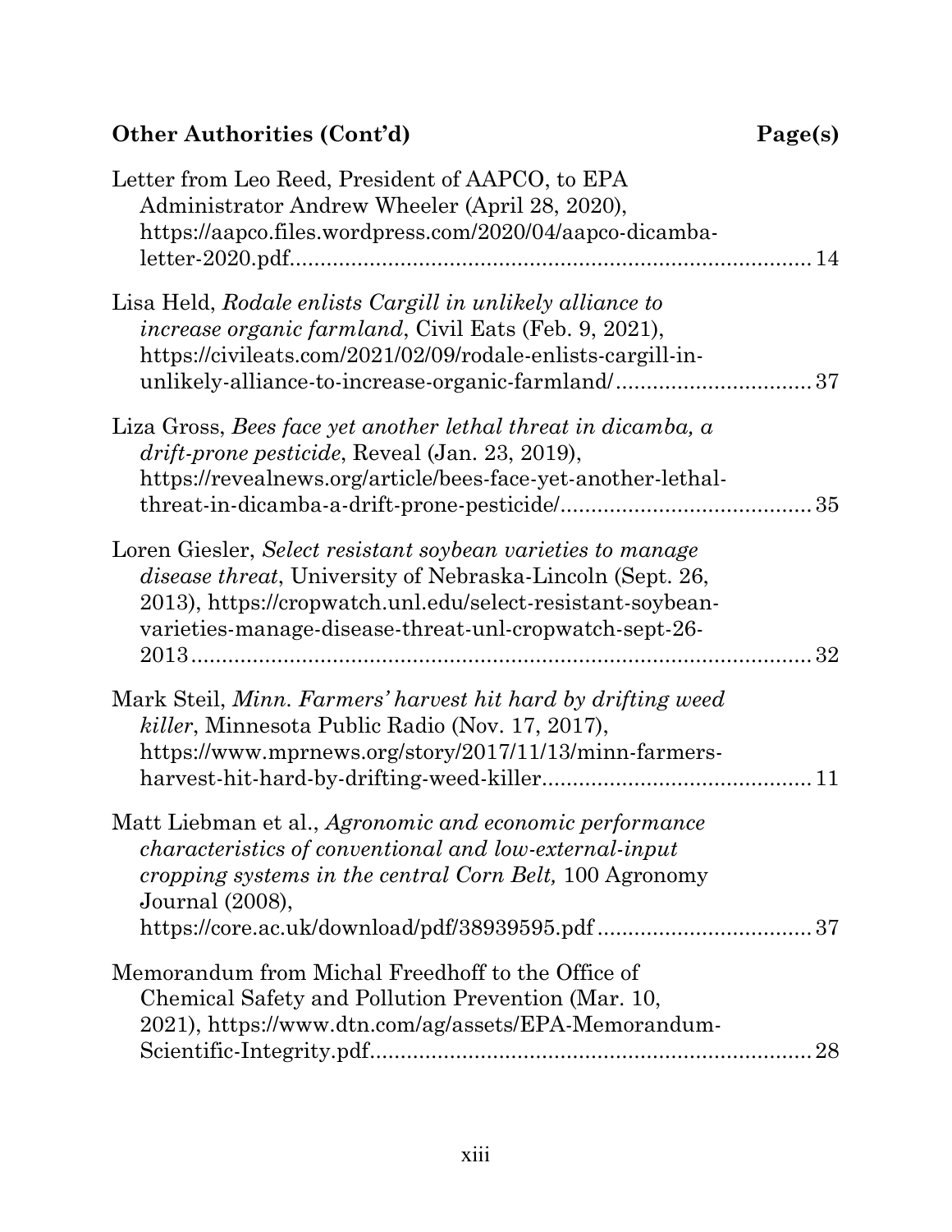## Other Authorities (Cont'd) — Page(s)

Letter from Leo Reed, President of AAPCO, to EPA Administrator Andrew Wheeler (April 28, 2020), https://aapco.files.wordpress.com/2020/04/aapco-dicamba-letter-2020.pdf.......... 14

Lisa Held, *Rodale enlists Cargill in unlikely alliance to increase organic farmland*, Civil Eats (Feb. 9, 2021), https://civileats.com/2021/02/09/rodale-enlists-cargill-in-unlikely-alliance-to-increase-organic-farmland/.......... 37

Liza Gross, *Bees face yet another lethal threat in dicamba, a drift-prone pesticide*, Reveal (Jan. 23, 2019), https://revealnews.org/article/bees-face-yet-another-lethal-threat-in-dicamba-a-drift-prone-pesticide/.......... 35

Loren Giesler, *Select resistant soybean varieties to manage disease threat*, University of Nebraska-Lincoln (Sept. 26, 2013), https://cropwatch.unl.edu/select-resistant-soybean-varieties-manage-disease-threat-unl-cropwatch-sept-26-2013.......... 32

Mark Steil, *Minn. Farmers' harvest hit hard by drifting weed killer*, Minnesota Public Radio (Nov. 17, 2017), https://www.mprnews.org/story/2017/11/13/minn-farmers-harvest-hit-hard-by-drifting-weed-killer.......... 11

Matt Liebman et al., *Agronomic and economic performance characteristics of conventional and low-external-input cropping systems in the central Corn Belt,* 100 Agronomy Journal (2008), https://core.ac.uk/download/pdf/38939595.pdf.......... 37

Memorandum from Michal Freedhoff to the Office of Chemical Safety and Pollution Prevention (Mar. 10, 2021), https://www.dtn.com/ag/assets/EPA-Memorandum-Scientific-Integrity.pdf.......... 28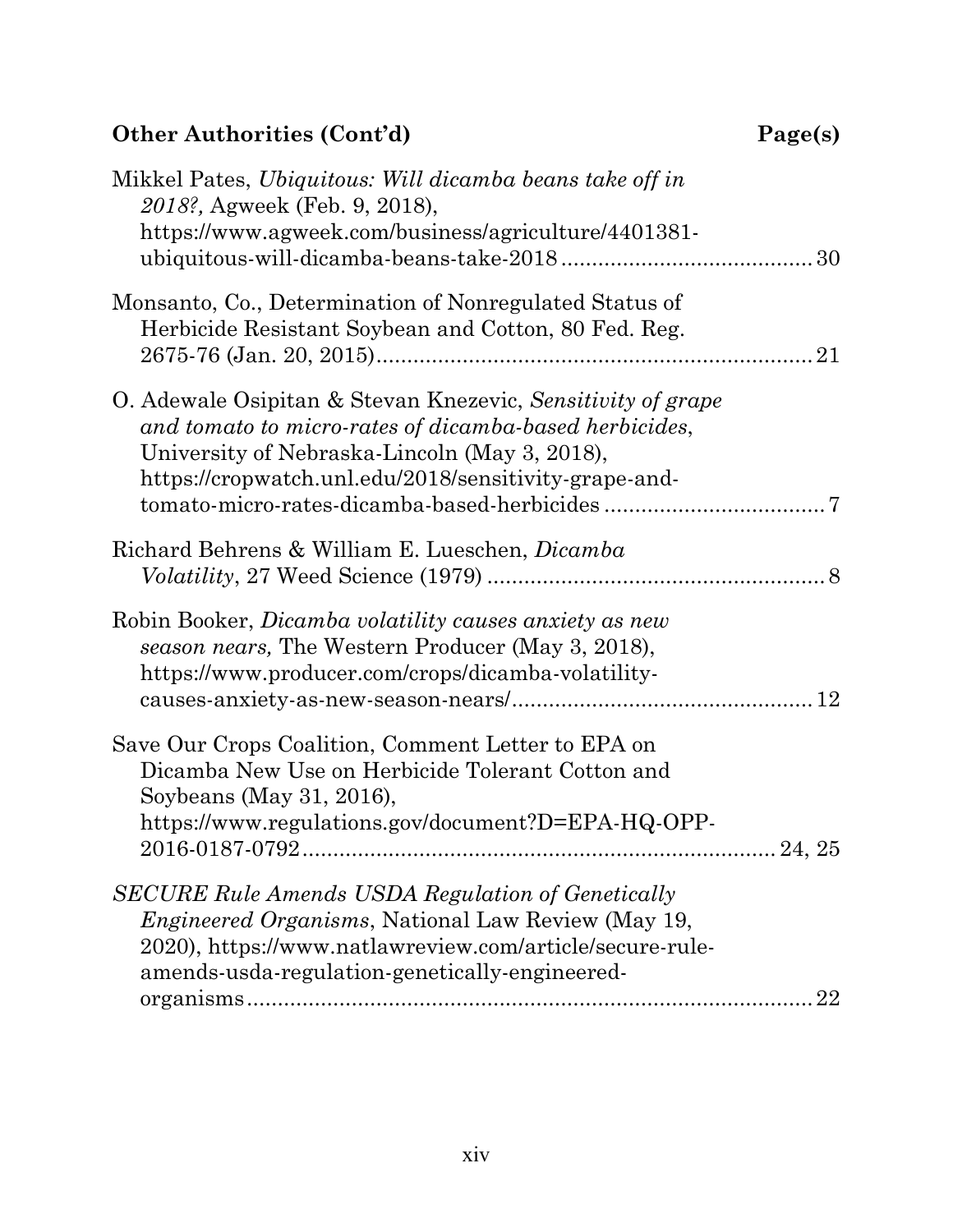## Other Authorities (Cont'd) — Page(s)

Mikkel Pates, *Ubiquitous: Will dicamba beans take off in 2018?,* Agweek (Feb. 9, 2018), https://www.agweek.com/business/agriculture/4401381-ubiquitous-will-dicamba-beans-take-2018 ........ 30

Monsanto, Co., Determination of Nonregulated Status of Herbicide Resistant Soybean and Cotton, 80 Fed. Reg. 2675-76 (Jan. 20, 2015) ........ 21

O. Adewale Osipitan & Stevan Knezevic, *Sensitivity of grape and tomato to micro-rates of dicamba-based herbicides*, University of Nebraska-Lincoln (May 3, 2018), https://cropwatch.unl.edu/2018/sensitivity-grape-and-tomato-micro-rates-dicamba-based-herbicides ........ 7

Richard Behrens & William E. Lueschen, *Dicamba Volatility*, 27 Weed Science (1979) ........ 8

Robin Booker, *Dicamba volatility causes anxiety as new season nears,* The Western Producer (May 3, 2018), https://www.producer.com/crops/dicamba-volatility-causes-anxiety-as-new-season-nears/ ........ 12

Save Our Crops Coalition, Comment Letter to EPA on Dicamba New Use on Herbicide Tolerant Cotton and Soybeans (May 31, 2016), https://www.regulations.gov/document?D=EPA-HQ-OPP-2016-0187-0792 ........ 24, 25

*SECURE Rule Amends USDA Regulation of Genetically Engineered Organisms*, National Law Review (May 19, 2020), https://www.natlawreview.com/article/secure-rule-amends-usda-regulation-genetically-engineered-organisms ........ 22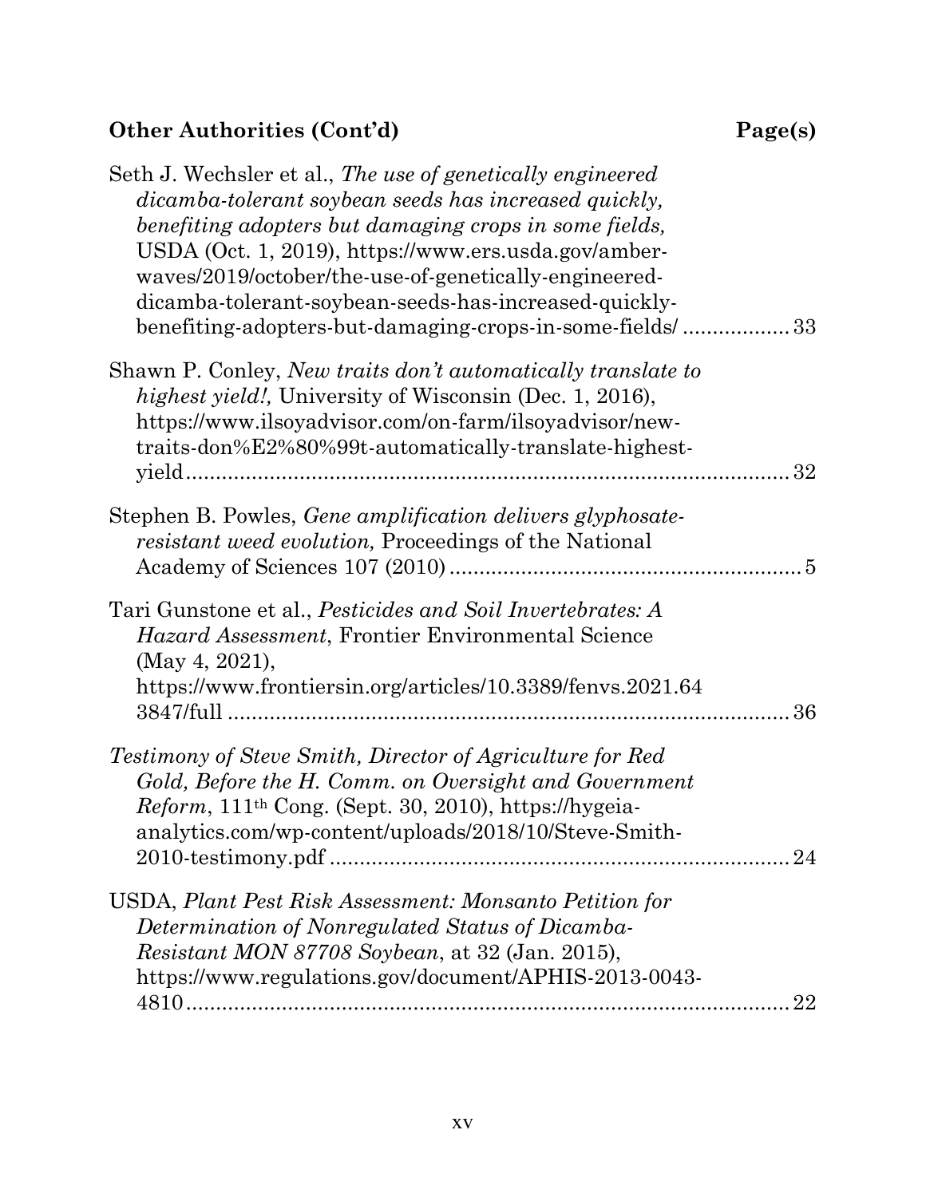**Other Authorities (Cont'd)** **Page(s)**

Seth J. Wechsler et al., *The use of genetically engineered dicamba-tolerant soybean seeds has increased quickly, benefiting adopters but damaging crops in some fields,* USDA (Oct. 1, 2019), https://www.ers.usda.gov/amber-waves/2019/october/the-use-of-genetically-engineered-dicamba-tolerant-soybean-seeds-has-increased-quickly-benefiting-adopters-but-damaging-crops-in-some-fields/ .................. 33

Shawn P. Conley, *New traits don't automatically translate to highest yield!,* University of Wisconsin (Dec. 1, 2016), https://www.ilsoyadvisor.com/on-farm/ilsoyadvisor/new-traits-don%E2%80%99t-automatically-translate-highest-yield........................................................................................ 32

Stephen B. Powles, *Gene amplification delivers glyphosate-resistant weed evolution,* Proceedings of the National Academy of Sciences 107 (2010) ........................................................... 5

Tari Gunstone et al., *Pesticides and Soil Invertebrates: A Hazard Assessment*, Frontier Environmental Science (May 4, 2021), https://www.frontiersin.org/articles/10.3389/fenvs.2021.643847/full ............................................................................................. 36

*Testimony of Steve Smith, Director of Agriculture for Red Gold, Before the H. Comm. on Oversight and Government Reform*, 111th Cong. (Sept. 30, 2010), https://hygeia-analytics.com/wp-content/uploads/2018/10/Steve-Smith-2010-testimony.pdf ............................................................................ 24

USDA, *Plant Pest Risk Assessment: Monsanto Petition for Determination of Nonregulated Status of Dicamba-Resistant MON 87708 Soybean*, at 32 (Jan. 2015), https://www.regulations.gov/document/APHIS-2013-0043-4810........................................................................................ 22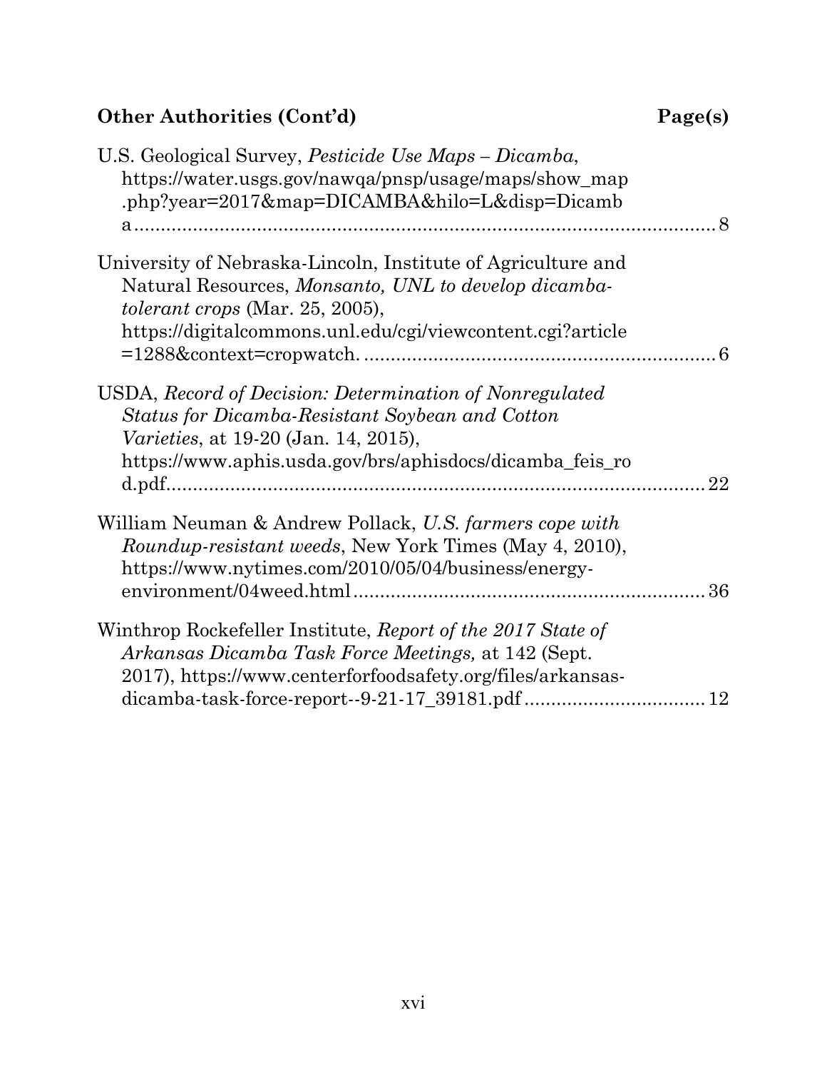**Other Authorities (Cont'd)** **Page(s)**

U.S. Geological Survey, *Pesticide Use Maps – Dicamba*, https://water.usgs.gov/nawqa/pnsp/usage/maps/show_map.php?year=2017&map=DICAMBA&hilo=L&disp=Dicamba ........ 8

University of Nebraska-Lincoln, Institute of Agriculture and Natural Resources, *Monsanto, UNL to develop dicamba-tolerant crops* (Mar. 25, 2005), https://digitalcommons.unl.edu/cgi/viewcontent.cgi?article=1288&context=cropwatch. ........ 6

USDA, *Record of Decision: Determination of Nonregulated Status for Dicamba-Resistant Soybean and Cotton Varieties*, at 19-20 (Jan. 14, 2015), https://www.aphis.usda.gov/brs/aphisdocs/dicamba_feis_rod.pdf........ 22

William Neuman & Andrew Pollack, *U.S. farmers cope with Roundup-resistant weeds*, New York Times (May 4, 2010), https://www.nytimes.com/2010/05/04/business/energy-environment/04weed.html........ 36

Winthrop Rockefeller Institute, *Report of the 2017 State of Arkansas Dicamba Task Force Meetings,* at 142 (Sept. 2017), https://www.centerforfoodsafety.org/files/arkansas-dicamba-task-force-report--9-21-17_39181.pdf ........ 12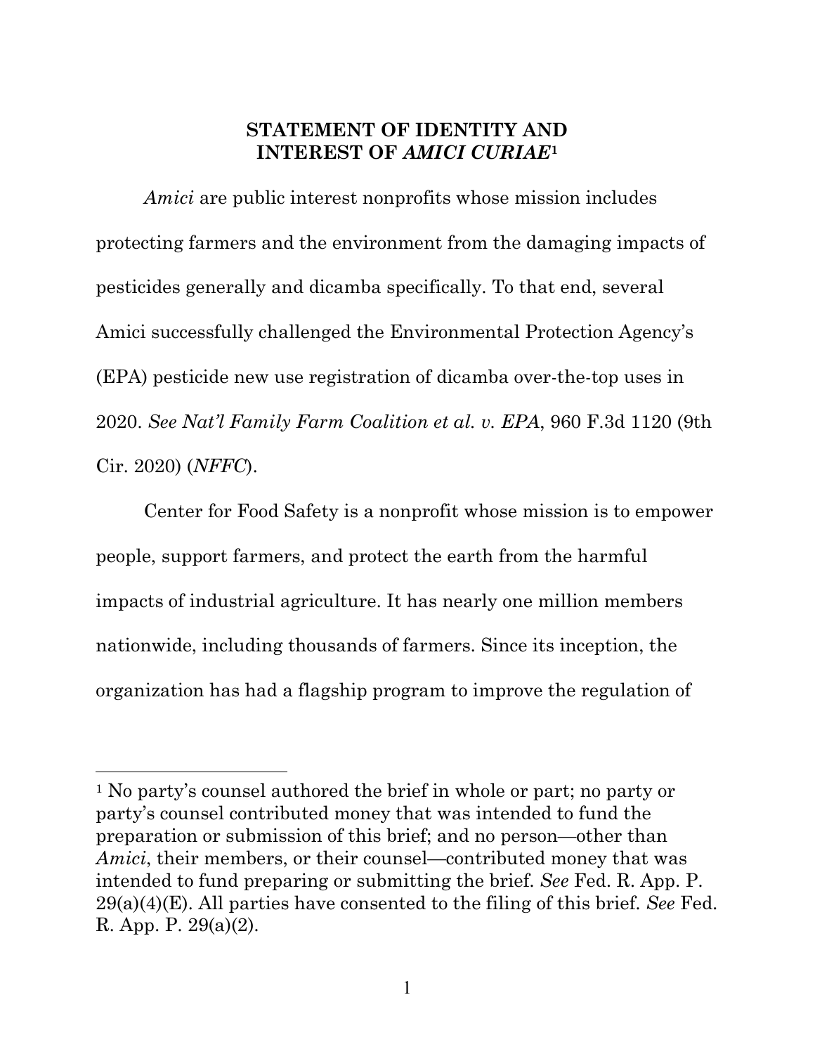## STATEMENT OF IDENTITY AND INTEREST OF *AMICI CURIAE*[1]

*Amici* are public interest nonprofits whose mission includes protecting farmers and the environment from the damaging impacts of pesticides generally and dicamba specifically. To that end, several Amici successfully challenged the Environmental Protection Agency's (EPA) pesticide new use registration of dicamba over-the-top uses in 2020. *See Nat'l Family Farm Coalition et al. v. EPA*, 960 F.3d 1120 (9th Cir. 2020) (*NFFC*).

Center for Food Safety is a nonprofit whose mission is to empower people, support farmers, and protect the earth from the harmful impacts of industrial agriculture. It has nearly one million members nationwide, including thousands of farmers. Since its inception, the organization has had a flagship program to improve the regulation of

---

[1] No party's counsel authored the brief in whole or part; no party or party's counsel contributed money that was intended to fund the preparation or submission of this brief; and no person—other than *Amici*, their members, or their counsel—contributed money that was intended to fund preparing or submitting the brief. *See* Fed. R. App. P. 29(a)(4)(E). All parties have consented to the filing of this brief. *See* Fed. R. App. P. 29(a)(2).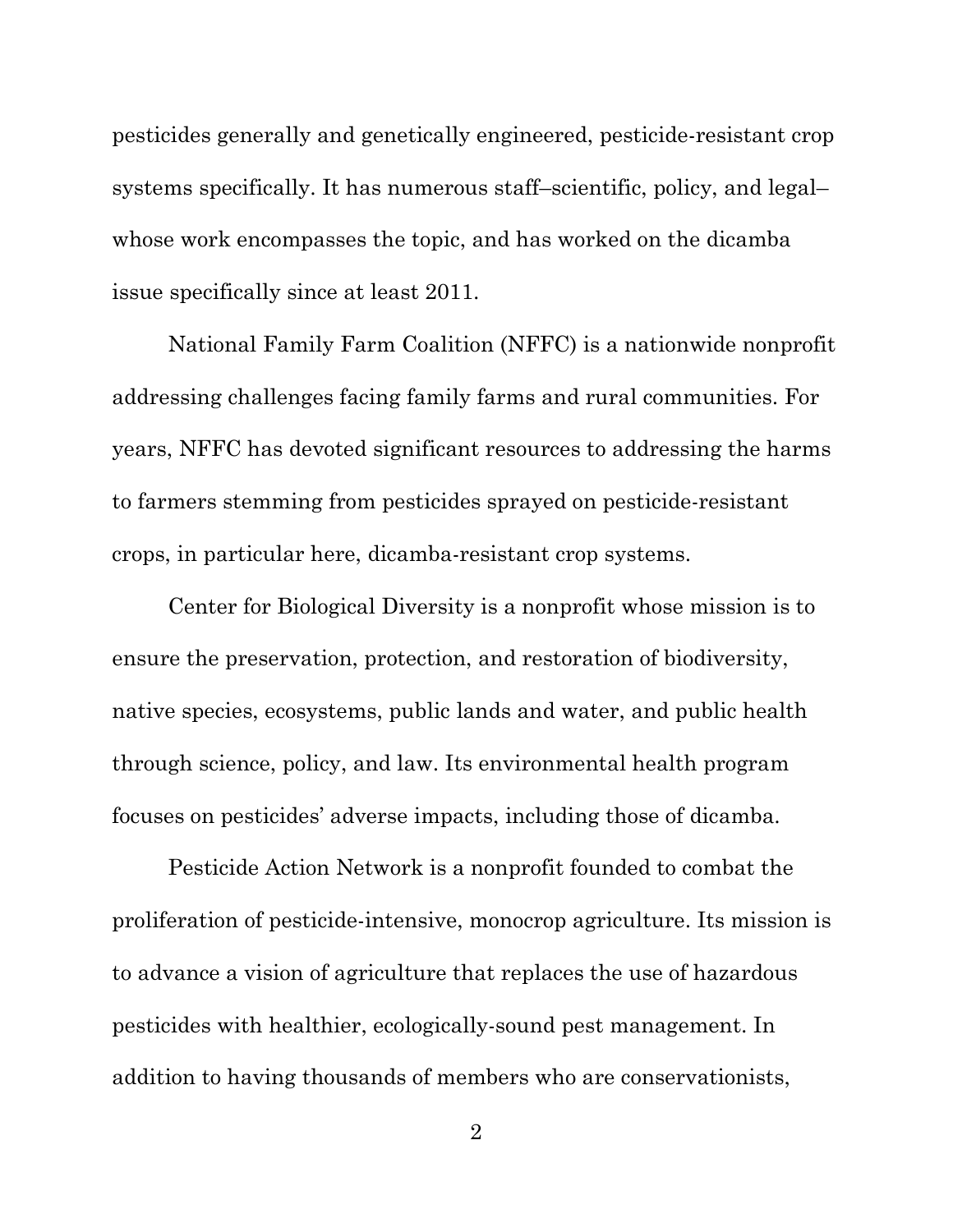pesticides generally and genetically engineered, pesticide-resistant crop systems specifically. It has numerous staff–scientific, policy, and legal–whose work encompasses the topic, and has worked on the dicamba issue specifically since at least 2011.

National Family Farm Coalition (NFFC) is a nationwide nonprofit addressing challenges facing family farms and rural communities. For years, NFFC has devoted significant resources to addressing the harms to farmers stemming from pesticides sprayed on pesticide-resistant crops, in particular here, dicamba-resistant crop systems.

Center for Biological Diversity is a nonprofit whose mission is to ensure the preservation, protection, and restoration of biodiversity, native species, ecosystems, public lands and water, and public health through science, policy, and law. Its environmental health program focuses on pesticides' adverse impacts, including those of dicamba.

Pesticide Action Network is a nonprofit founded to combat the proliferation of pesticide-intensive, monocrop agriculture. Its mission is to advance a vision of agriculture that replaces the use of hazardous pesticides with healthier, ecologically-sound pest management. In addition to having thousands of members who are conservationists,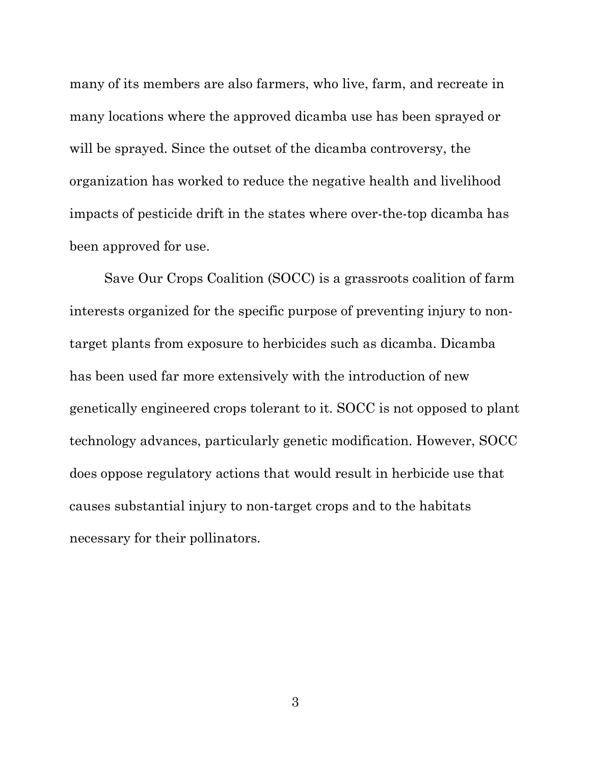many of its members are also farmers, who live, farm, and recreate in many locations where the approved dicamba use has been sprayed or will be sprayed. Since the outset of the dicamba controversy, the organization has worked to reduce the negative health and livelihood impacts of pesticide drift in the states where over-the-top dicamba has been approved for use.

Save Our Crops Coalition (SOCC) is a grassroots coalition of farm interests organized for the specific purpose of preventing injury to non-target plants from exposure to herbicides such as dicamba. Dicamba has been used far more extensively with the introduction of new genetically engineered crops tolerant to it. SOCC is not opposed to plant technology advances, particularly genetic modification. However, SOCC does oppose regulatory actions that would result in herbicide use that causes substantial injury to non-target crops and to the habitats necessary for their pollinators.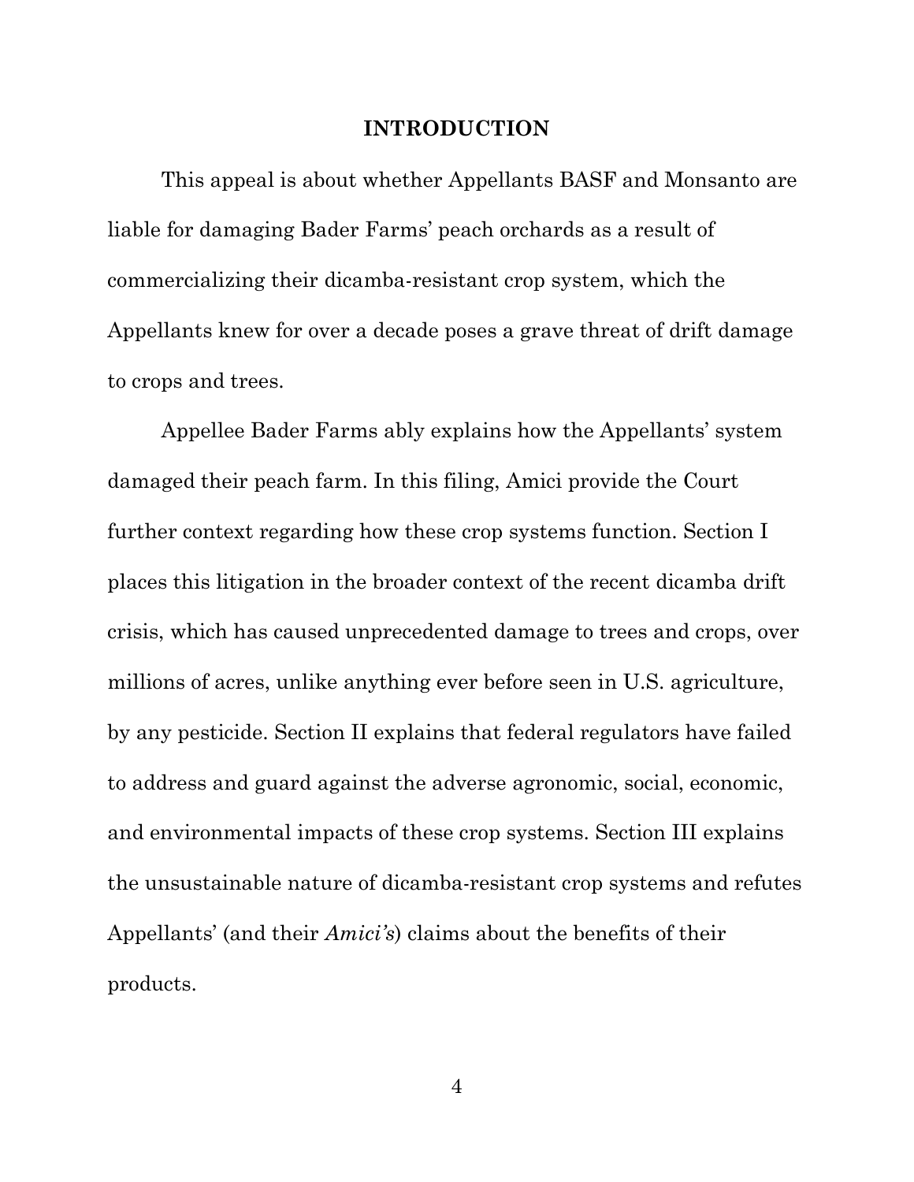## INTRODUCTION

This appeal is about whether Appellants BASF and Monsanto are liable for damaging Bader Farms' peach orchards as a result of commercializing their dicamba-resistant crop system, which the Appellants knew for over a decade poses a grave threat of drift damage to crops and trees.

Appellee Bader Farms ably explains how the Appellants' system damaged their peach farm. In this filing, Amici provide the Court further context regarding how these crop systems function. Section I places this litigation in the broader context of the recent dicamba drift crisis, which has caused unprecedented damage to trees and crops, over millions of acres, unlike anything ever before seen in U.S. agriculture, by any pesticide. Section II explains that federal regulators have failed to address and guard against the adverse agronomic, social, economic, and environmental impacts of these crop systems. Section III explains the unsustainable nature of dicamba-resistant crop systems and refutes Appellants' (and their *Amici's*) claims about the benefits of their products.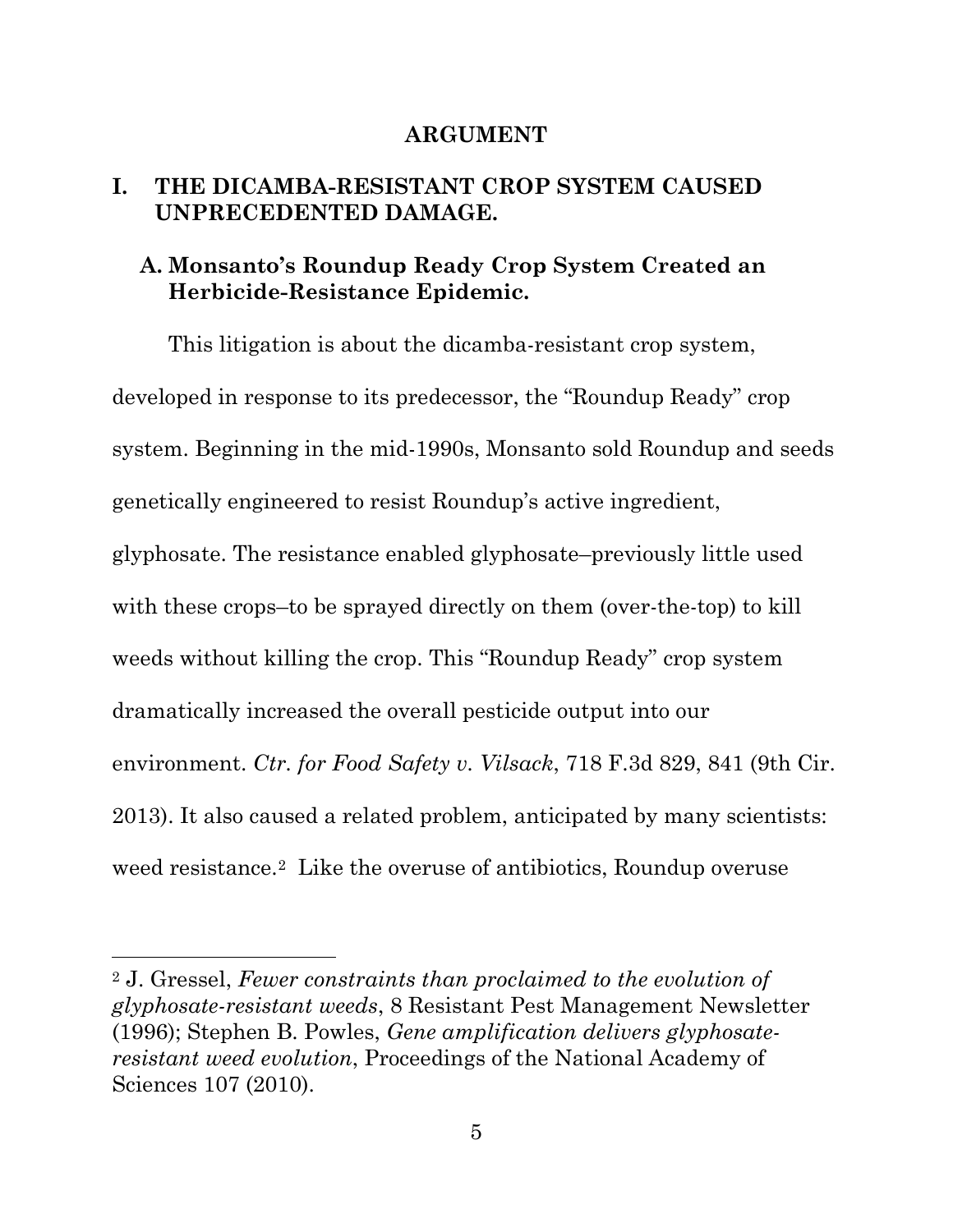## ARGUMENT

## I. THE DICAMBA-RESISTANT CROP SYSTEM CAUSED UNPRECEDENTED DAMAGE.

### A. Monsanto's Roundup Ready Crop System Created an Herbicide-Resistance Epidemic.

This litigation is about the dicamba-resistant crop system, developed in response to its predecessor, the "Roundup Ready" crop system. Beginning in the mid-1990s, Monsanto sold Roundup and seeds genetically engineered to resist Roundup's active ingredient, glyphosate. The resistance enabled glyphosate–previously little used with these crops–to be sprayed directly on them (over-the-top) to kill weeds without killing the crop. This "Roundup Ready" crop system dramatically increased the overall pesticide output into our environment. *Ctr. for Food Safety v. Vilsack*, 718 F.3d 829, 841 (9th Cir. 2013). It also caused a related problem, anticipated by many scientists: weed resistance.[2] Like the overuse of antibiotics, Roundup overuse

---

[2] J. Gressel, *Fewer constraints than proclaimed to the evolution of glyphosate-resistant weeds*, 8 Resistant Pest Management Newsletter (1996); Stephen B. Powles, *Gene amplification delivers glyphosate-resistant weed evolution*, Proceedings of the National Academy of Sciences 107 (2010).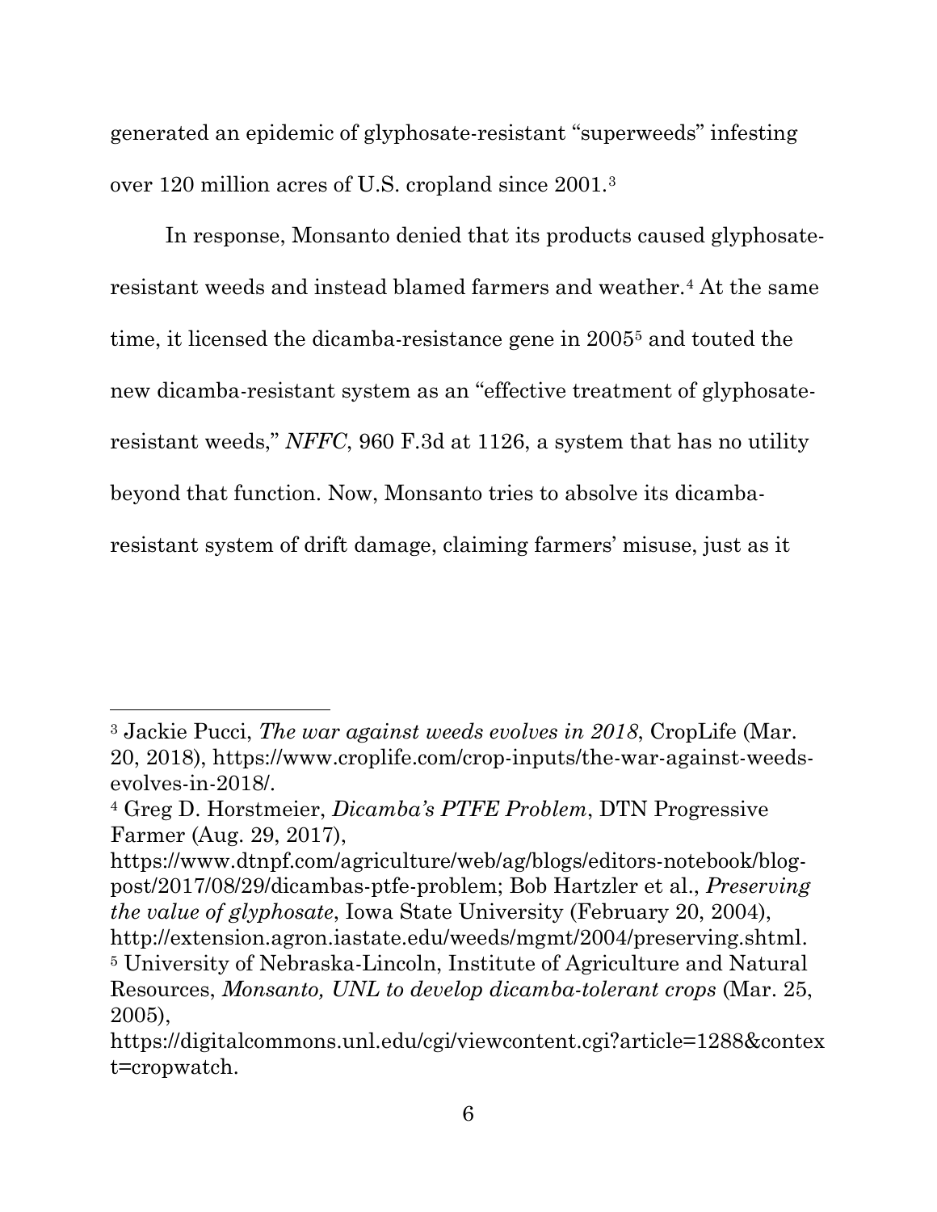generated an epidemic of glyphosate-resistant "superweeds" infesting over 120 million acres of U.S. cropland since 2001.[3]

In response, Monsanto denied that its products caused glyphosate-resistant weeds and instead blamed farmers and weather.[4] At the same time, it licensed the dicamba-resistance gene in 2005[5] and touted the new dicamba-resistant system as an "effective treatment of glyphosate-resistant weeds," *NFFC*, 960 F.3d at 1126, a system that has no utility beyond that function. Now, Monsanto tries to absolve its dicamba-resistant system of drift damage, claiming farmers' misuse, just as it

---

[3] Jackie Pucci, *The war against weeds evolves in 2018*, CropLife (Mar. 20, 2018), https://www.croplife.com/crop-inputs/the-war-against-weeds-evolves-in-2018/.

[4] Greg D. Horstmeier, *Dicamba's PTFE Problem*, DTN Progressive Farmer (Aug. 29, 2017), https://www.dtnpf.com/agriculture/web/ag/blogs/editors-notebook/blog-post/2017/08/29/dicambas-ptfe-problem; Bob Hartzler et al., *Preserving the value of glyphosate*, Iowa State University (February 20, 2004), http://extension.agron.iastate.edu/weeds/mgmt/2004/preserving.shtml.

[5] University of Nebraska-Lincoln, Institute of Agriculture and Natural Resources, *Monsanto, UNL to develop dicamba-tolerant crops* (Mar. 25, 2005), https://digitalcommons.unl.edu/cgi/viewcontent.cgi?article=1288&context=cropwatch.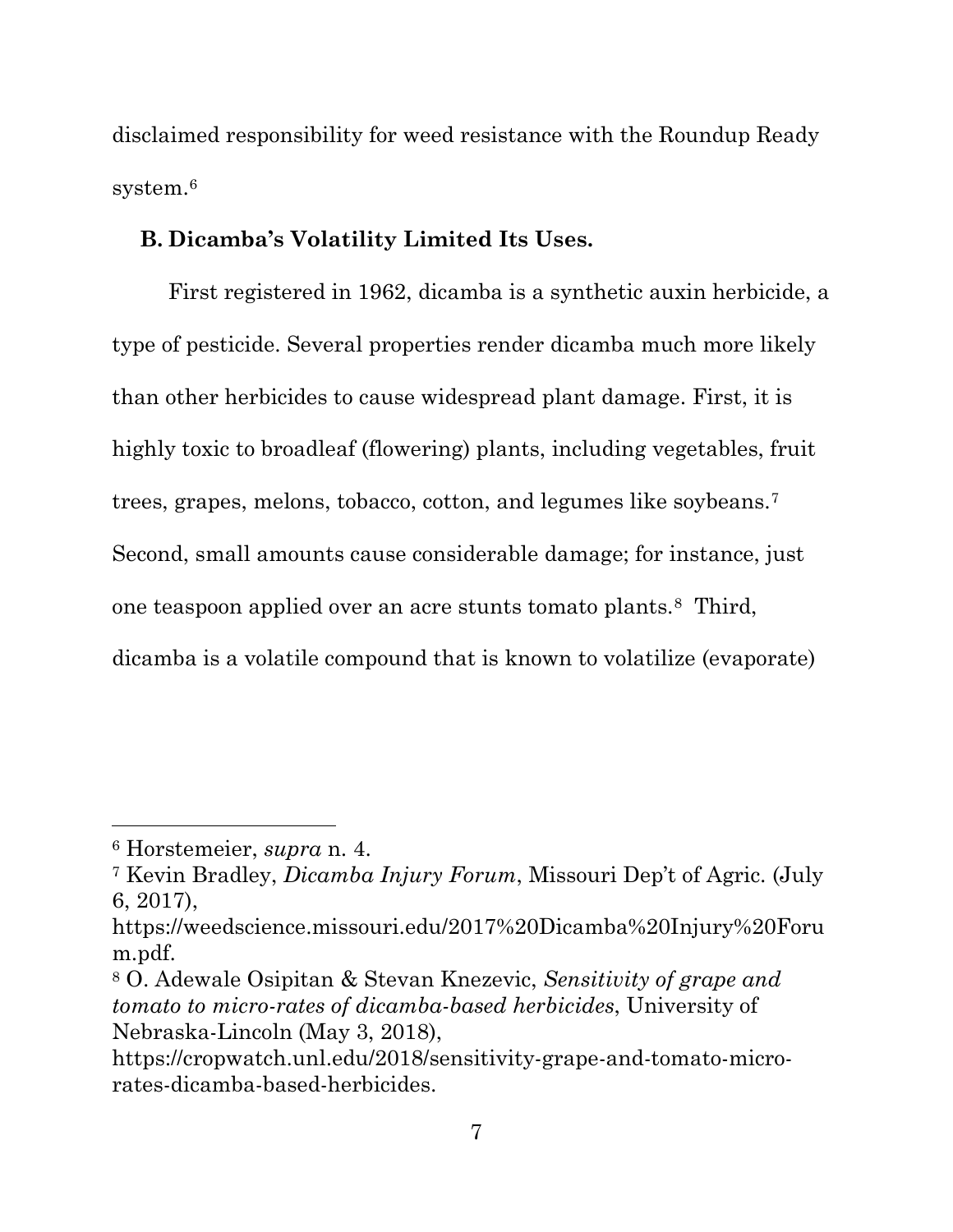disclaimed responsibility for weed resistance with the Roundup Ready system.[6]

### B. Dicamba's Volatility Limited Its Uses.

First registered in 1962, dicamba is a synthetic auxin herbicide, a type of pesticide. Several properties render dicamba much more likely than other herbicides to cause widespread plant damage. First, it is highly toxic to broadleaf (flowering) plants, including vegetables, fruit trees, grapes, melons, tobacco, cotton, and legumes like soybeans.[7] Second, small amounts cause considerable damage; for instance, just one teaspoon applied over an acre stunts tomato plants.[8] Third, dicamba is a volatile compound that is known to volatilize (evaporate)

---

[6] Horstemeier, *supra* n. 4.

[7] Kevin Bradley, *Dicamba Injury Forum*, Missouri Dep't of Agric. (July 6, 2017), https://weedscience.missouri.edu/2017%20Dicamba%20Injury%20Forum.pdf.

[8] O. Adewale Osipitan & Stevan Knezevic, *Sensitivity of grape and tomato to micro-rates of dicamba-based herbicides*, University of Nebraska-Lincoln (May 3, 2018), https://cropwatch.unl.edu/2018/sensitivity-grape-and-tomato-micro-rates-dicamba-based-herbicides.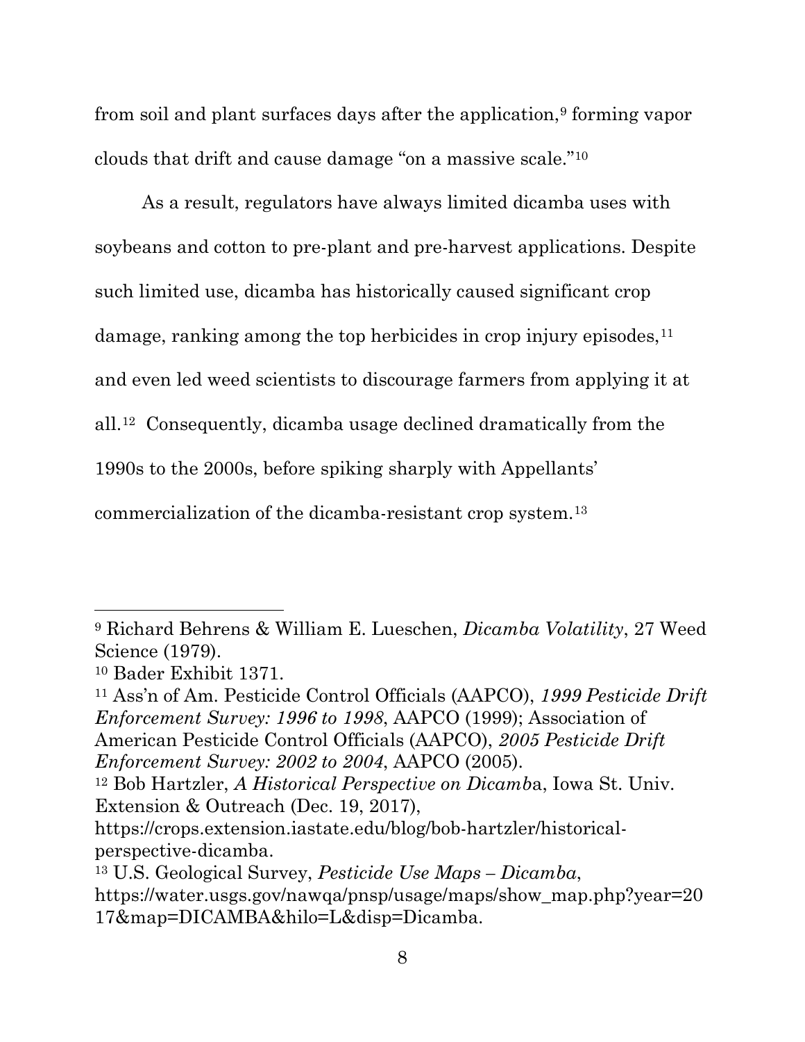from soil and plant surfaces days after the application,[9] forming vapor clouds that drift and cause damage "on a massive scale."[10]

As a result, regulators have always limited dicamba uses with soybeans and cotton to pre-plant and pre-harvest applications. Despite such limited use, dicamba has historically caused significant crop damage, ranking among the top herbicides in crop injury episodes,[11] and even led weed scientists to discourage farmers from applying it at all.[12] Consequently, dicamba usage declined dramatically from the 1990s to the 2000s, before spiking sharply with Appellants' commercialization of the dicamba-resistant crop system.[13]

---

[9] Richard Behrens & William E. Lueschen, *Dicamba Volatility*, 27 Weed Science (1979).

[10] Bader Exhibit 1371.

[11] Ass'n of Am. Pesticide Control Officials (AAPCO), *1999 Pesticide Drift Enforcement Survey: 1996 to 1998*, AAPCO (1999); Association of American Pesticide Control Officials (AAPCO), *2005 Pesticide Drift Enforcement Survey: 2002 to 2004*, AAPCO (2005).

[12] Bob Hartzler, *A Historical Perspective on Dicamb*a, Iowa St. Univ. Extension & Outreach (Dec. 19, 2017), https://crops.extension.iastate.edu/blog/bob-hartzler/historical-perspective-dicamba.

[13] U.S. Geological Survey, *Pesticide Use Maps – Dicamba*, https://water.usgs.gov/nawqa/pnsp/usage/maps/show_map.php?year=2017&map=DICAMBA&hilo=L&disp=Dicamba.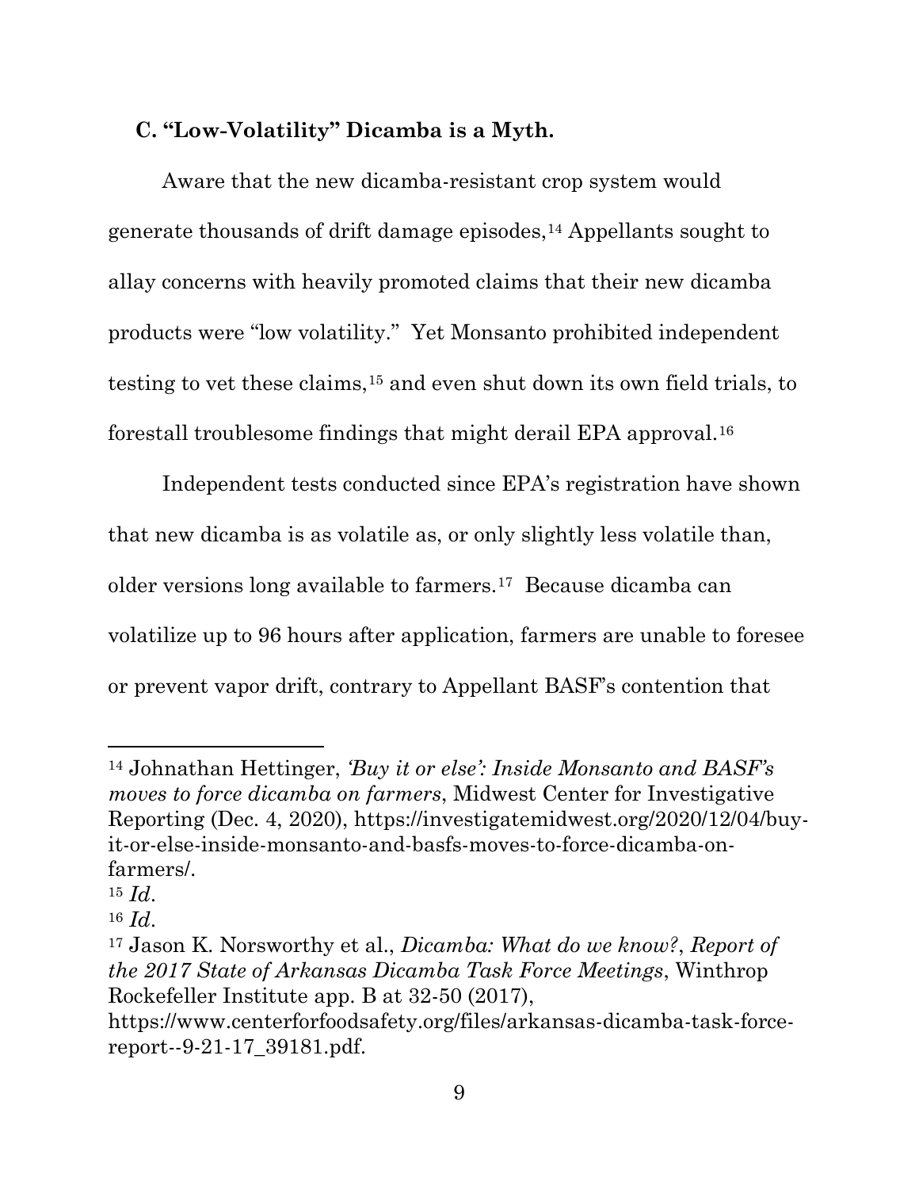### C. "Low-Volatility" Dicamba is a Myth.

Aware that the new dicamba-resistant crop system would generate thousands of drift damage episodes,[14] Appellants sought to allay concerns with heavily promoted claims that their new dicamba products were "low volatility." Yet Monsanto prohibited independent testing to vet these claims,[15] and even shut down its own field trials, to forestall troublesome findings that might derail EPA approval.[16]

Independent tests conducted since EPA's registration have shown that new dicamba is as volatile as, or only slightly less volatile than, older versions long available to farmers.[17] Because dicamba can volatilize up to 96 hours after application, farmers are unable to foresee or prevent vapor drift, contrary to Appellant BASF's contention that

---

[14] Johnathan Hettinger, *'Buy it or else': Inside Monsanto and BASF's moves to force dicamba on farmers*, Midwest Center for Investigative Reporting (Dec. 4, 2020), https://investigatemidwest.org/2020/12/04/buy-it-or-else-inside-monsanto-and-basfs-moves-to-force-dicamba-on-farmers/.

[15] *Id*.

[16] *Id*.

[17] Jason K. Norsworthy et al., *Dicamba: What do we know?*, *Report of the 2017 State of Arkansas Dicamba Task Force Meetings*, Winthrop Rockefeller Institute app. B at 32-50 (2017), https://www.centerforfoodsafety.org/files/arkansas-dicamba-task-force-report--9-21-17_39181.pdf.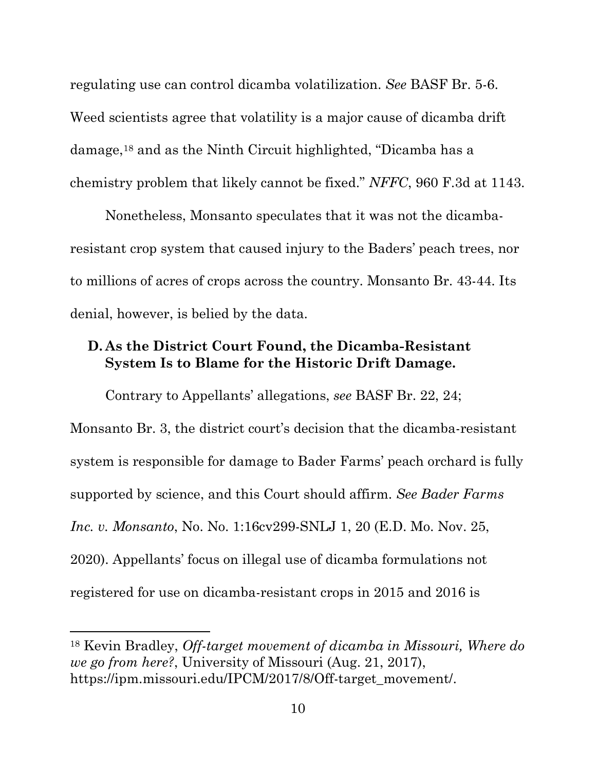regulating use can control dicamba volatilization. *See* BASF Br. 5-6. Weed scientists agree that volatility is a major cause of dicamba drift damage,[18] and as the Ninth Circuit highlighted, "Dicamba has a chemistry problem that likely cannot be fixed." *NFFC*, 960 F.3d at 1143.

Nonetheless, Monsanto speculates that it was not the dicamba-resistant crop system that caused injury to the Baders' peach trees, nor to millions of acres of crops across the country. Monsanto Br. 43-44. Its denial, however, is belied by the data.

### D. As the District Court Found, the Dicamba-Resistant System Is to Blame for the Historic Drift Damage.

Contrary to Appellants' allegations, *see* BASF Br. 22, 24; Monsanto Br. 3, the district court's decision that the dicamba-resistant system is responsible for damage to Bader Farms' peach orchard is fully supported by science, and this Court should affirm. *See Bader Farms Inc. v. Monsanto*, No. No. 1:16cv299-SNLJ 1, 20 (E.D. Mo. Nov. 25, 2020). Appellants' focus on illegal use of dicamba formulations not registered for use on dicamba-resistant crops in 2015 and 2016 is

---

[18] Kevin Bradley, *Off-target movement of dicamba in Missouri, Where do we go from here?*, University of Missouri (Aug. 21, 2017), https://ipm.missouri.edu/IPCM/2017/8/Off-target_movement/.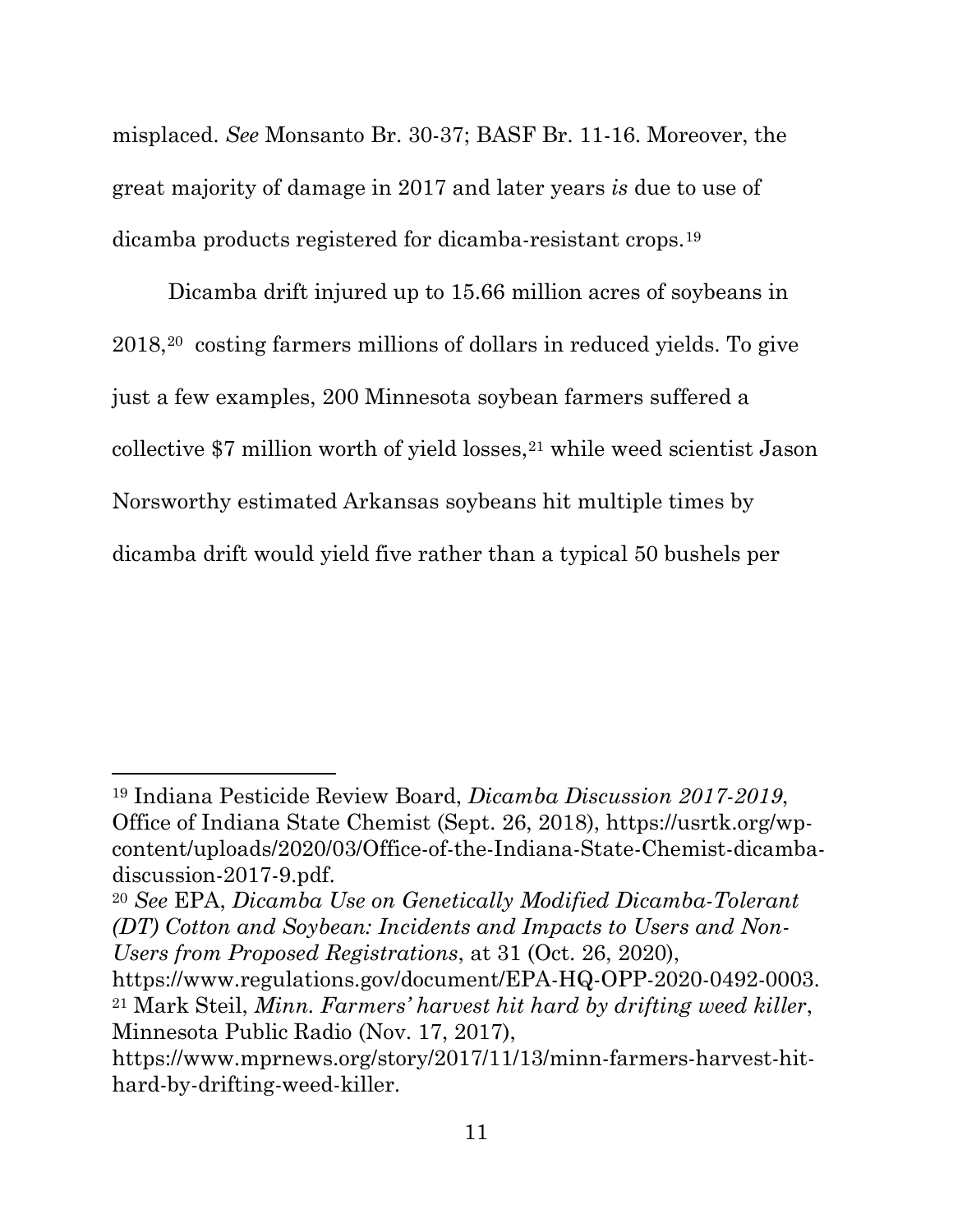misplaced. *See* Monsanto Br. 30-37; BASF Br. 11-16. Moreover, the great majority of damage in 2017 and later years *is* due to use of dicamba products registered for dicamba-resistant crops.[19]

Dicamba drift injured up to 15.66 million acres of soybeans in 2018,[20] costing farmers millions of dollars in reduced yields. To give just a few examples, 200 Minnesota soybean farmers suffered a collective $7 million worth of yield losses,[21] while weed scientist Jason Norsworthy estimated Arkansas soybeans hit multiple times by dicamba drift would yield five rather than a typical 50 bushels per

---

[19] Indiana Pesticide Review Board, *Dicamba Discussion 2017-2019*, Office of Indiana State Chemist (Sept. 26, 2018), https://usrtk.org/wp-content/uploads/2020/03/Office-of-the-Indiana-State-Chemist-dicamba-discussion-2017-9.pdf.

[20] *See* EPA, *Dicamba Use on Genetically Modified Dicamba-Tolerant (DT) Cotton and Soybean: Incidents and Impacts to Users and Non-Users from Proposed Registrations*, at 31 (Oct. 26, 2020), https://www.regulations.gov/document/EPA-HQ-OPP-2020-0492-0003.

[21] Mark Steil, *Minn. Farmers' harvest hit hard by drifting weed killer*, Minnesota Public Radio (Nov. 17, 2017), https://www.mprnews.org/story/2017/11/13/minn-farmers-harvest-hit-hard-by-drifting-weed-killer.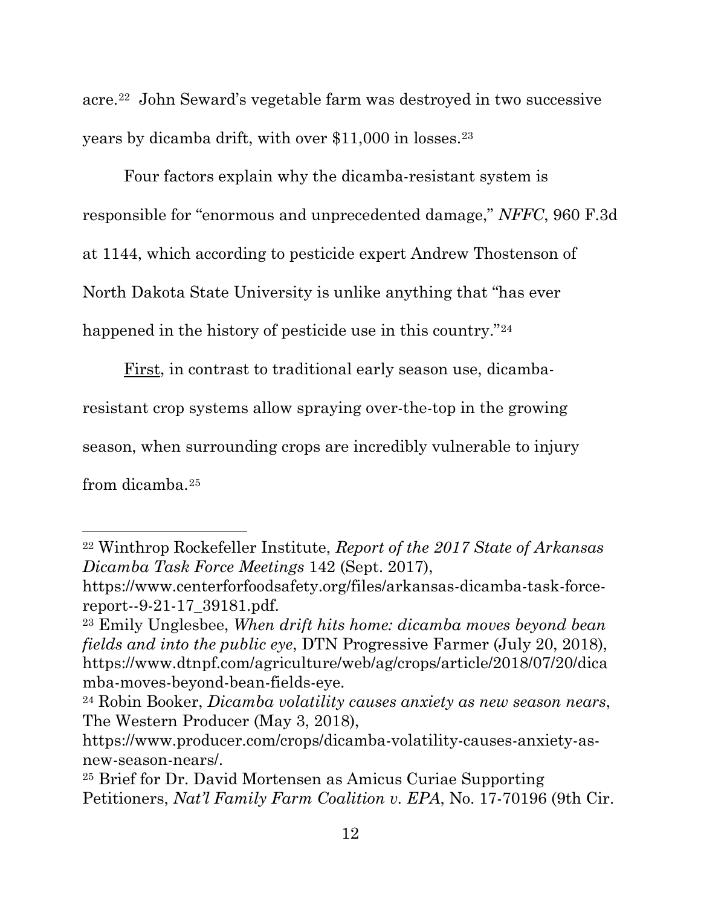acre.[22] John Seward's vegetable farm was destroyed in two successive years by dicamba drift, with over $11,000 in losses.[23]

Four factors explain why the dicamba-resistant system is responsible for "enormous and unprecedented damage," *NFFC*, 960 F.3d at 1144, which according to pesticide expert Andrew Thostenson of North Dakota State University is unlike anything that "has ever happened in the history of pesticide use in this country."[24]

<u>First</u>, in contrast to traditional early season use, dicamba-resistant crop systems allow spraying over-the-top in the growing season, when surrounding crops are incredibly vulnerable to injury from dicamba.[25]

---

[22] Winthrop Rockefeller Institute, *Report of the 2017 State of Arkansas Dicamba Task Force Meetings* 142 (Sept. 2017), https://www.centerforfoodsafety.org/files/arkansas-dicamba-task-force-report--9-21-17_39181.pdf.

[23] Emily Unglesbee, *When drift hits home: dicamba moves beyond bean fields and into the public eye*, DTN Progressive Farmer (July 20, 2018), https://www.dtnpf.com/agriculture/web/ag/crops/article/2018/07/20/dicamba-moves-beyond-bean-fields-eye.

[24] Robin Booker, *Dicamba volatility causes anxiety as new season nears*, The Western Producer (May 3, 2018), https://www.producer.com/crops/dicamba-volatility-causes-anxiety-as-new-season-nears/.

[25] Brief for Dr. David Mortensen as Amicus Curiae Supporting Petitioners, *Nat'l Family Farm Coalition v. EPA*, No. 17-70196 (9th Cir.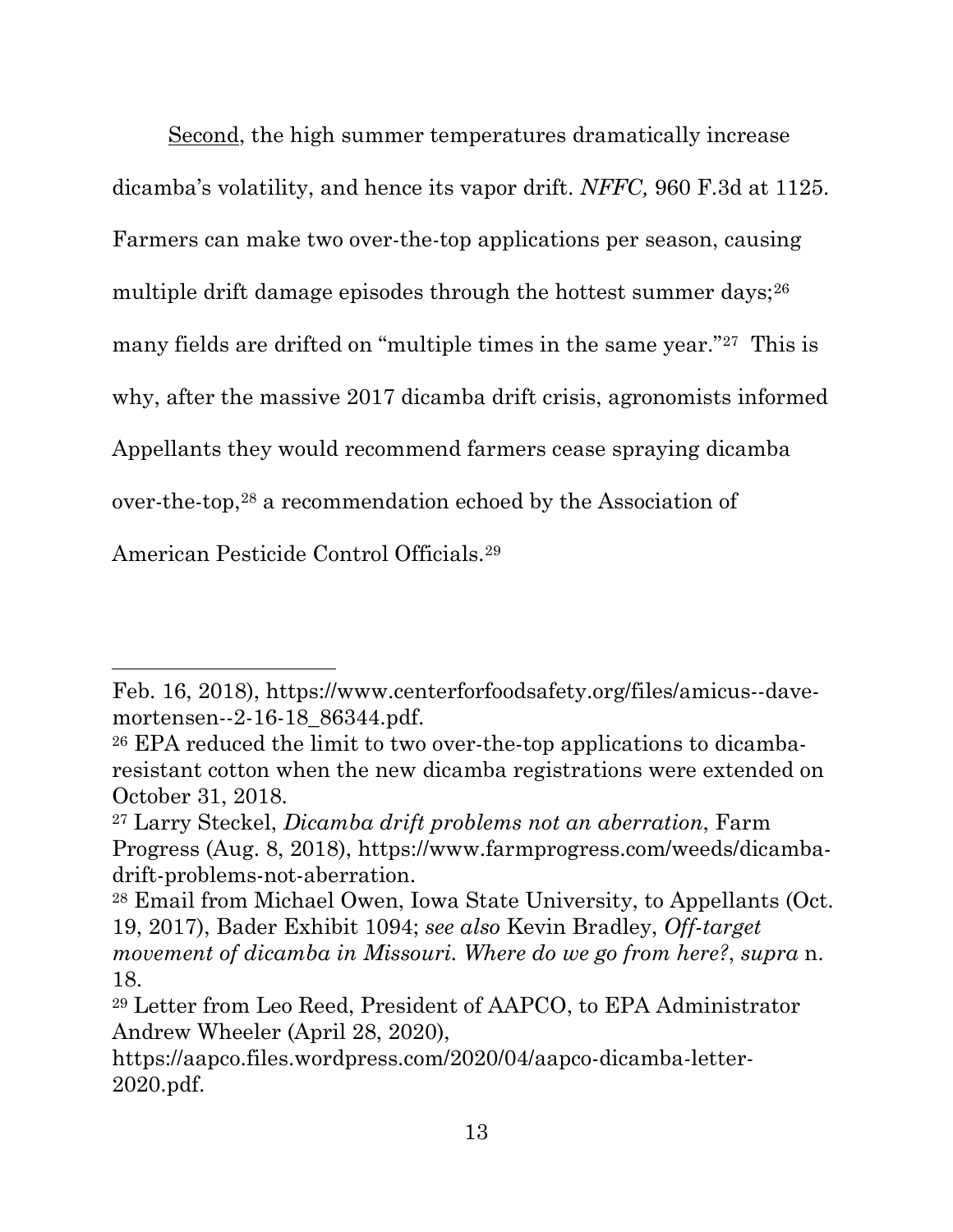<u>Second</u>, the high summer temperatures dramatically increase dicamba's volatility, and hence its vapor drift. *NFFC,* 960 F.3d at 1125. Farmers can make two over-the-top applications per season, causing multiple drift damage episodes through the hottest summer days;[26] many fields are drifted on "multiple times in the same year."[27] This is why, after the massive 2017 dicamba drift crisis, agronomists informed Appellants they would recommend farmers cease spraying dicamba over-the-top,[28] a recommendation echoed by the Association of American Pesticide Control Officials.[29]

---

Feb. 16, 2018), https://www.centerforfoodsafety.org/files/amicus--dave-mortensen--2-16-18_86344.pdf.

[26] EPA reduced the limit to two over-the-top applications to dicamba-resistant cotton when the new dicamba registrations were extended on October 31, 2018.

[27] Larry Steckel, *Dicamba drift problems not an aberration*, Farm Progress (Aug. 8, 2018), https://www.farmprogress.com/weeds/dicamba-drift-problems-not-aberration.

[28] Email from Michael Owen, Iowa State University, to Appellants (Oct. 19, 2017), Bader Exhibit 1094; *see also* Kevin Bradley, *Off-target movement of dicamba in Missouri. Where do we go from here?*, *supra* n. 18.

[29] Letter from Leo Reed, President of AAPCO, to EPA Administrator Andrew Wheeler (April 28, 2020), https://aapco.files.wordpress.com/2020/04/aapco-dicamba-letter-2020.pdf.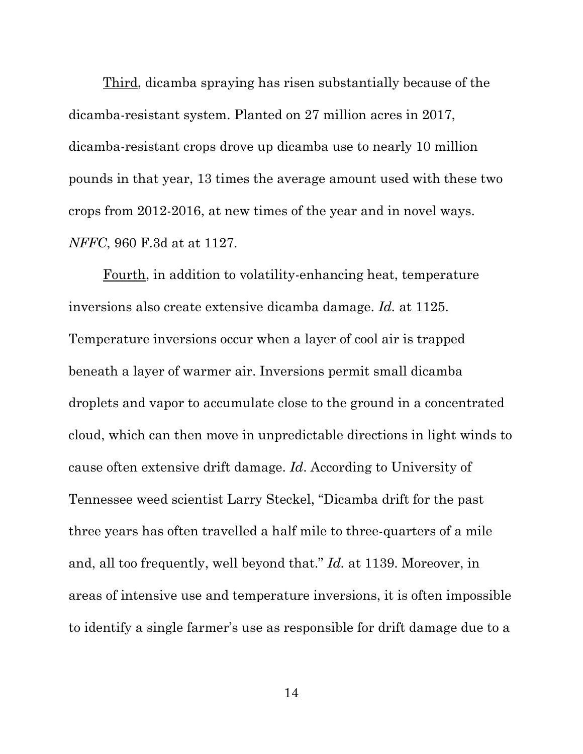<u>Third</u>, dicamba spraying has risen substantially because of the dicamba-resistant system. Planted on 27 million acres in 2017, dicamba-resistant crops drove up dicamba use to nearly 10 million pounds in that year, 13 times the average amount used with these two crops from 2012-2016, at new times of the year and in novel ways. *NFFC*, 960 F.3d at at 1127.

<u>Fourth</u>, in addition to volatility-enhancing heat, temperature inversions also create extensive dicamba damage. *Id.* at 1125. Temperature inversions occur when a layer of cool air is trapped beneath a layer of warmer air. Inversions permit small dicamba droplets and vapor to accumulate close to the ground in a concentrated cloud, which can then move in unpredictable directions in light winds to cause often extensive drift damage. *Id*. According to University of Tennessee weed scientist Larry Steckel, "Dicamba drift for the past three years has often travelled a half mile to three-quarters of a mile and, all too frequently, well beyond that." *Id.* at 1139. Moreover, in areas of intensive use and temperature inversions, it is often impossible to identify a single farmer's use as responsible for drift damage due to a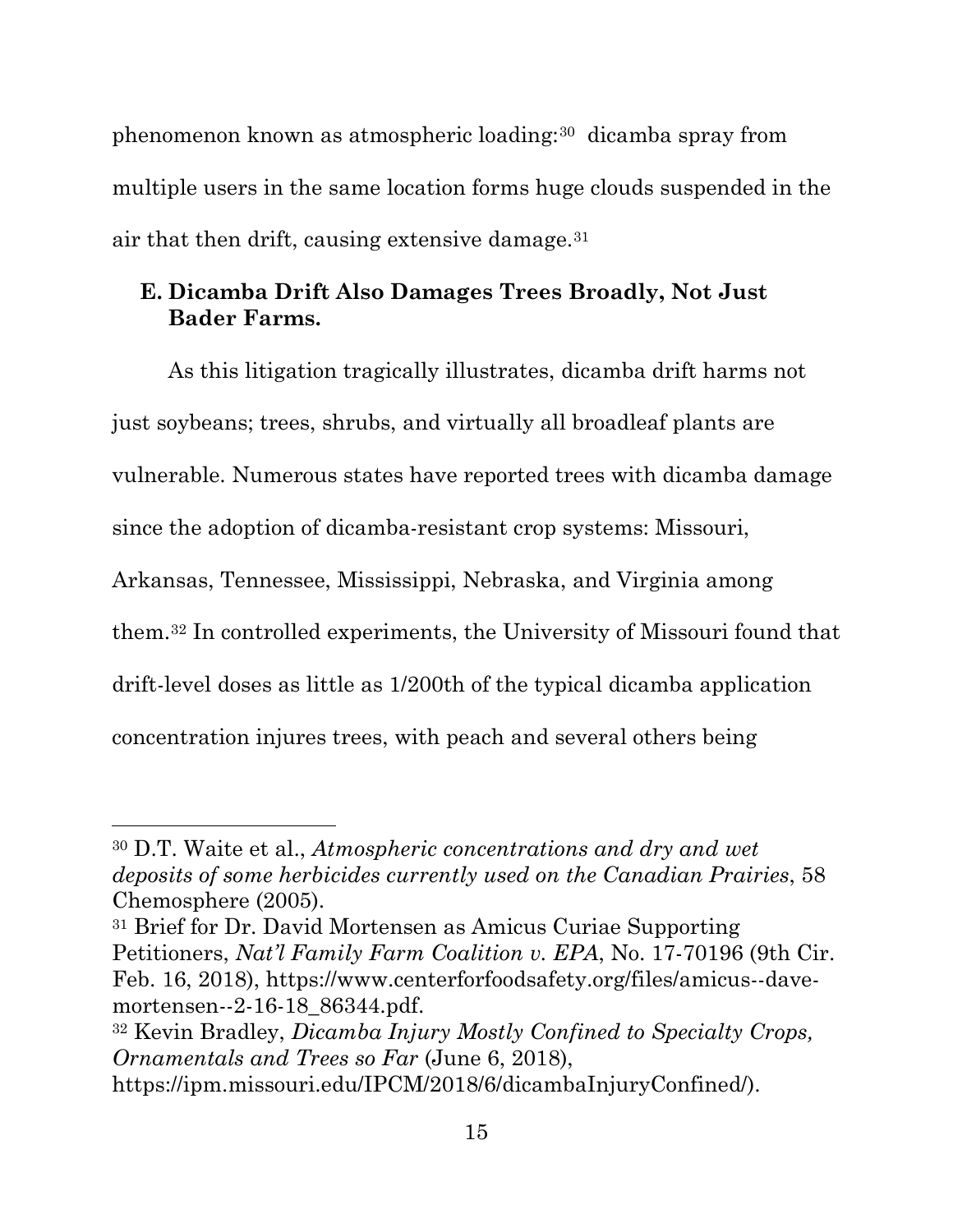phenomenon known as atmospheric loading:[30] dicamba spray from multiple users in the same location forms huge clouds suspended in the air that then drift, causing extensive damage.[31]

### E. Dicamba Drift Also Damages Trees Broadly, Not Just Bader Farms.

As this litigation tragically illustrates, dicamba drift harms not just soybeans; trees, shrubs, and virtually all broadleaf plants are vulnerable. Numerous states have reported trees with dicamba damage since the adoption of dicamba-resistant crop systems: Missouri, Arkansas, Tennessee, Mississippi, Nebraska, and Virginia among them.[32] In controlled experiments, the University of Missouri found that drift-level doses as little as 1/200th of the typical dicamba application concentration injures trees, with peach and several others being

---

[30] D.T. Waite et al., *Atmospheric concentrations and dry and wet deposits of some herbicides currently used on the Canadian Prairies*, 58 Chemosphere (2005).

[31] Brief for Dr. David Mortensen as Amicus Curiae Supporting Petitioners, *Nat'l Family Farm Coalition v. EPA*, No. 17-70196 (9th Cir. Feb. 16, 2018), https://www.centerforfoodsafety.org/files/amicus--dave-mortensen--2-16-18_86344.pdf.

[32] Kevin Bradley, *Dicamba Injury Mostly Confined to Specialty Crops, Ornamentals and Trees so Far* (June 6, 2018), https://ipm.missouri.edu/IPCM/2018/6/dicambaInjuryConfined/).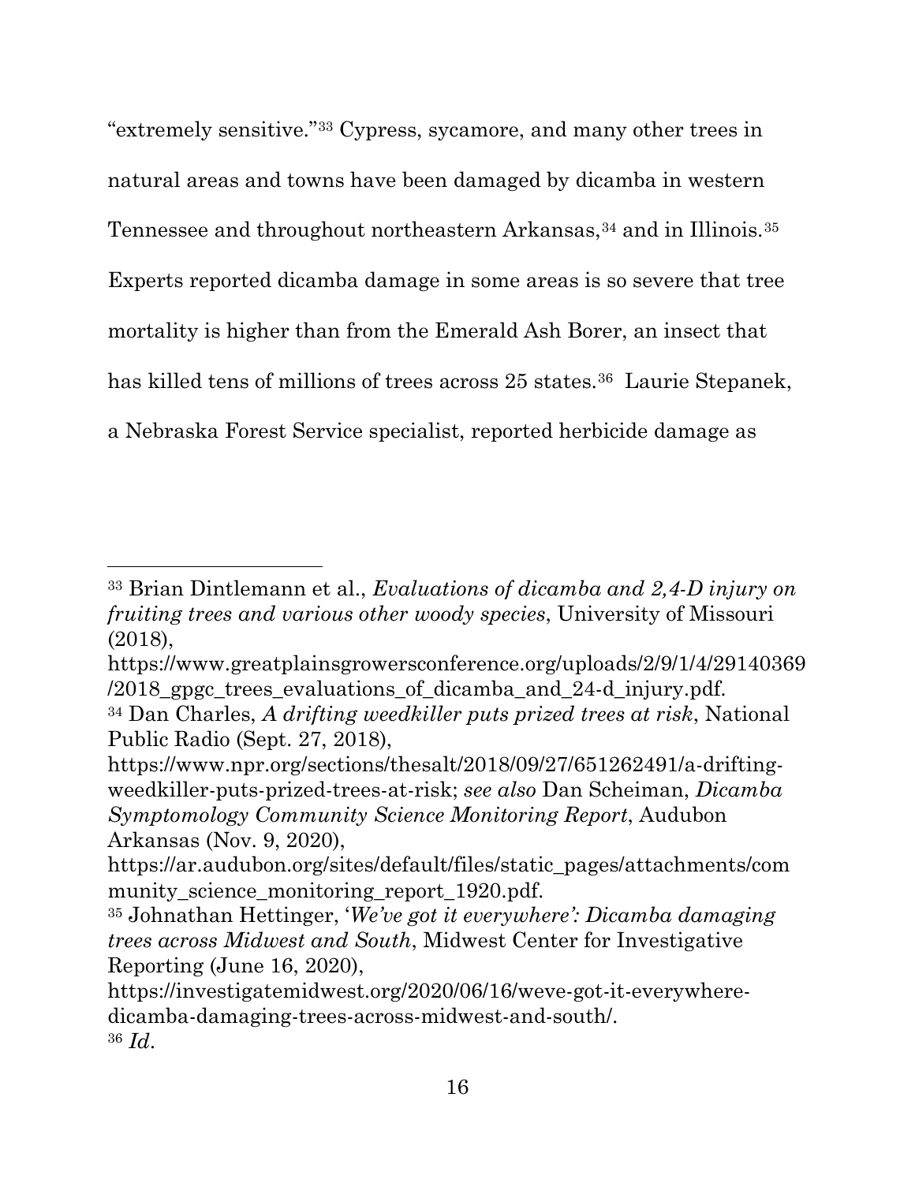"extremely sensitive."[33] Cypress, sycamore, and many other trees in natural areas and towns have been damaged by dicamba in western Tennessee and throughout northeastern Arkansas,[34] and in Illinois.[35] Experts reported dicamba damage in some areas is so severe that tree mortality is higher than from the Emerald Ash Borer, an insect that has killed tens of millions of trees across 25 states.[36] Laurie Stepanek, a Nebraska Forest Service specialist, reported herbicide damage as

---

[33] Brian Dintlemann et al., *Evaluations of dicamba and 2,4-D injury on fruiting trees and various other woody species*, University of Missouri (2018), https://www.greatplainsgrowersconference.org/uploads/2/9/1/4/29140369/2018_gpgc_trees_evaluations_of_dicamba_and_24-d_injury.pdf.

[34] Dan Charles, *A drifting weedkiller puts prized trees at risk*, National Public Radio (Sept. 27, 2018), https://www.npr.org/sections/thesalt/2018/09/27/651262491/a-drifting-weedkiller-puts-prized-trees-at-risk; *see also* Dan Scheiman, *Dicamba Symptomology Community Science Monitoring Report*, Audubon Arkansas (Nov. 9, 2020), https://ar.audubon.org/sites/default/files/static_pages/attachments/community_science_monitoring_report_1920.pdf.

[35] Johnathan Hettinger, '*We've got it everywhere': Dicamba damaging trees across Midwest and South*, Midwest Center for Investigative Reporting (June 16, 2020), https://investigatemidwest.org/2020/06/16/weve-got-it-everywhere-dicamba-damaging-trees-across-midwest-and-south/.

[36] *Id*.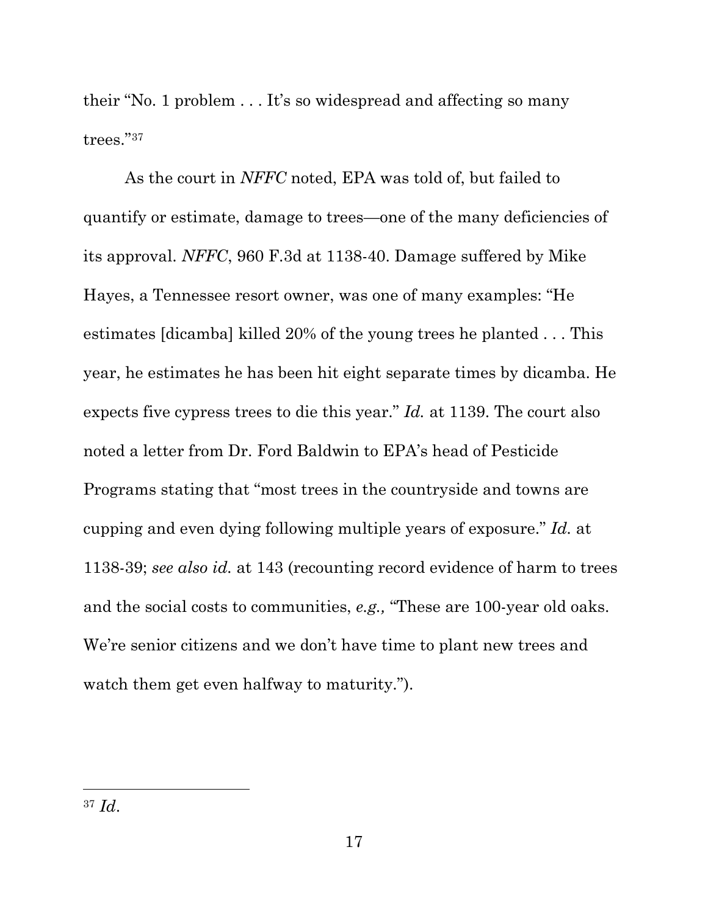their "No. 1 problem . . . It's so widespread and affecting so many trees."[37]

As the court in *NFFC* noted, EPA was told of, but failed to quantify or estimate, damage to trees—one of the many deficiencies of its approval. *NFFC*, 960 F.3d at 1138-40. Damage suffered by Mike Hayes, a Tennessee resort owner, was one of many examples: "He estimates [dicamba] killed 20% of the young trees he planted . . . This year, he estimates he has been hit eight separate times by dicamba. He expects five cypress trees to die this year." *Id.* at 1139. The court also noted a letter from Dr. Ford Baldwin to EPA's head of Pesticide Programs stating that "most trees in the countryside and towns are cupping and even dying following multiple years of exposure." *Id.* at 1138-39; *see also id.* at 143 (recounting record evidence of harm to trees and the social costs to communities, *e.g.,* "These are 100-year old oaks. We're senior citizens and we don't have time to plant new trees and watch them get even halfway to maturity.").

---

[37] *Id.*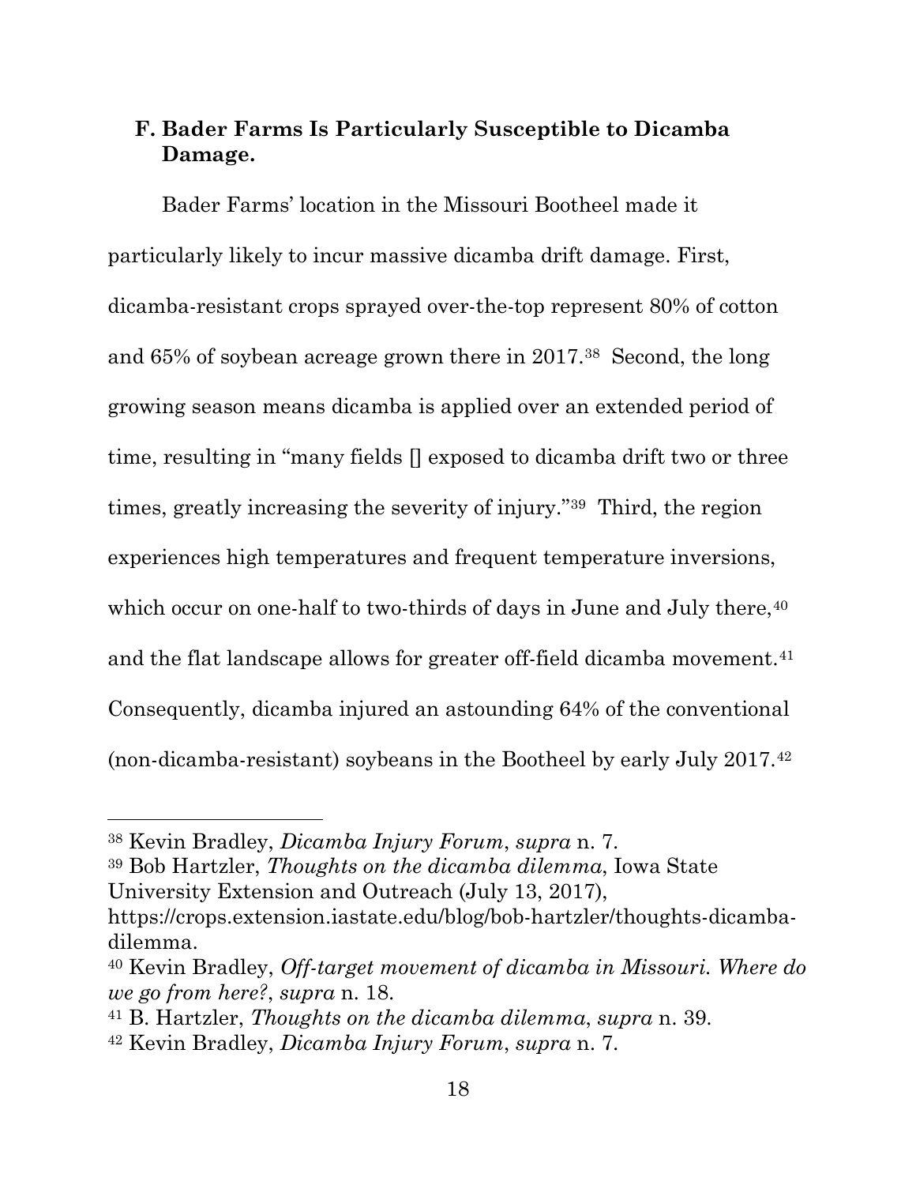### F. Bader Farms Is Particularly Susceptible to Dicamba Damage.

Bader Farms' location in the Missouri Bootheel made it particularly likely to incur massive dicamba drift damage. First, dicamba-resistant crops sprayed over-the-top represent 80% of cotton and 65% of soybean acreage grown there in 2017.[38] Second, the long growing season means dicamba is applied over an extended period of time, resulting in "many fields [] exposed to dicamba drift two or three times, greatly increasing the severity of injury."[39] Third, the region experiences high temperatures and frequent temperature inversions, which occur on one-half to two-thirds of days in June and July there,[40] and the flat landscape allows for greater off-field dicamba movement.[41] Consequently, dicamba injured an astounding 64% of the conventional (non-dicamba-resistant) soybeans in the Bootheel by early July 2017.[42]

---

[38] Kevin Bradley, *Dicamba Injury Forum*, *supra* n. 7.

[39] Bob Hartzler, *Thoughts on the dicamba dilemma*, Iowa State University Extension and Outreach (July 13, 2017), https://crops.extension.iastate.edu/blog/bob-hartzler/thoughts-dicamba-dilemma.

[40] Kevin Bradley, *Off-target movement of dicamba in Missouri. Where do we go from here?*, *supra* n. 18.

[41] B. Hartzler, *Thoughts on the dicamba dilemma*, *supra* n. 39.

[42] Kevin Bradley, *Dicamba Injury Forum*, *supra* n. 7.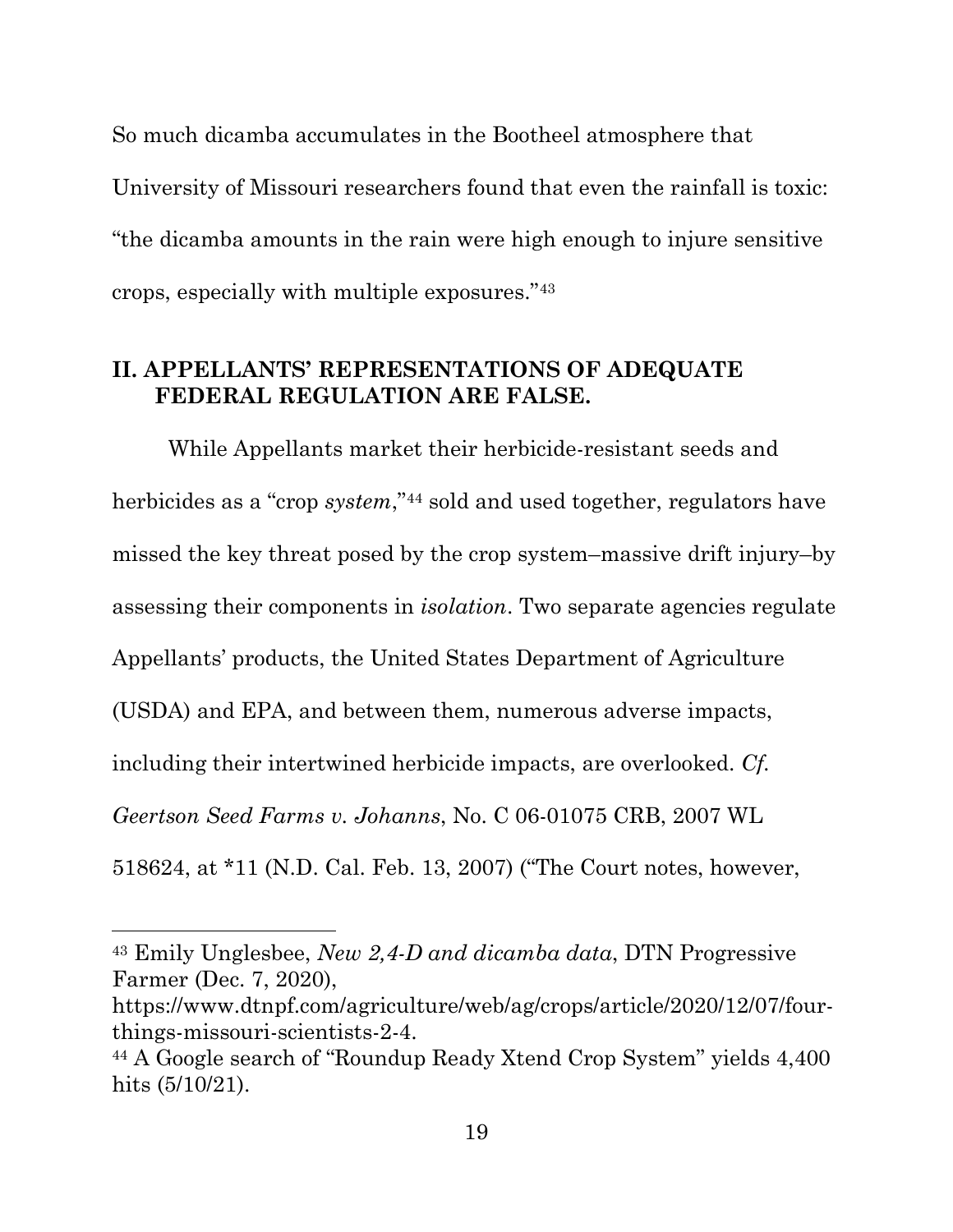So much dicamba accumulates in the Bootheel atmosphere that University of Missouri researchers found that even the rainfall is toxic: "the dicamba amounts in the rain were high enough to injure sensitive crops, especially with multiple exposures."[43]

## II. APPELLANTS' REPRESENTATIONS OF ADEQUATE FEDERAL REGULATION ARE FALSE.

While Appellants market their herbicide-resistant seeds and herbicides as a "crop *system*,"[44] sold and used together, regulators have missed the key threat posed by the crop system–massive drift injury–by assessing their components in *isolation*. Two separate agencies regulate Appellants' products, the United States Department of Agriculture (USDA) and EPA, and between them, numerous adverse impacts, including their intertwined herbicide impacts, are overlooked. *Cf. Geertson Seed Farms v. Johanns*, No. C 06-01075 CRB, 2007 WL 518624, at *11 (N.D. Cal. Feb. 13, 2007) ("The Court notes, however,

---

[43] Emily Unglesbee, *New 2,4-D and dicamba data*, DTN Progressive Farmer (Dec. 7, 2020), https://www.dtnpf.com/agriculture/web/ag/crops/article/2020/12/07/four-things-missouri-scientists-2-4.

[44] A Google search of "Roundup Ready Xtend Crop System" yields 4,400 hits (5/10/21).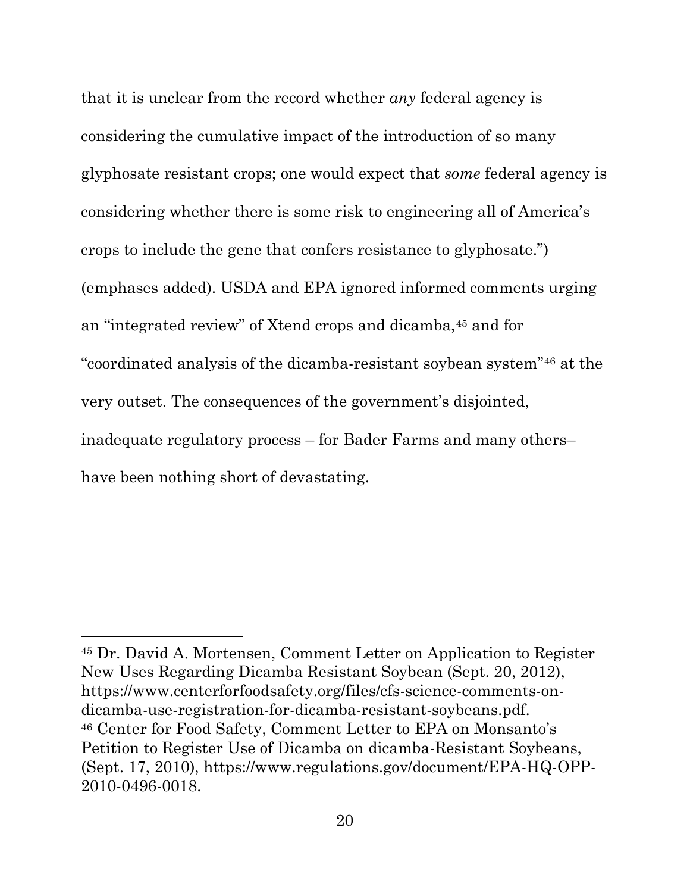that it is unclear from the record whether *any* federal agency is considering the cumulative impact of the introduction of so many glyphosate resistant crops; one would expect that *some* federal agency is considering whether there is some risk to engineering all of America's crops to include the gene that confers resistance to glyphosate.") (emphases added). USDA and EPA ignored informed comments urging an "integrated review" of Xtend crops and dicamba,[45] and for "coordinated analysis of the dicamba-resistant soybean system"[46] at the very outset. The consequences of the government's disjointed, inadequate regulatory process – for Bader Farms and many others– have been nothing short of devastating.

---

[45] Dr. David A. Mortensen, Comment Letter on Application to Register New Uses Regarding Dicamba Resistant Soybean (Sept. 20, 2012), https://www.centerforfoodsafety.org/files/cfs-science-comments-on-dicamba-use-registration-for-dicamba-resistant-soybeans.pdf.

[46] Center for Food Safety, Comment Letter to EPA on Monsanto's Petition to Register Use of Dicamba on dicamba-Resistant Soybeans, (Sept. 17, 2010), https://www.regulations.gov/document/EPA-HQ-OPP-2010-0496-0018.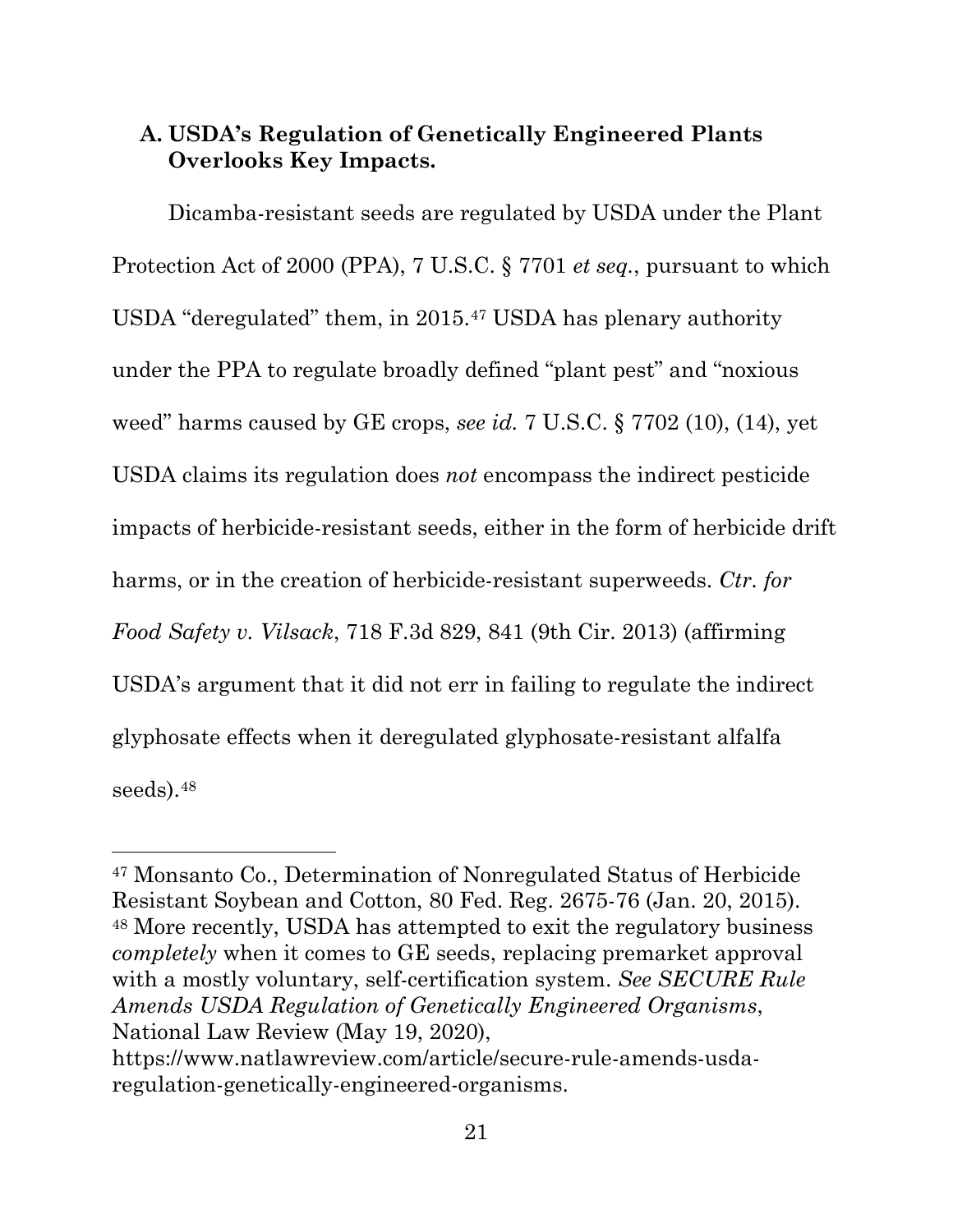### A. USDA's Regulation of Genetically Engineered Plants Overlooks Key Impacts.

Dicamba-resistant seeds are regulated by USDA under the Plant Protection Act of 2000 (PPA), 7 U.S.C. § 7701 *et seq.*, pursuant to which USDA "deregulated" them, in 2015.[47] USDA has plenary authority under the PPA to regulate broadly defined "plant pest" and "noxious weed" harms caused by GE crops, *see id.* 7 U.S.C. § 7702 (10), (14), yet USDA claims its regulation does *not* encompass the indirect pesticide impacts of herbicide-resistant seeds, either in the form of herbicide drift harms, or in the creation of herbicide-resistant superweeds. *Ctr. for Food Safety v. Vilsack*, 718 F.3d 829, 841 (9th Cir. 2013) (affirming USDA's argument that it did not err in failing to regulate the indirect glyphosate effects when it deregulated glyphosate-resistant alfalfa seeds).[48]

---

[47] Monsanto Co., Determination of Nonregulated Status of Herbicide Resistant Soybean and Cotton, 80 Fed. Reg. 2675-76 (Jan. 20, 2015).

[48] More recently, USDA has attempted to exit the regulatory business *completely* when it comes to GE seeds, replacing premarket approval with a mostly voluntary, self-certification system. *See SECURE Rule Amends USDA Regulation of Genetically Engineered Organisms*, National Law Review (May 19, 2020), https://www.natlawreview.com/article/secure-rule-amends-usda-regulation-genetically-engineered-organisms.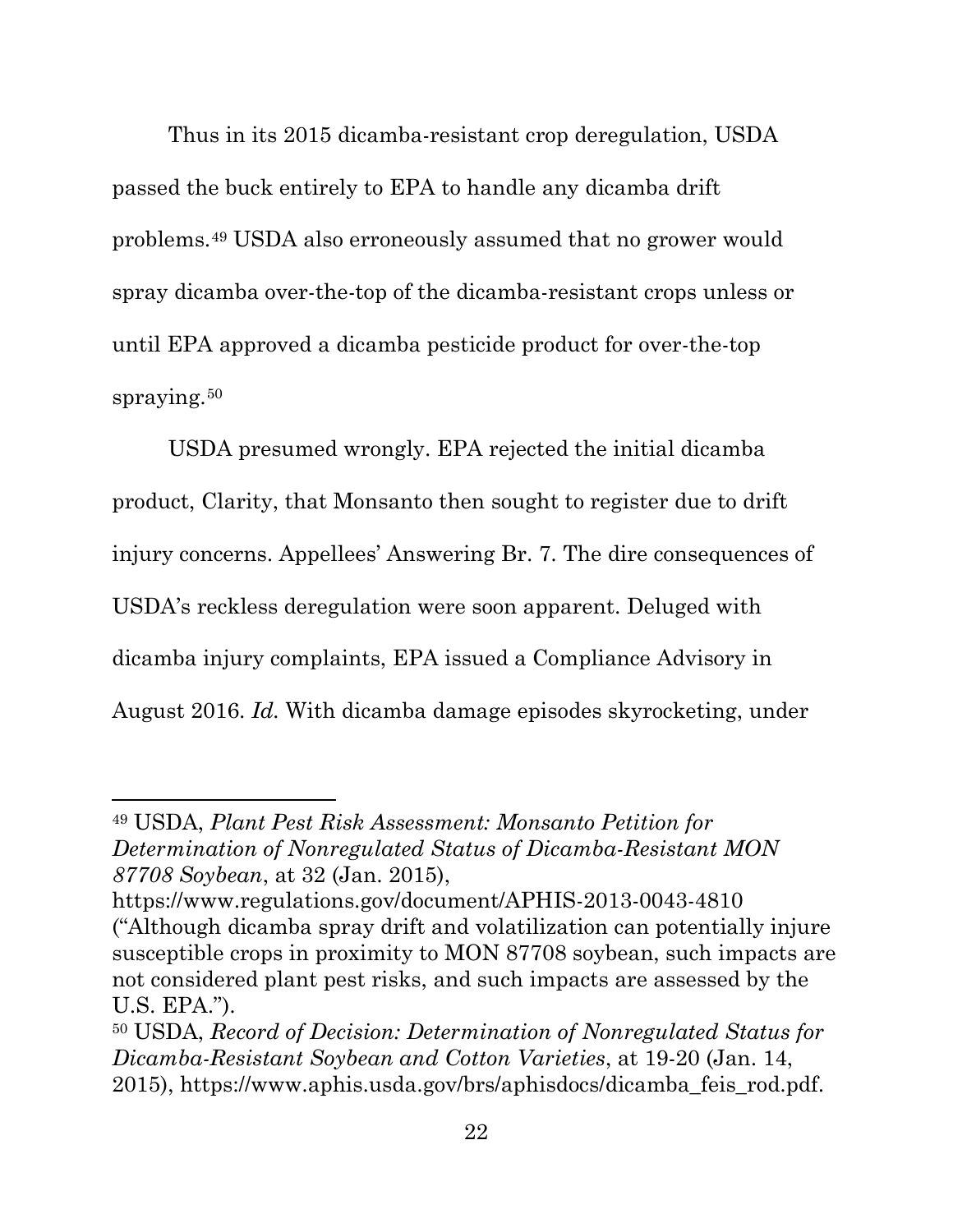Thus in its 2015 dicamba-resistant crop deregulation, USDA passed the buck entirely to EPA to handle any dicamba drift problems.[49] USDA also erroneously assumed that no grower would spray dicamba over-the-top of the dicamba-resistant crops unless or until EPA approved a dicamba pesticide product for over-the-top spraying.[50]

USDA presumed wrongly. EPA rejected the initial dicamba product, Clarity, that Monsanto then sought to register due to drift injury concerns. Appellees' Answering Br. 7. The dire consequences of USDA's reckless deregulation were soon apparent. Deluged with dicamba injury complaints, EPA issued a Compliance Advisory in August 2016. *Id.* With dicamba damage episodes skyrocketing, under

---

[49] USDA, *Plant Pest Risk Assessment: Monsanto Petition for Determination of Nonregulated Status of Dicamba-Resistant MON 87708 Soybean*, at 32 (Jan. 2015), https://www.regulations.gov/document/APHIS-2013-0043-4810 ("Although dicamba spray drift and volatilization can potentially injure susceptible crops in proximity to MON 87708 soybean, such impacts are not considered plant pest risks, and such impacts are assessed by the U.S. EPA.").

[50] USDA, *Record of Decision: Determination of Nonregulated Status for Dicamba-Resistant Soybean and Cotton Varieties*, at 19-20 (Jan. 14, 2015), https://www.aphis.usda.gov/brs/aphisdocs/dicamba_feis_rod.pdf.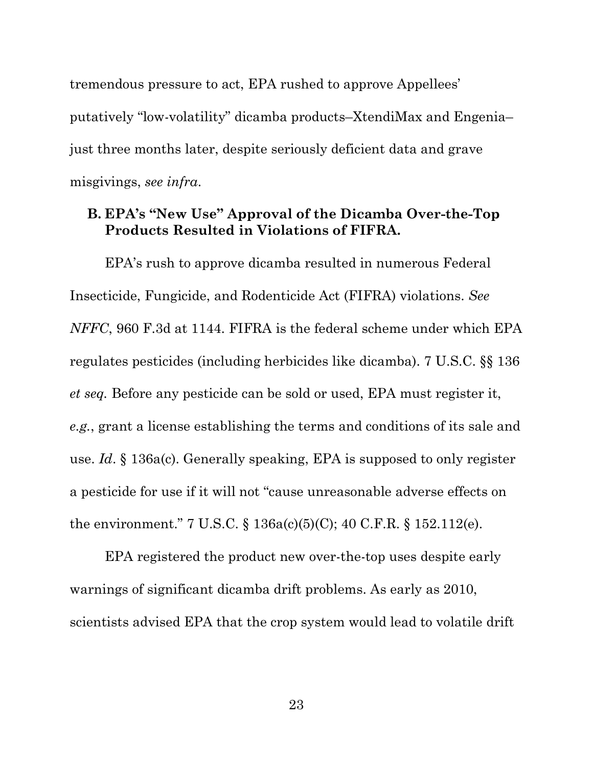tremendous pressure to act, EPA rushed to approve Appellees' putatively "low-volatility" dicamba products–XtendiMax and Engenia–just three months later, despite seriously deficient data and grave misgivings, *see infra*.

### B. EPA's "New Use" Approval of the Dicamba Over-the-Top Products Resulted in Violations of FIFRA.

EPA's rush to approve dicamba resulted in numerous Federal Insecticide, Fungicide, and Rodenticide Act (FIFRA) violations. *See NFFC*, 960 F.3d at 1144. FIFRA is the federal scheme under which EPA regulates pesticides (including herbicides like dicamba). 7 U.S.C. §§ 136 *et seq.* Before any pesticide can be sold or used, EPA must register it, *e.g.*, grant a license establishing the terms and conditions of its sale and use. *Id*. § 136a(c). Generally speaking, EPA is supposed to only register a pesticide for use if it will not "cause unreasonable adverse effects on the environment." 7 U.S.C. § 136a(c)(5)(C); 40 C.F.R. § 152.112(e).

EPA registered the product new over-the-top uses despite early warnings of significant dicamba drift problems. As early as 2010, scientists advised EPA that the crop system would lead to volatile drift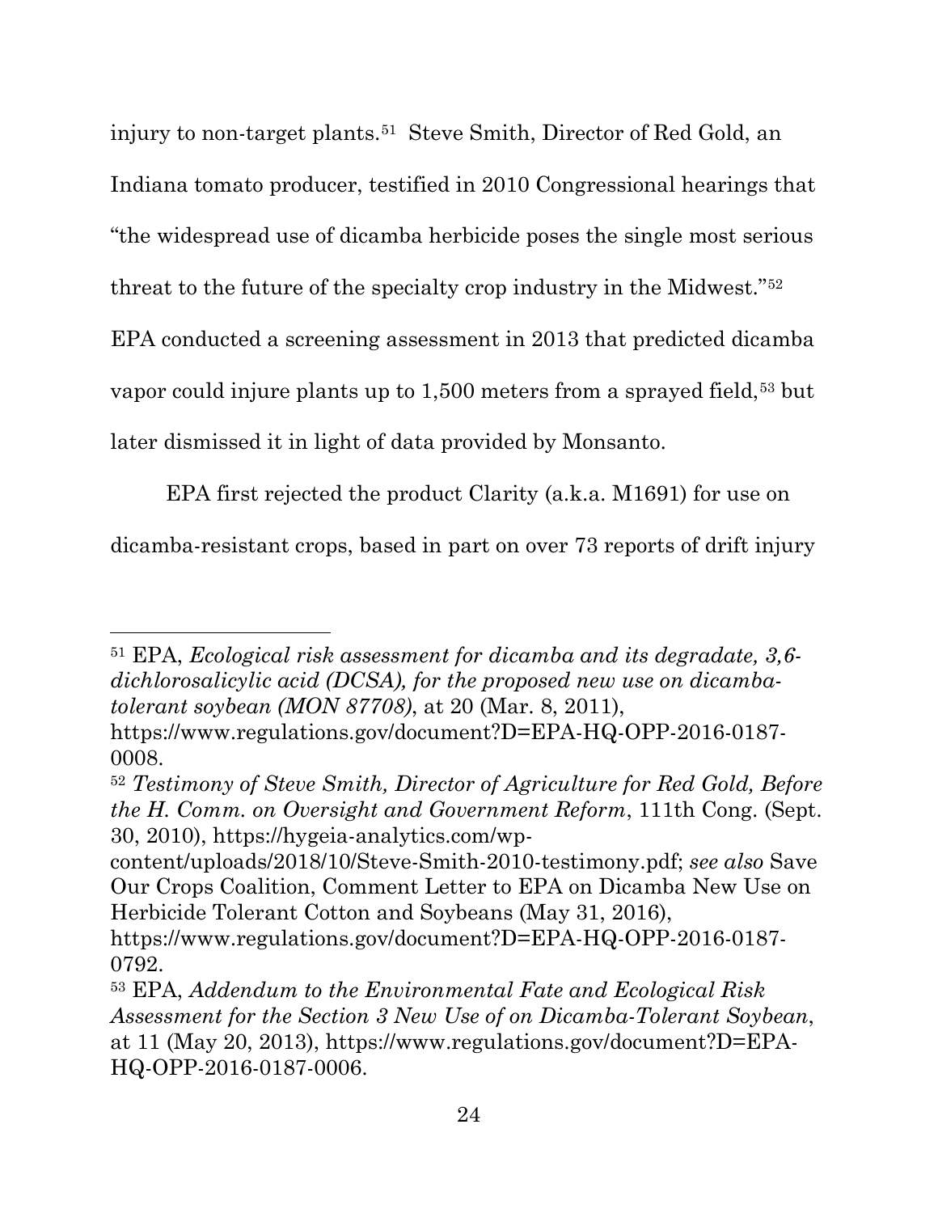injury to non-target plants.[51] Steve Smith, Director of Red Gold, an Indiana tomato producer, testified in 2010 Congressional hearings that "the widespread use of dicamba herbicide poses the single most serious threat to the future of the specialty crop industry in the Midwest."[52] EPA conducted a screening assessment in 2013 that predicted dicamba vapor could injure plants up to 1,500 meters from a sprayed field,[53] but later dismissed it in light of data provided by Monsanto.

EPA first rejected the product Clarity (a.k.a. M1691) for use on dicamba-resistant crops, based in part on over 73 reports of drift injury

---

[51] EPA, *Ecological risk assessment for dicamba and its degradate, 3,6-dichlorosalicylic acid (DCSA), for the proposed new use on dicamba-tolerant soybean (MON 87708)*, at 20 (Mar. 8, 2011), https://www.regulations.gov/document?D=EPA-HQ-OPP-2016-0187-0008.

[52] *Testimony of Steve Smith, Director of Agriculture for Red Gold, Before the H. Comm. on Oversight and Government Reform*, 111th Cong. (Sept. 30, 2010), https://hygeia-analytics.com/wp-content/uploads/2018/10/Steve-Smith-2010-testimony.pdf; *see also* Save Our Crops Coalition, Comment Letter to EPA on Dicamba New Use on Herbicide Tolerant Cotton and Soybeans (May 31, 2016), https://www.regulations.gov/document?D=EPA-HQ-OPP-2016-0187-0792.

[53] EPA, *Addendum to the Environmental Fate and Ecological Risk Assessment for the Section 3 New Use of on Dicamba-Tolerant Soybean*, at 11 (May 20, 2013), https://www.regulations.gov/document?D=EPA-HQ-OPP-2016-0187-0006.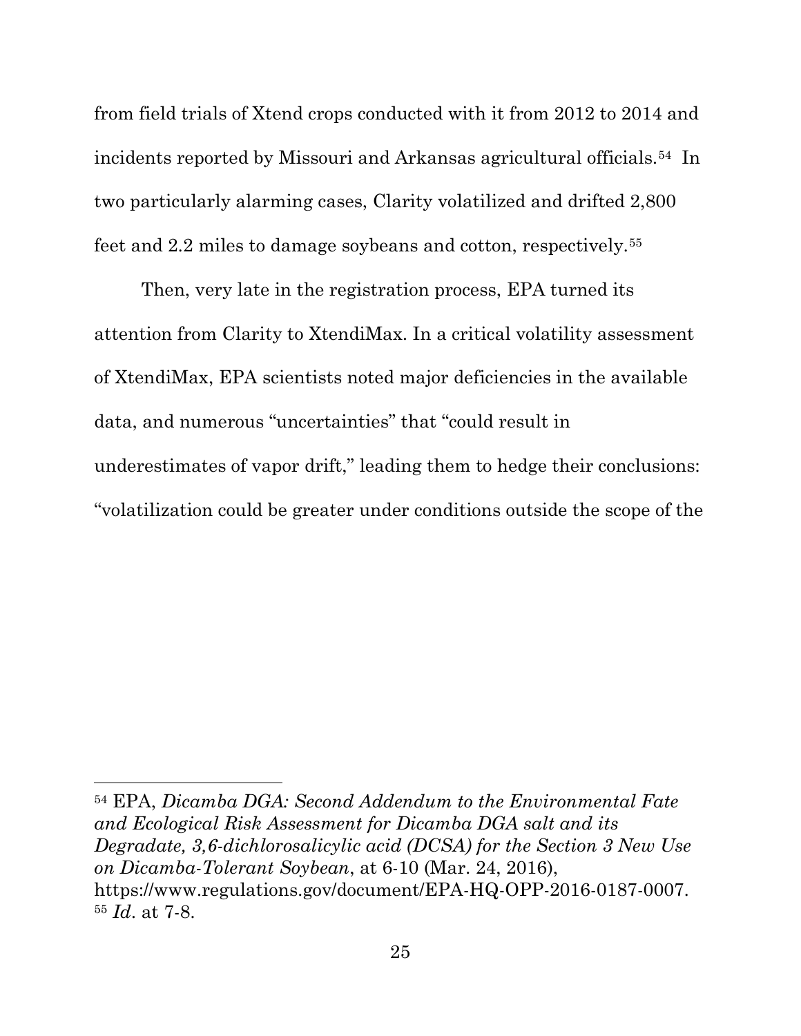from field trials of Xtend crops conducted with it from 2012 to 2014 and incidents reported by Missouri and Arkansas agricultural officials.[54] In two particularly alarming cases, Clarity volatilized and drifted 2,800 feet and 2.2 miles to damage soybeans and cotton, respectively.[55]

Then, very late in the registration process, EPA turned its attention from Clarity to XtendiMax. In a critical volatility assessment of XtendiMax, EPA scientists noted major deficiencies in the available data, and numerous "uncertainties" that "could result in underestimates of vapor drift," leading them to hedge their conclusions: "volatilization could be greater under conditions outside the scope of the

---

[54] EPA, *Dicamba DGA: Second Addendum to the Environmental Fate and Ecological Risk Assessment for Dicamba DGA salt and its Degradate, 3,6-dichlorosalicylic acid (DCSA) for the Section 3 New Use on Dicamba-Tolerant Soybean*, at 6-10 (Mar. 24, 2016), https://www.regulations.gov/document/EPA-HQ-OPP-2016-0187-0007.

[55] *Id*. at 7-8.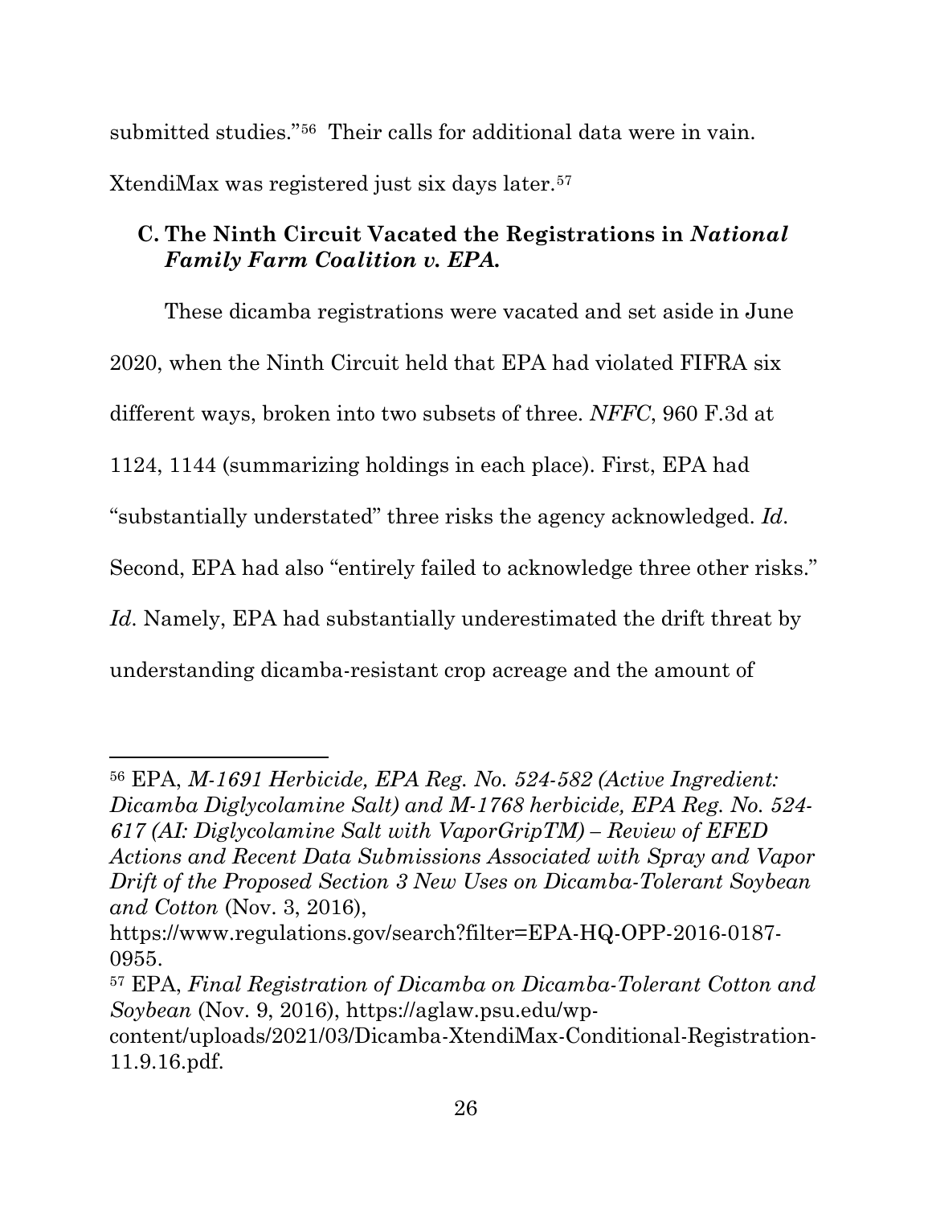submitted studies."[56] Their calls for additional data were in vain. XtendiMax was registered just six days later.[57]

### C. The Ninth Circuit Vacated the Registrations in *National Family Farm Coalition v. EPA.*

These dicamba registrations were vacated and set aside in June 2020, when the Ninth Circuit held that EPA had violated FIFRA six different ways, broken into two subsets of three. *NFFC*, 960 F.3d at 1124, 1144 (summarizing holdings in each place). First, EPA had "substantially understated" three risks the agency acknowledged. *Id*. Second, EPA had also "entirely failed to acknowledge three other risks." *Id*. Namely, EPA had substantially underestimated the drift threat by understanding dicamba-resistant crop acreage and the amount of

---

[56] EPA, *M-1691 Herbicide, EPA Reg. No. 524-582 (Active Ingredient: Dicamba Diglycolamine Salt) and M-1768 herbicide, EPA Reg. No. 524-617 (AI: Diglycolamine Salt with VaporGripTM) – Review of EFED Actions and Recent Data Submissions Associated with Spray and Vapor Drift of the Proposed Section 3 New Uses on Dicamba-Tolerant Soybean and Cotton* (Nov. 3, 2016), https://www.regulations.gov/search?filter=EPA-HQ-OPP-2016-0187-0955.

[57] EPA, *Final Registration of Dicamba on Dicamba-Tolerant Cotton and Soybean* (Nov. 9, 2016), https://aglaw.psu.edu/wp-content/uploads/2021/03/Dicamba-XtendiMax-Conditional-Registration-11.9.16.pdf.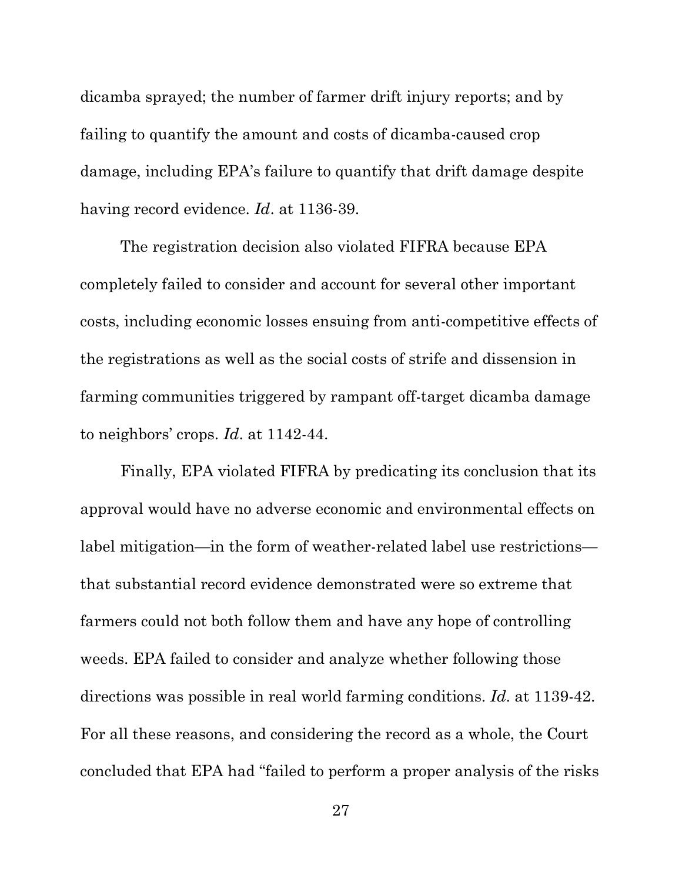dicamba sprayed; the number of farmer drift injury reports; and by failing to quantify the amount and costs of dicamba-caused crop damage, including EPA's failure to quantify that drift damage despite having record evidence. *Id*. at 1136-39.

The registration decision also violated FIFRA because EPA completely failed to consider and account for several other important costs, including economic losses ensuing from anti-competitive effects of the registrations as well as the social costs of strife and dissension in farming communities triggered by rampant off-target dicamba damage to neighbors' crops. *Id*. at 1142-44.

Finally, EPA violated FIFRA by predicating its conclusion that its approval would have no adverse economic and environmental effects on label mitigation—in the form of weather-related label use restrictions—that substantial record evidence demonstrated were so extreme that farmers could not both follow them and have any hope of controlling weeds. EPA failed to consider and analyze whether following those directions was possible in real world farming conditions. *Id*. at 1139-42. For all these reasons, and considering the record as a whole, the Court concluded that EPA had "failed to perform a proper analysis of the risks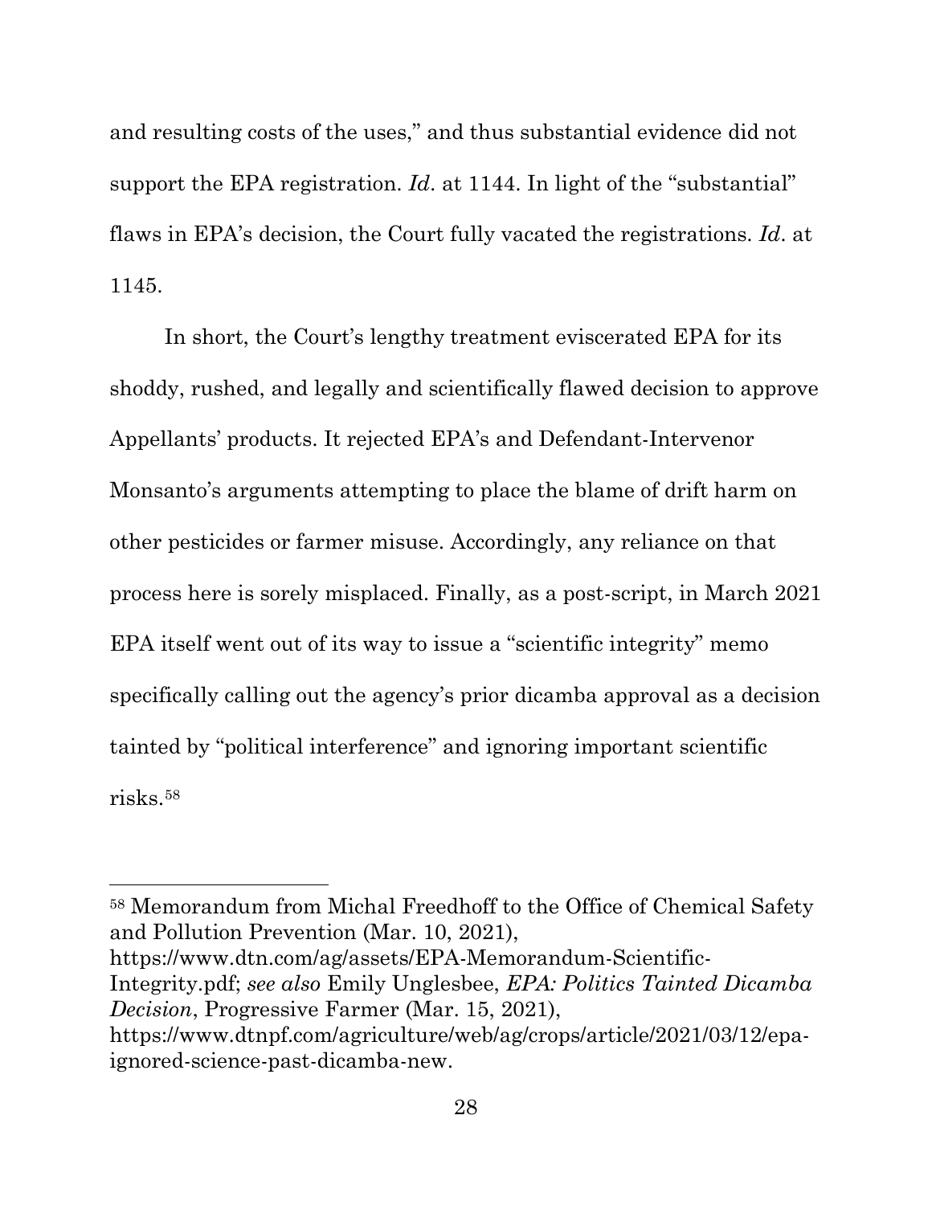and resulting costs of the uses," and thus substantial evidence did not support the EPA registration. *Id*. at 1144. In light of the "substantial" flaws in EPA's decision, the Court fully vacated the registrations. *Id*. at 1145.

In short, the Court's lengthy treatment eviscerated EPA for its shoddy, rushed, and legally and scientifically flawed decision to approve Appellants' products. It rejected EPA's and Defendant-Intervenor Monsanto's arguments attempting to place the blame of drift harm on other pesticides or farmer misuse. Accordingly, any reliance on that process here is sorely misplaced. Finally, as a post-script, in March 2021 EPA itself went out of its way to issue a "scientific integrity" memo specifically calling out the agency's prior dicamba approval as a decision tainted by "political interference" and ignoring important scientific risks.[58]

---

[58] Memorandum from Michal Freedhoff to the Office of Chemical Safety and Pollution Prevention (Mar. 10, 2021), https://www.dtn.com/ag/assets/EPA-Memorandum-Scientific-Integrity.pdf; *see also* Emily Unglesbee, *EPA: Politics Tainted Dicamba Decision*, Progressive Farmer (Mar. 15, 2021), https://www.dtnpf.com/agriculture/web/ag/crops/article/2021/03/12/epa-ignored-science-past-dicamba-new.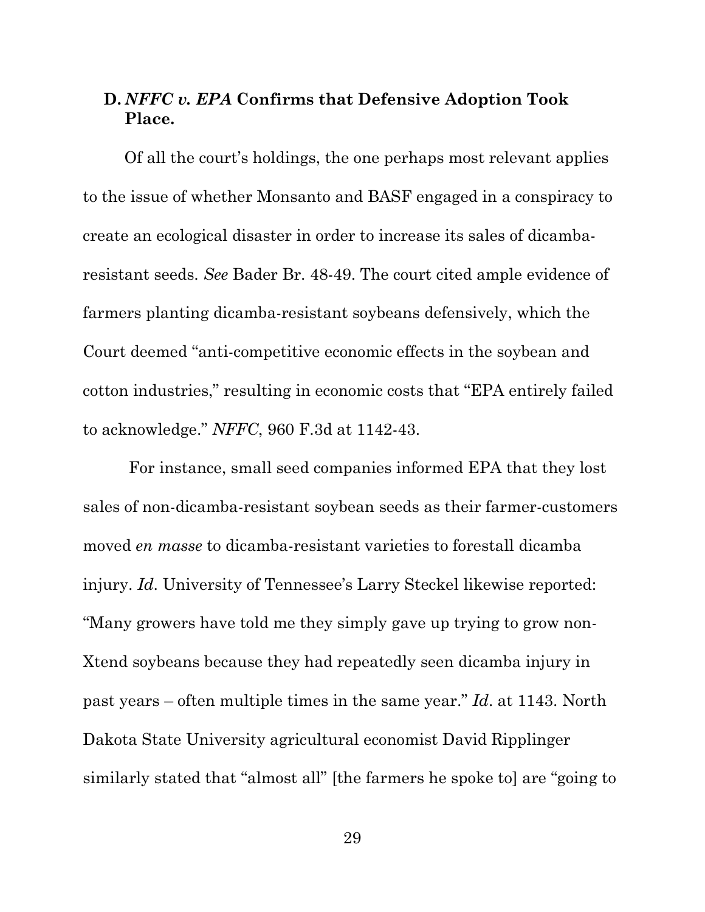### D. *NFFC v. EPA* Confirms that Defensive Adoption Took Place.

Of all the court's holdings, the one perhaps most relevant applies to the issue of whether Monsanto and BASF engaged in a conspiracy to create an ecological disaster in order to increase its sales of dicamba-resistant seeds. *See* Bader Br. 48-49. The court cited ample evidence of farmers planting dicamba-resistant soybeans defensively, which the Court deemed "anti-competitive economic effects in the soybean and cotton industries," resulting in economic costs that "EPA entirely failed to acknowledge." *NFFC*, 960 F.3d at 1142-43.

For instance, small seed companies informed EPA that they lost sales of non-dicamba-resistant soybean seeds as their farmer-customers moved *en masse* to dicamba-resistant varieties to forestall dicamba injury. *Id*. University of Tennessee's Larry Steckel likewise reported: "Many growers have told me they simply gave up trying to grow non-Xtend soybeans because they had repeatedly seen dicamba injury in past years – often multiple times in the same year." *Id*. at 1143. North Dakota State University agricultural economist David Ripplinger similarly stated that "almost all" [the farmers he spoke to] are "going to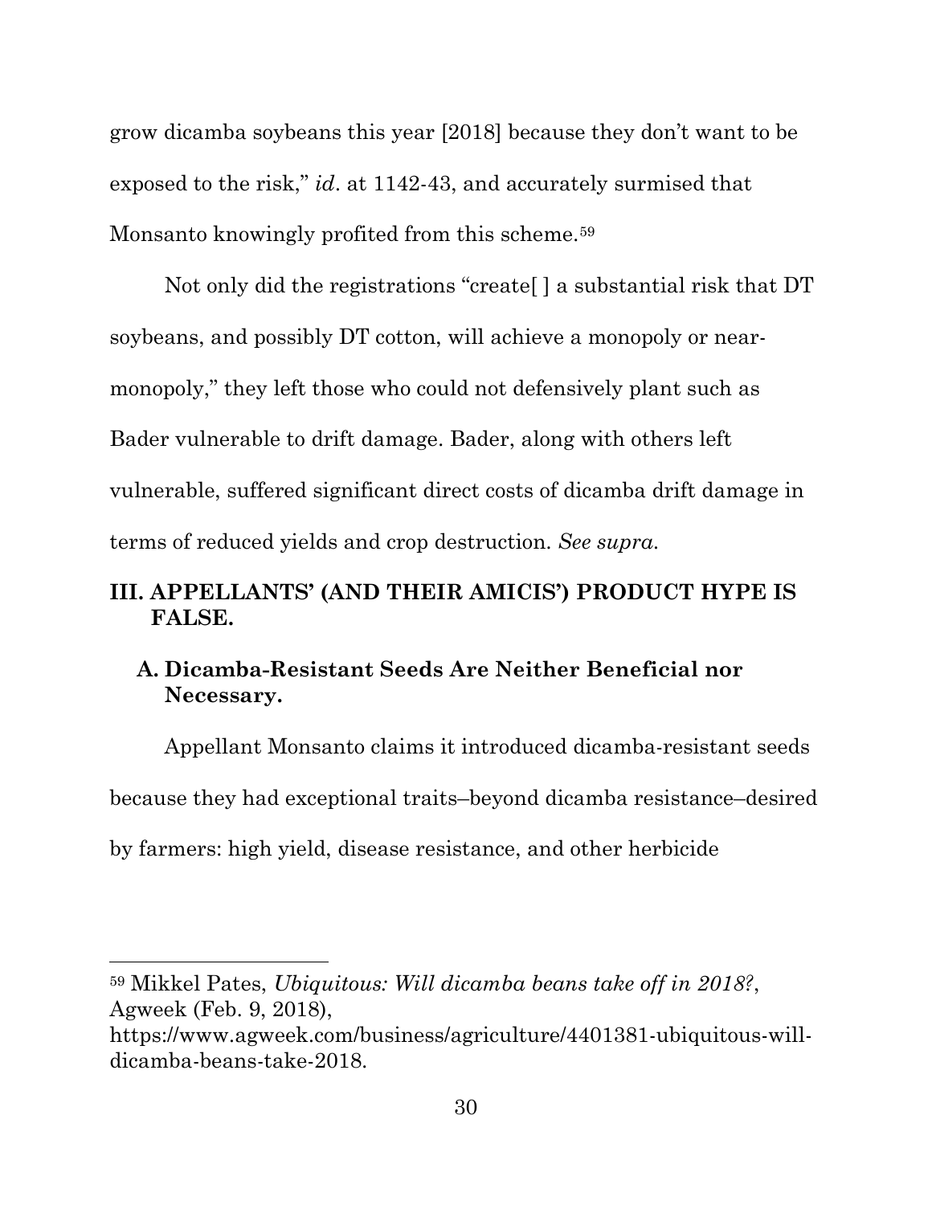grow dicamba soybeans this year [2018] because they don't want to be exposed to the risk," *id*. at 1142-43, and accurately surmised that Monsanto knowingly profited from this scheme.[59]

Not only did the registrations "create[ ] a substantial risk that DT soybeans, and possibly DT cotton, will achieve a monopoly or near-monopoly," they left those who could not defensively plant such as Bader vulnerable to drift damage. Bader, along with others left vulnerable, suffered significant direct costs of dicamba drift damage in terms of reduced yields and crop destruction. *See supra.*

## III. APPELLANTS' (AND THEIR AMICIS') PRODUCT HYPE IS FALSE.

### A. Dicamba-Resistant Seeds Are Neither Beneficial nor Necessary.

Appellant Monsanto claims it introduced dicamba-resistant seeds because they had exceptional traits–beyond dicamba resistance–desired by farmers: high yield, disease resistance, and other herbicide

---

[59] Mikkel Pates, *Ubiquitous: Will dicamba beans take off in 2018?*, Agweek (Feb. 9, 2018), https://www.agweek.com/business/agriculture/4401381-ubiquitous-will-dicamba-beans-take-2018.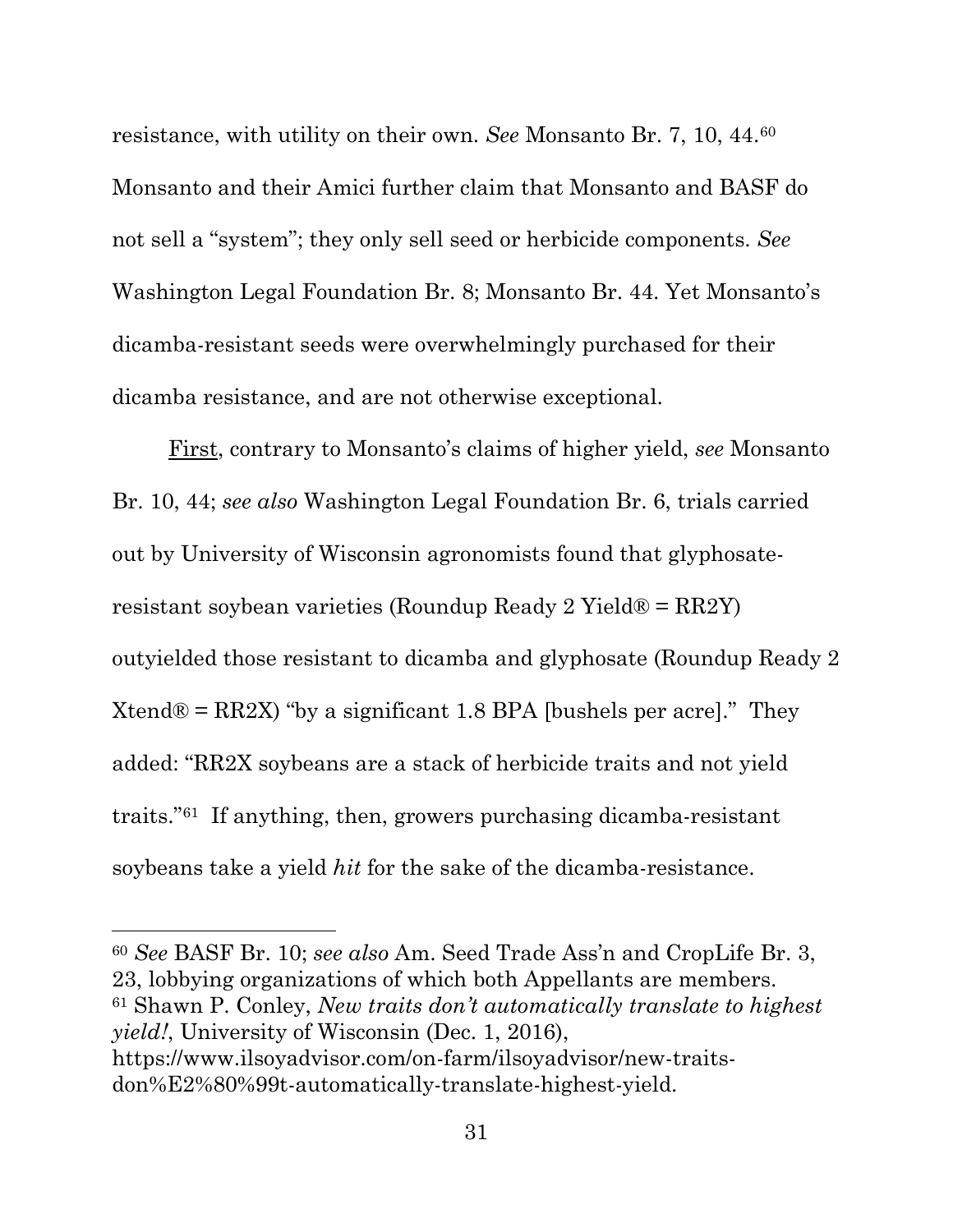resistance, with utility on their own. *See* Monsanto Br. 7, 10, 44.[60] Monsanto and their Amici further claim that Monsanto and BASF do not sell a "system"; they only sell seed or herbicide components. *See* Washington Legal Foundation Br. 8; Monsanto Br. 44. Yet Monsanto's dicamba-resistant seeds were overwhelmingly purchased for their dicamba resistance, and are not otherwise exceptional.

First, contrary to Monsanto's claims of higher yield, *see* Monsanto Br. 10, 44; *see also* Washington Legal Foundation Br. 6, trials carried out by University of Wisconsin agronomists found that glyphosate-resistant soybean varieties (Roundup Ready 2 Yield® = RR2Y) outyielded those resistant to dicamba and glyphosate (Roundup Ready 2 Xtend® = RR2X) "by a significant 1.8 BPA [bushels per acre]." They added: "RR2X soybeans are a stack of herbicide traits and not yield traits."[61] If anything, then, growers purchasing dicamba-resistant soybeans take a yield *hit* for the sake of the dicamba-resistance.

---

[60] *See* BASF Br. 10; *see also* Am. Seed Trade Ass'n and CropLife Br. 3, 23, lobbying organizations of which both Appellants are members.

[61] Shawn P. Conley, *New traits don't automatically translate to highest yield!*, University of Wisconsin (Dec. 1, 2016), https://www.ilsoyadvisor.com/on-farm/ilsoyadvisor/new-traits-don%E2%80%99t-automatically-translate-highest-yield.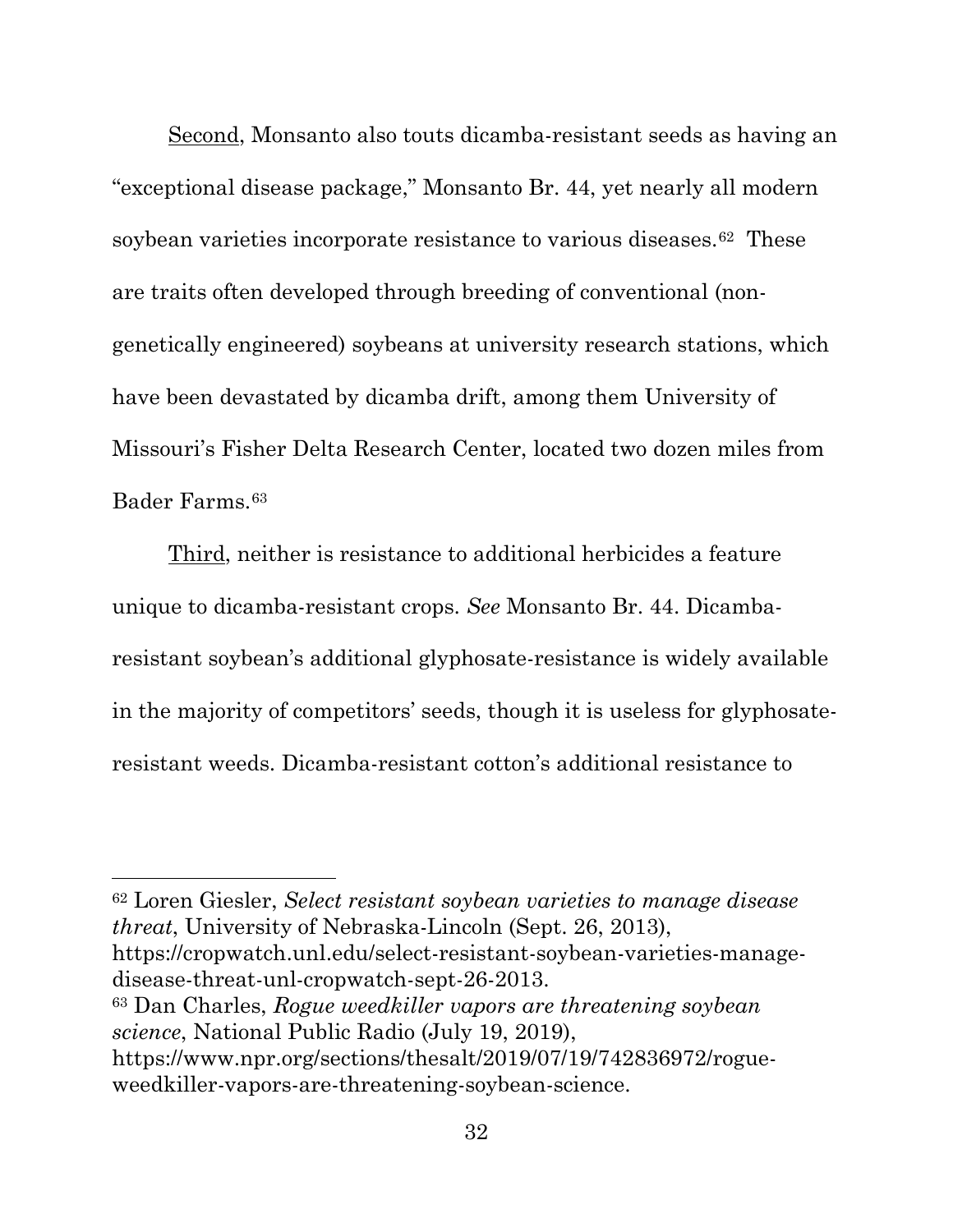Second, Monsanto also touts dicamba-resistant seeds as having an "exceptional disease package," Monsanto Br. 44, yet nearly all modern soybean varieties incorporate resistance to various diseases.[62] These are traits often developed through breeding of conventional (non-genetically engineered) soybeans at university research stations, which have been devastated by dicamba drift, among them University of Missouri's Fisher Delta Research Center, located two dozen miles from Bader Farms.[63]

Third, neither is resistance to additional herbicides a feature unique to dicamba-resistant crops. *See* Monsanto Br. 44. Dicamba-resistant soybean's additional glyphosate-resistance is widely available in the majority of competitors' seeds, though it is useless for glyphosate-resistant weeds. Dicamba-resistant cotton's additional resistance to

---

[62] Loren Giesler, *Select resistant soybean varieties to manage disease threat*, University of Nebraska-Lincoln (Sept. 26, 2013), https://cropwatch.unl.edu/select-resistant-soybean-varieties-manage-disease-threat-unl-cropwatch-sept-26-2013.

[63] Dan Charles, *Rogue weedkiller vapors are threatening soybean science*, National Public Radio (July 19, 2019), https://www.npr.org/sections/thesalt/2019/07/19/742836972/rogue-weedkiller-vapors-are-threatening-soybean-science.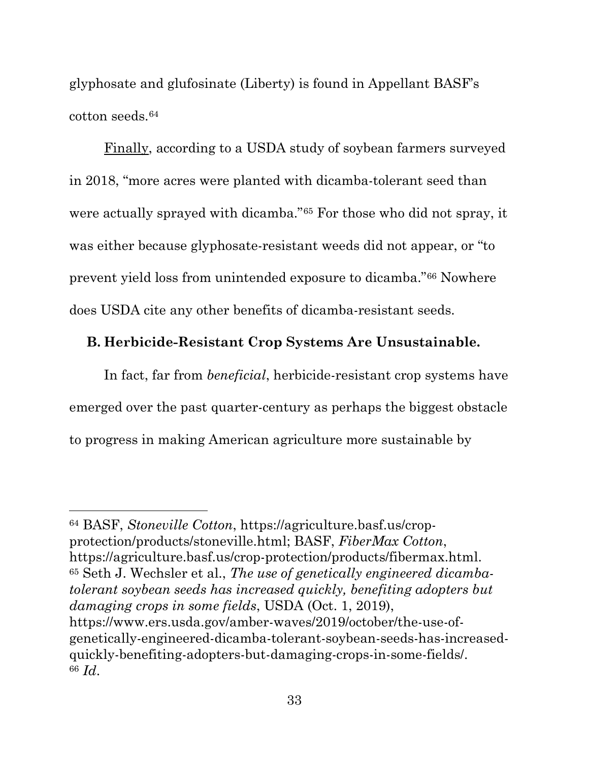glyphosate and glufosinate (Liberty) is found in Appellant BASF's cotton seeds.[64]

Finally, according to a USDA study of soybean farmers surveyed in 2018, "more acres were planted with dicamba-tolerant seed than were actually sprayed with dicamba."[65] For those who did not spray, it was either because glyphosate-resistant weeds did not appear, or "to prevent yield loss from unintended exposure to dicamba."[66] Nowhere does USDA cite any other benefits of dicamba-resistant seeds.

### B. Herbicide-Resistant Crop Systems Are Unsustainable.

In fact, far from *beneficial*, herbicide-resistant crop systems have emerged over the past quarter-century as perhaps the biggest obstacle to progress in making American agriculture more sustainable by

---

[64] BASF, *Stoneville Cotton*, https://agriculture.basf.us/crop-protection/products/stoneville.html; BASF, *FiberMax Cotton*, https://agriculture.basf.us/crop-protection/products/fibermax.html.

[65] Seth J. Wechsler et al., *The use of genetically engineered dicamba-tolerant soybean seeds has increased quickly, benefiting adopters but damaging crops in some fields*, USDA (Oct. 1, 2019), https://www.ers.usda.gov/amber-waves/2019/october/the-use-of-genetically-engineered-dicamba-tolerant-soybean-seeds-has-increased-quickly-benefiting-adopters-but-damaging-crops-in-some-fields/.

[66] *Id*.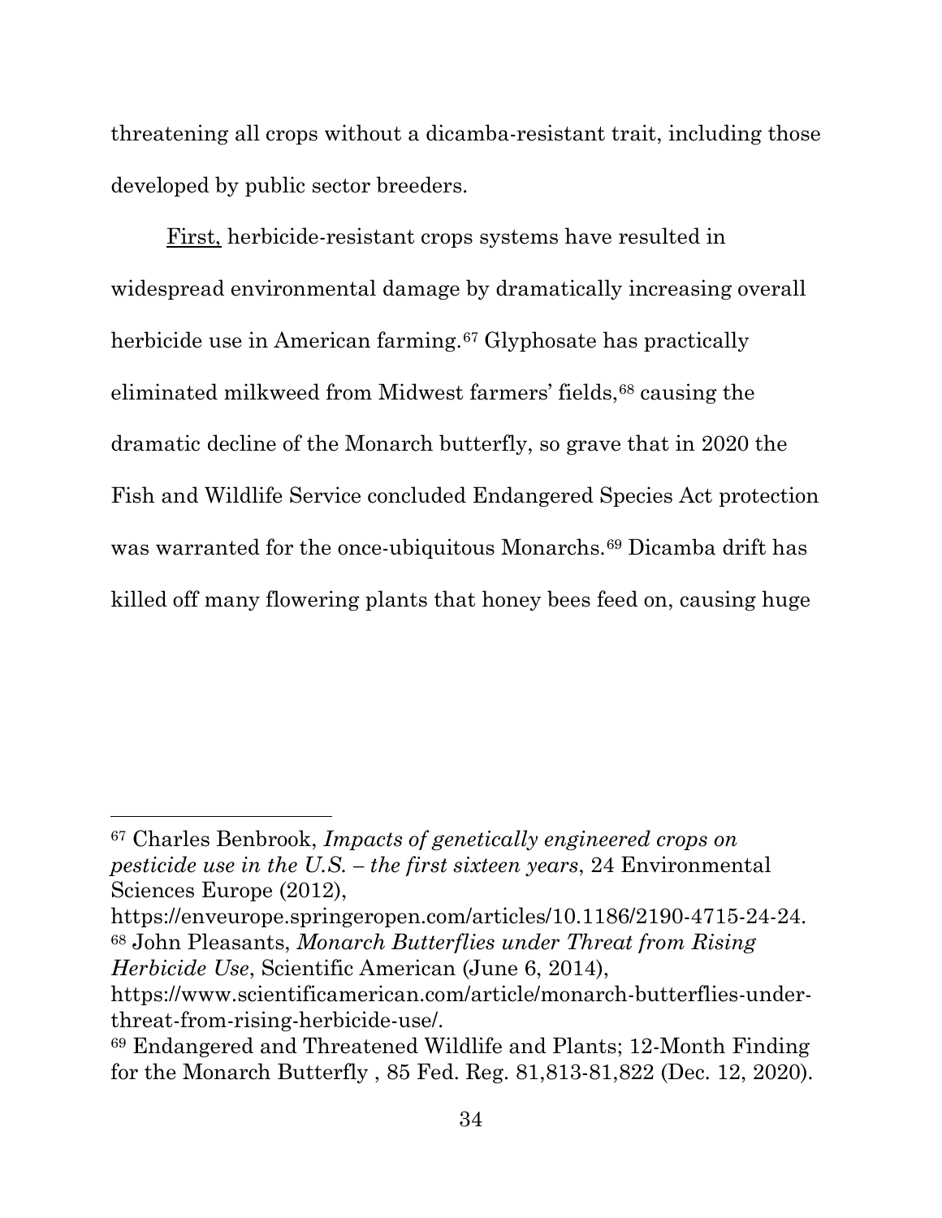threatening all crops without a dicamba-resistant trait, including those developed by public sector breeders.

First, herbicide-resistant crops systems have resulted in widespread environmental damage by dramatically increasing overall herbicide use in American farming.[67] Glyphosate has practically eliminated milkweed from Midwest farmers' fields,[68] causing the dramatic decline of the Monarch butterfly, so grave that in 2020 the Fish and Wildlife Service concluded Endangered Species Act protection was warranted for the once-ubiquitous Monarchs.[69] Dicamba drift has killed off many flowering plants that honey bees feed on, causing huge

---

[67] Charles Benbrook, *Impacts of genetically engineered crops on pesticide use in the U.S. – the first sixteen years*, 24 Environmental Sciences Europe (2012), https://enveurope.springeropen.com/articles/10.1186/2190-4715-24-24.

[68] John Pleasants, *Monarch Butterflies under Threat from Rising Herbicide Use*, Scientific American (June 6, 2014), https://www.scientificamerican.com/article/monarch-butterflies-under-threat-from-rising-herbicide-use/.

[69] Endangered and Threatened Wildlife and Plants; 12-Month Finding for the Monarch Butterfly , 85 Fed. Reg. 81,813-81,822 (Dec. 12, 2020).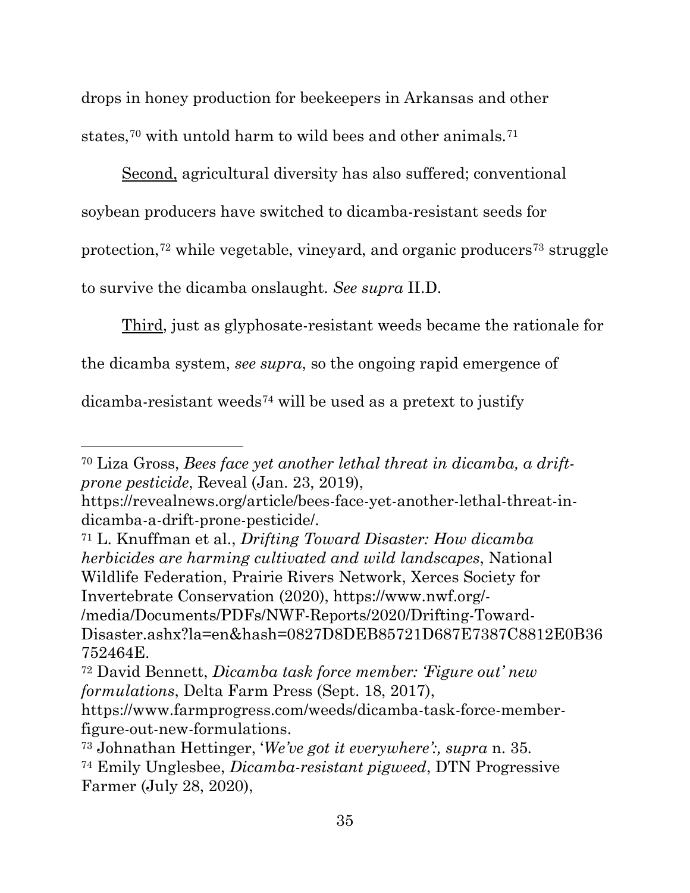drops in honey production for beekeepers in Arkansas and other states,[70] with untold harm to wild bees and other animals.[71]

<u>Second,</u> agricultural diversity has also suffered; conventional soybean producers have switched to dicamba-resistant seeds for protection,[72] while vegetable, vineyard, and organic producers[73] struggle to survive the dicamba onslaught. *See supra* II.D.

<u>Third</u>, just as glyphosate-resistant weeds became the rationale for the dicamba system, *see supra*, so the ongoing rapid emergence of dicamba-resistant weeds[74] will be used as a pretext to justify

---

[70] Liza Gross, *Bees face yet another lethal threat in dicamba, a drift-prone pesticide*, Reveal (Jan. 23, 2019), https://revealnews.org/article/bees-face-yet-another-lethal-threat-in-dicamba-a-drift-prone-pesticide/.

[71] L. Knuffman et al., *Drifting Toward Disaster: How dicamba herbicides are harming cultivated and wild landscapes*, National Wildlife Federation, Prairie Rivers Network, Xerces Society for Invertebrate Conservation (2020), https://www.nwf.org/-/media/Documents/PDFs/NWF-Reports/2020/Drifting-Toward-Disaster.ashx?la=en&hash=0827D8DEB85721D687E7387C8812E0B36752464E.

[72] David Bennett, *Dicamba task force member: 'Figure out' new formulations*, Delta Farm Press (Sept. 18, 2017), https://www.farmprogress.com/weeds/dicamba-task-force-member-figure-out-new-formulations.

[73] Johnathan Hettinger, '*We've got it everywhere':, supra* n. 35.

[74] Emily Unglesbee, *Dicamba-resistant pigweed*, DTN Progressive Farmer (July 28, 2020),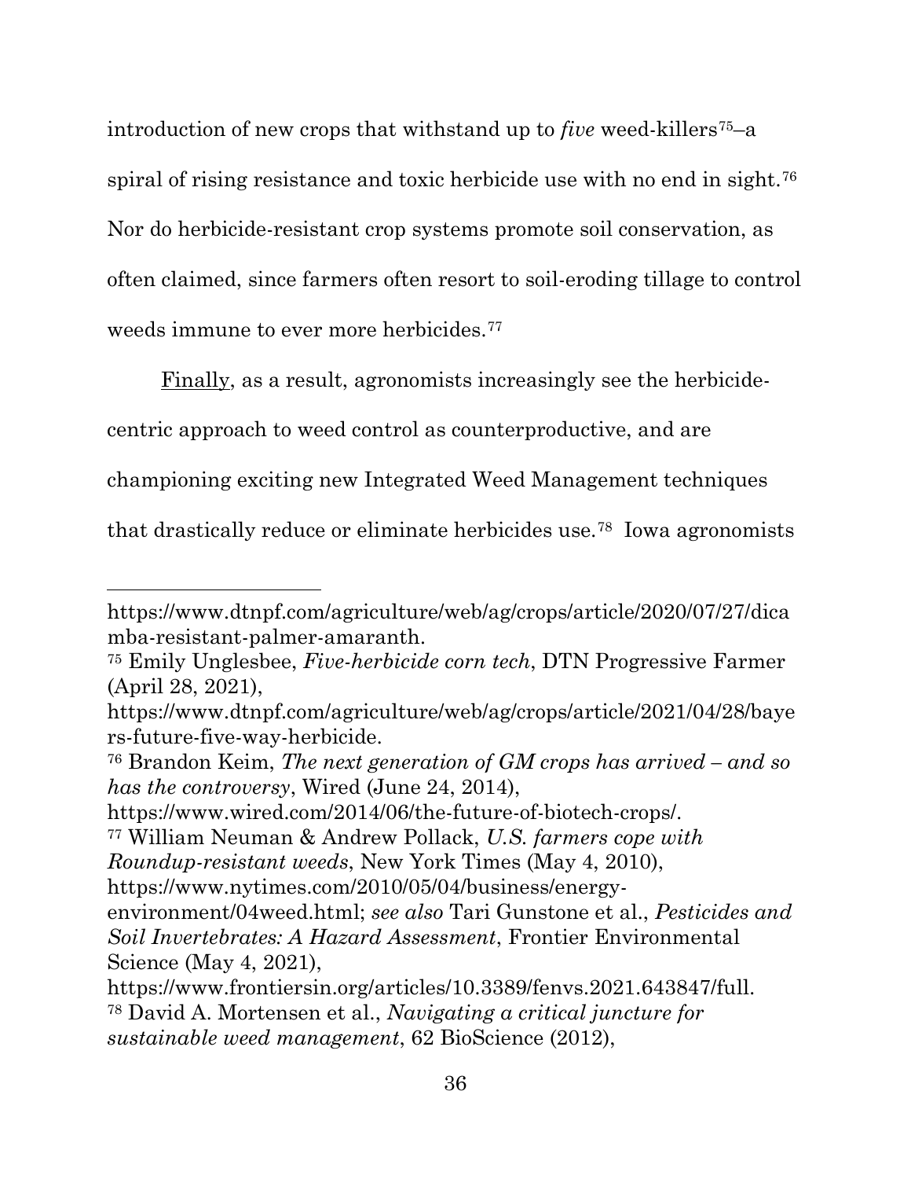introduction of new crops that withstand up to *five* weed-killers[75]–a spiral of rising resistance and toxic herbicide use with no end in sight.[76] Nor do herbicide-resistant crop systems promote soil conservation, as often claimed, since farmers often resort to soil-eroding tillage to control weeds immune to ever more herbicides.[77]

Finally, as a result, agronomists increasingly see the herbicide-centric approach to weed control as counterproductive, and are championing exciting new Integrated Weed Management techniques that drastically reduce or eliminate herbicides use.[78] Iowa agronomists

---

https://www.dtnpf.com/agriculture/web/ag/crops/article/2020/07/27/dicamba-resistant-palmer-amaranth.

[75] Emily Unglesbee, *Five-herbicide corn tech*, DTN Progressive Farmer (April 28, 2021), https://www.dtnpf.com/agriculture/web/ag/crops/article/2021/04/28/bayers-future-five-way-herbicide.

[76] Brandon Keim, *The next generation of GM crops has arrived – and so has the controversy*, Wired (June 24, 2014), https://www.wired.com/2014/06/the-future-of-biotech-crops/.

[77] William Neuman & Andrew Pollack, *U.S. farmers cope with Roundup-resistant weeds*, New York Times (May 4, 2010), https://www.nytimes.com/2010/05/04/business/energy-environment/04weed.html; *see also* Tari Gunstone et al., *Pesticides and Soil Invertebrates: A Hazard Assessment*, Frontier Environmental Science (May 4, 2021), https://www.frontiersin.org/articles/10.3389/fenvs.2021.643847/full.

[78] David A. Mortensen et al., *Navigating a critical juncture for sustainable weed management*, 62 BioScience (2012),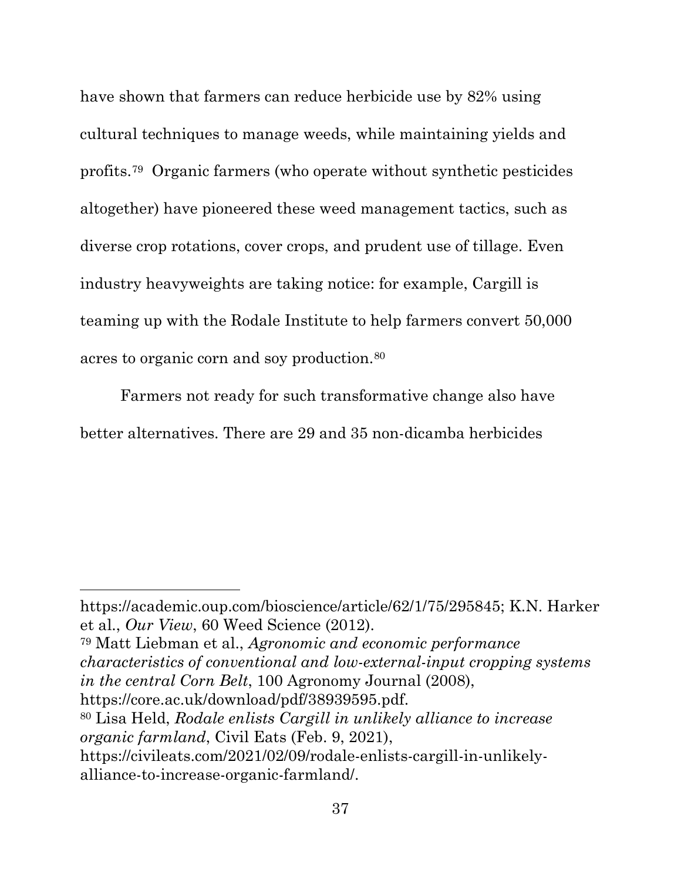have shown that farmers can reduce herbicide use by 82% using cultural techniques to manage weeds, while maintaining yields and profits.[79] Organic farmers (who operate without synthetic pesticides altogether) have pioneered these weed management tactics, such as diverse crop rotations, cover crops, and prudent use of tillage. Even industry heavyweights are taking notice: for example, Cargill is teaming up with the Rodale Institute to help farmers convert 50,000 acres to organic corn and soy production.[80]

Farmers not ready for such transformative change also have better alternatives. There are 29 and 35 non-dicamba herbicides

---

https://academic.oup.com/bioscience/article/62/1/75/295845; K.N. Harker et al., *Our View*, 60 Weed Science (2012).

[79] Matt Liebman et al., *Agronomic and economic performance characteristics of conventional and low-external-input cropping systems in the central Corn Belt*, 100 Agronomy Journal (2008), https://core.ac.uk/download/pdf/38939595.pdf.

[80] Lisa Held, *Rodale enlists Cargill in unlikely alliance to increase organic farmland*, Civil Eats (Feb. 9, 2021), https://civileats.com/2021/02/09/rodale-enlists-cargill-in-unlikely-alliance-to-increase-organic-farmland/.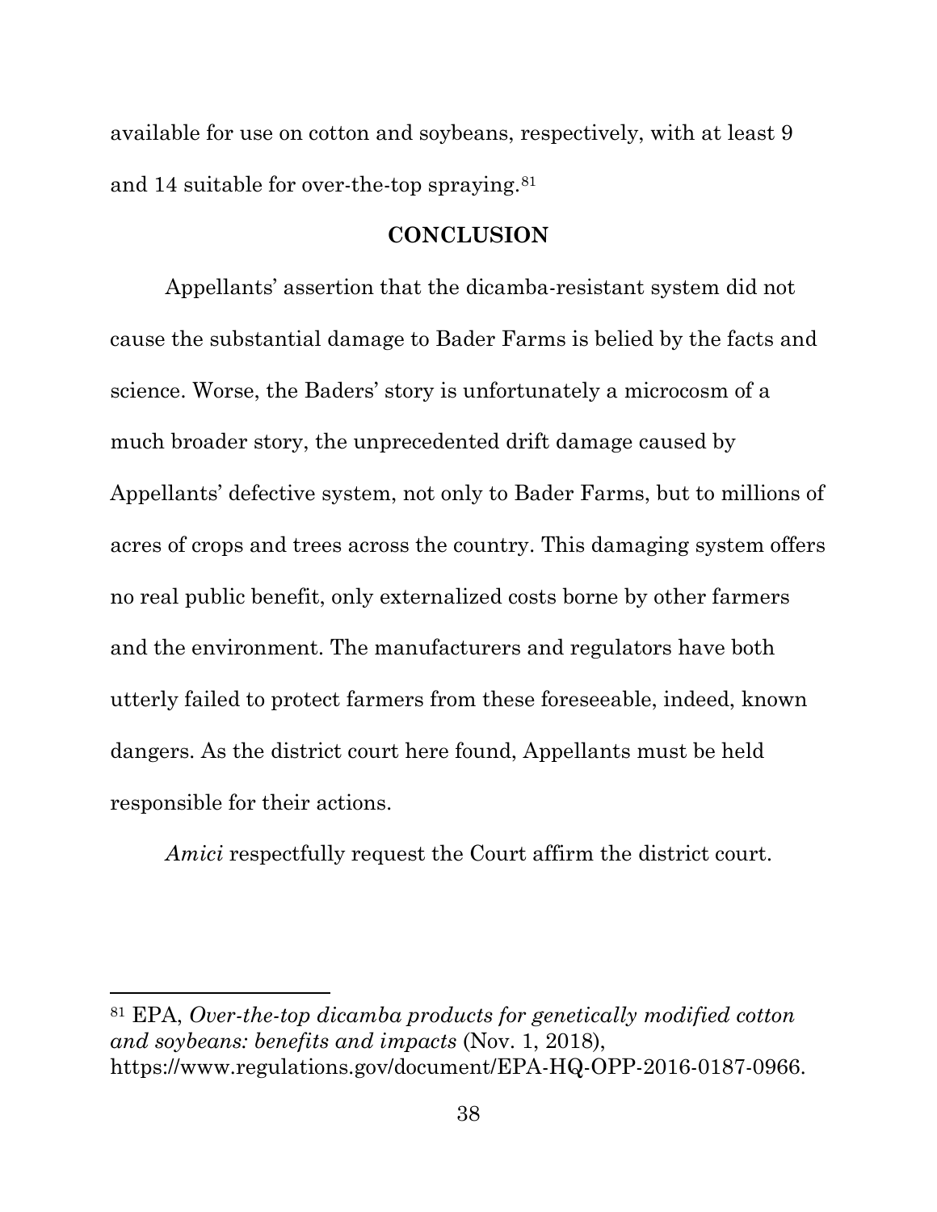available for use on cotton and soybeans, respectively, with at least 9 and 14 suitable for over-the-top spraying.[81]

## CONCLUSION

Appellants' assertion that the dicamba-resistant system did not cause the substantial damage to Bader Farms is belied by the facts and science. Worse, the Baders' story is unfortunately a microcosm of a much broader story, the unprecedented drift damage caused by Appellants' defective system, not only to Bader Farms, but to millions of acres of crops and trees across the country. This damaging system offers no real public benefit, only externalized costs borne by other farmers and the environment. The manufacturers and regulators have both utterly failed to protect farmers from these foreseeable, indeed, known dangers. As the district court here found, Appellants must be held responsible for their actions.

*Amici* respectfully request the Court affirm the district court.

---

[81] EPA, *Over-the-top dicamba products for genetically modified cotton and soybeans: benefits and impacts* (Nov. 1, 2018), https://www.regulations.gov/document/EPA-HQ-OPP-2016-0187-0966.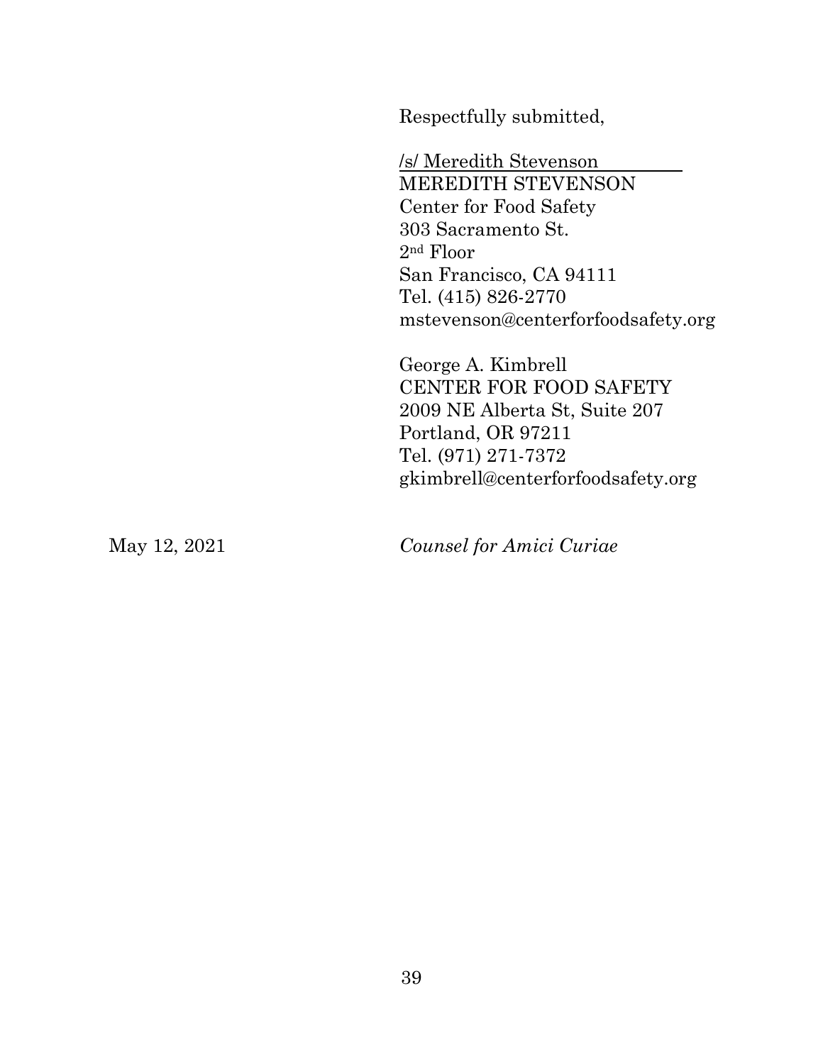Respectfully submitted,

/s/ Meredith Stevenson
MEREDITH STEVENSON
Center for Food Safety
303 Sacramento St.
2nd Floor
San Francisco, CA 94111
Tel. (415) 826-2770
mstevenson@centerforfoodsafety.org

George A. Kimbrell
CENTER FOR FOOD SAFETY
2009 NE Alberta St, Suite 207
Portland, OR 97211
Tel. (971) 271-7372
gkimbrell@centerforfoodsafety.org

May 12, 2021 *Counsel for Amici Curiae*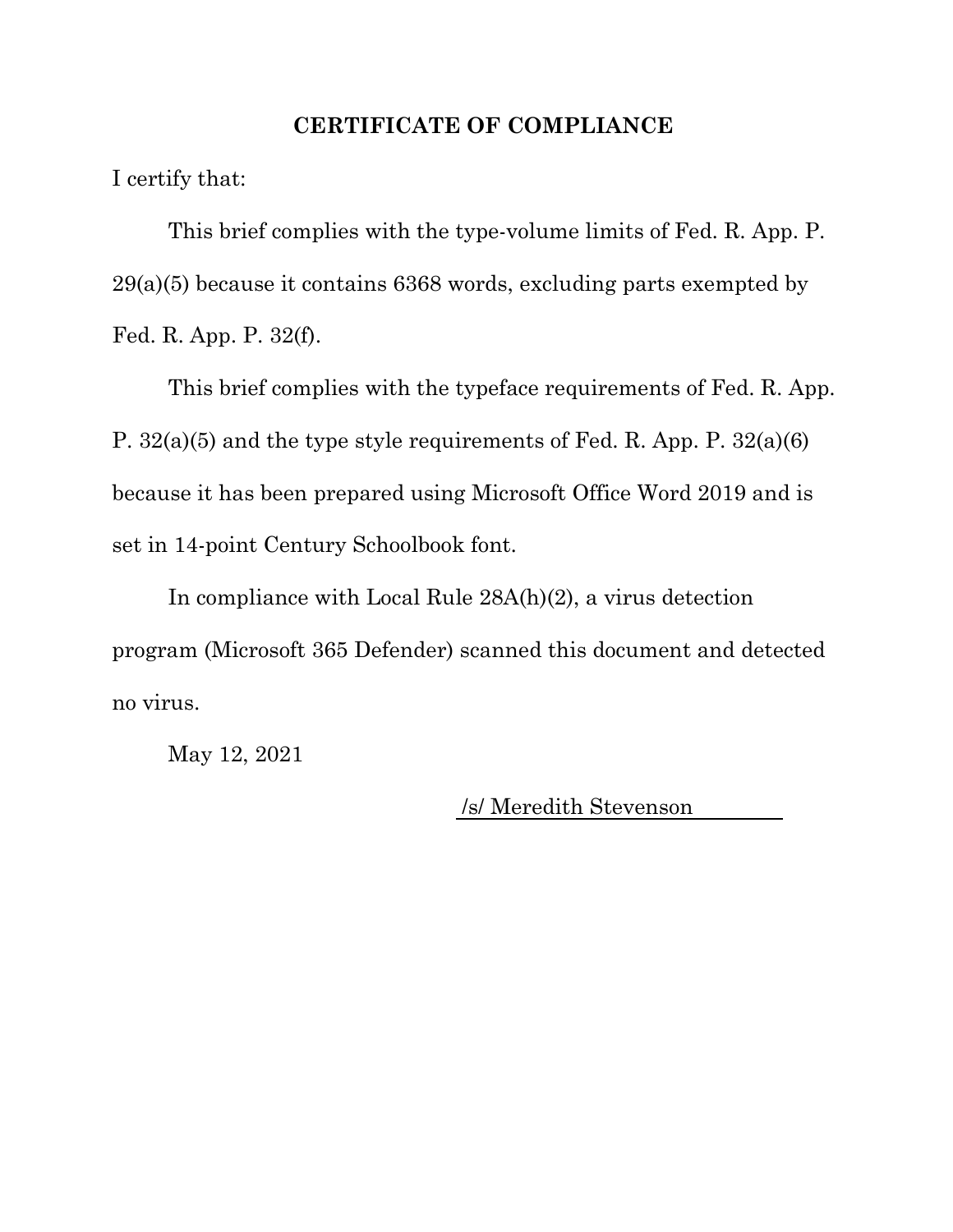## CERTIFICATE OF COMPLIANCE

I certify that:

This brief complies with the type-volume limits of Fed. R. App. P. 29(a)(5) because it contains 6368 words, excluding parts exempted by Fed. R. App. P. 32(f).

This brief complies with the typeface requirements of Fed. R. App. P. 32(a)(5) and the type style requirements of Fed. R. App. P. 32(a)(6) because it has been prepared using Microsoft Office Word 2019 and is set in 14-point Century Schoolbook font.

In compliance with Local Rule 28A(h)(2), a virus detection program (Microsoft 365 Defender) scanned this document and detected no virus.

May 12, 2021

/s/ Meredith Stevenson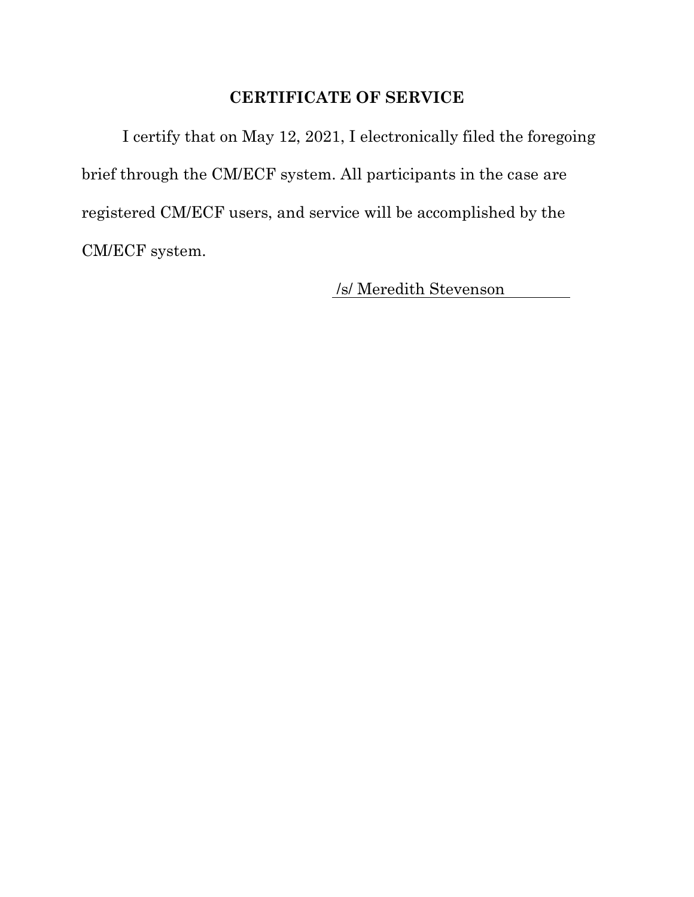## CERTIFICATE OF SERVICE

I certify that on May 12, 2021, I electronically filed the foregoing brief through the CM/ECF system. All participants in the case are registered CM/ECF users, and service will be accomplished by the CM/ECF system.

/s/ Meredith Stevenson